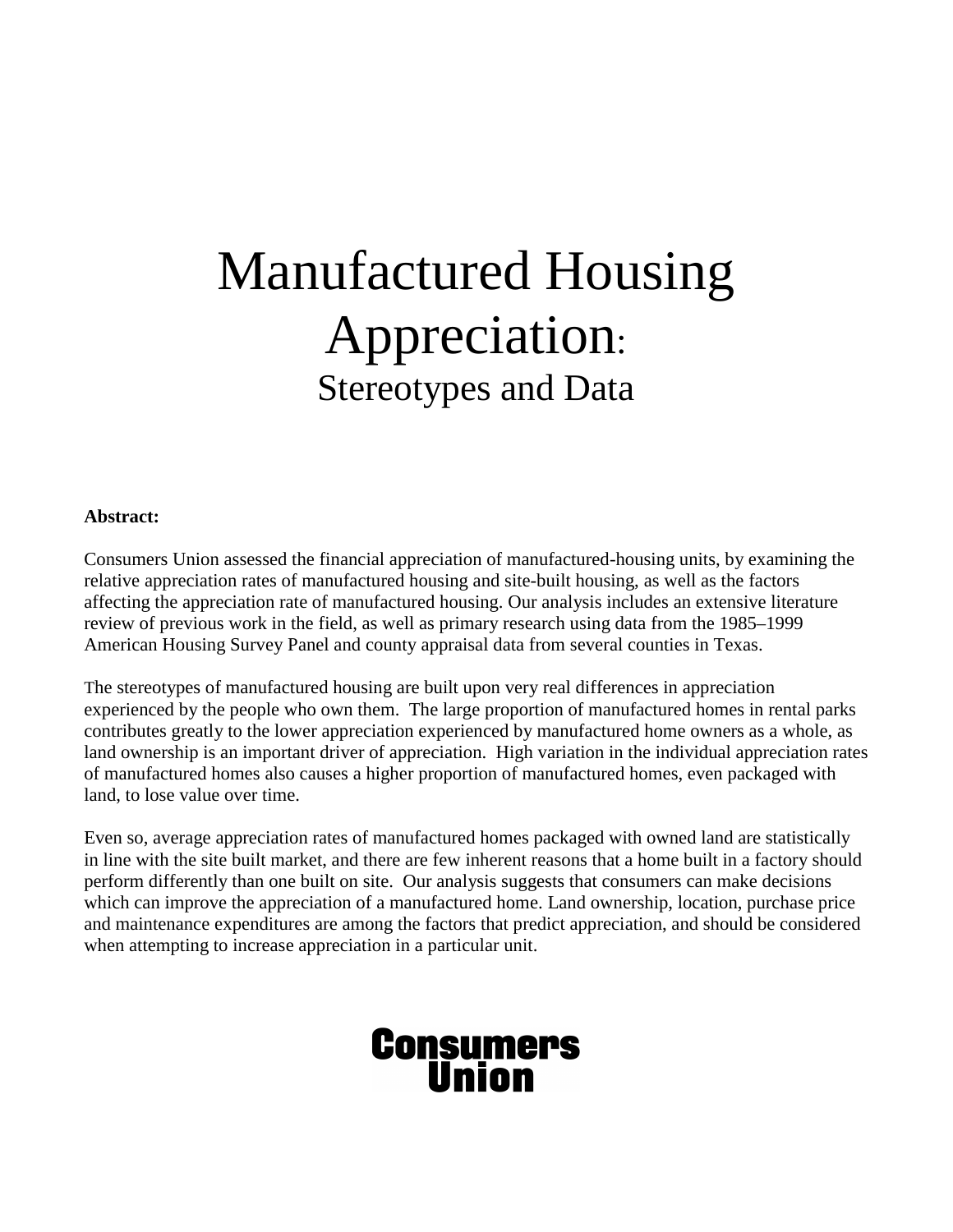# Manufactured Housing Appreciation: Stereotypes and Data

**Abstract:**

Consumers Union assessed the financial appreciation of manufactured-housing units, by examining the relative appreciation rates of manufactured housing and site-built housing, as well as the factors affecting the appreciation rate of manufactured housing. Our analysis includes an extensive literature review of previous work in the field, as well as primary research using data from the 1985–1999 American Housing Survey Panel and county appraisal data from several counties in Texas.

The stereotypes of manufactured housing are built upon very real differences in appreciation experienced by the people who own them. The large proportion of manufactured homes in rental parks contributes greatly to the lower appreciation experienced by manufactured home owners as a whole, as land ownership is an important driver of appreciation. High variation in the individual appreciation rates of manufactured homes also causes a higher proportion of manufactured homes, even packaged with land, to lose value over time.

Even so, average appreciation rates of manufactured homes packaged with owned land are statistically in line with the site built market, and there are few inherent reasons that a home built in a factory should perform differently than one built on site. Our analysis suggests that consumers can make decisions which can improve the appreciation of a manufactured home. Land ownership, location, purchase price and maintenance expenditures are among the factors that predict appreciation, and should be considered when attempting to increase appreciation in a particular unit.

Consumers Union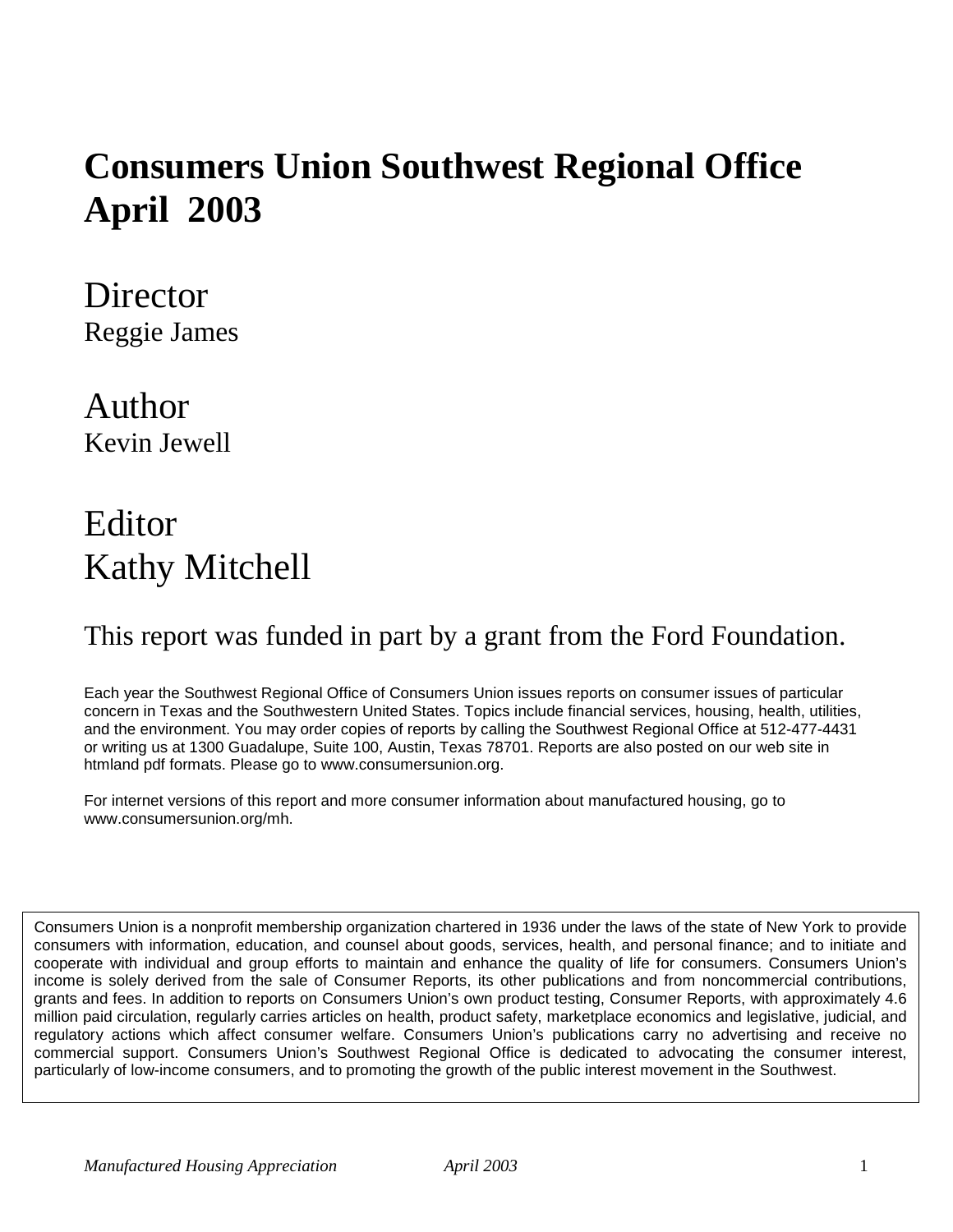# Consumers Union Southwest Regional Office April 2003

## Director

Reggie James

## Author

Kevin Jewell

## Editor

## Kathy Mitchell

This report was funded in part by a grant from the Ford Foundation.

Each year the Southwest Regional Office of Consumers Union issues reports on consumer issues of particular concern in Texas and the Southwestern United States. Topics include financial services, housing, health, utilities, and the environment. You may order copies of reports by calling the Southwest Regional Office at 512-477-4431 or writing us at 1300 Guadalupe, Suite 100, Austin, Texas 78701. Reports are also posted on our web site in htmland pdf formats. Please go to www.consumersunion.org.

For internet versions of this report and more consumer information about manufactured housing, go to www.consumersunion.org/mh.

Consumers Union is a nonprofit membership organization chartered in 1936 under the laws of the state of New York to provide consumers with information, education, and counsel about goods, services, health, and personal finance; and to initiate and cooperate with individual and group efforts to maintain and enhance the quality of life for consumers. Consumers Union's income is solely derived from the sale of Consumer Reports, its other publications and from noncommercial contributions, grants and fees. In addition to reports on Consumers Union's own product testing, Consumer Reports, with approximately 4.6 million paid circulation, regularly carries articles on health, product safety, marketplace economics and legislative, judicial, and regulatory actions which affect consumer welfare. Consumers Union's publications carry no advertising and receive no commercial support. Consumers Union's Southwest Regional Office is dedicated to advocating the consumer interest, particularly of low-income consumers, and to promoting the growth of the public interest movement in the Southwest.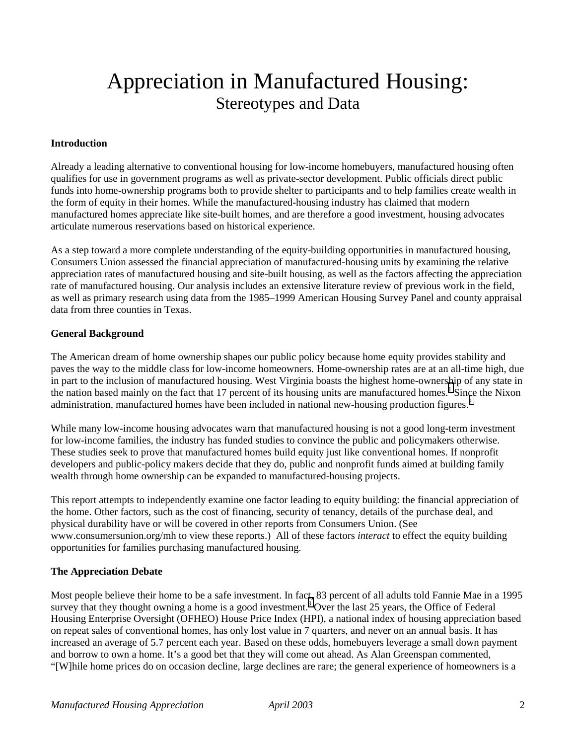# Appreciation in Manufactured Housing:

## Stereotypes and Data

### Introduction

Already a leading alternative to conventional housing for low-income homebuyers, manufactured housing often qualifies for use in government programs as well as private-sector development. Public officials direct public funds into home-ownership programs both to provide shelter to participants and to help families create wealth in the form of equity in their homes. While the manufactured-housing industry has claimed that modern manufactured homes appreciate like site-built homes, and are therefore a good investment, housing advocates articulate numerous reservations based on historical experience.

As a step toward a more complete understanding of the equity-building opportunities in manufactured housing, Consumers Union assessed the financial appreciation of manufactured-housing units by examining the relative appreciation rates of manufactured housing and site-built housing, as well as the factors affecting the appreciation rate of manufactured housing. Our analysis includes an extensive literature review of previous work in the field, as well as primary research using data from the 1985–1999 American Housing Survey Panel and county appraisal data from three counties in Texas.

### General Background

The American dream of home ownership shapes our public policy because home equity provides stability and paves the way to the middle class for low-income homeowners. Home-ownership rates are at an all-time high, due in part to the inclusion of manufactured housing. West Virginia boasts the highest home-ownership of any state in the nation based mainly on the fact that 17 percent of its housing units are manufactured homes.[1] Since the Nixon administration, manufactured homes have been included in national new-housing production figures.[2]

While many low-income housing advocates warn that manufactured housing is not a good long-term investment for low-income families, the industry has funded studies to convince the public and policymakers otherwise. These studies seek to prove that manufactured homes build equity just like conventional homes. If nonprofit developers and public-policy makers decide that they do, public and nonprofit funds aimed at building family wealth through home ownership can be expanded to manufactured-housing projects.

This report attempts to independently examine one factor leading to equity building: the financial appreciation of the home. Other factors, such as the cost of financing, security of tenancy, details of the purchase deal, and physical durability have or will be covered in other reports from Consumers Union. (See www.consumersunion.org/mh to view these reports.) All of these factors *interact* to effect the equity building opportunities for families purchasing manufactured housing.

### The Appreciation Debate

Most people believe their home to be a safe investment. In fact, 83 percent of all adults told Fannie Mae in a 1995 survey that they thought owning a home is a good investment.[3] Over the last 25 years, the Office of Federal Housing Enterprise Oversight (OFHEO) House Price Index (HPI), a national index of housing appreciation based on repeat sales of conventional homes, has only lost value in 7 quarters, and never on an annual basis. It has increased an average of 5.7 percent each year. Based on these odds, homebuyers leverage a small down payment and borrow to own a home. It's a good bet that they will come out ahead. As Alan Greenspan commented, "[W]hile home prices do on occasion decline, large declines are rare; the general experience of homeowners is a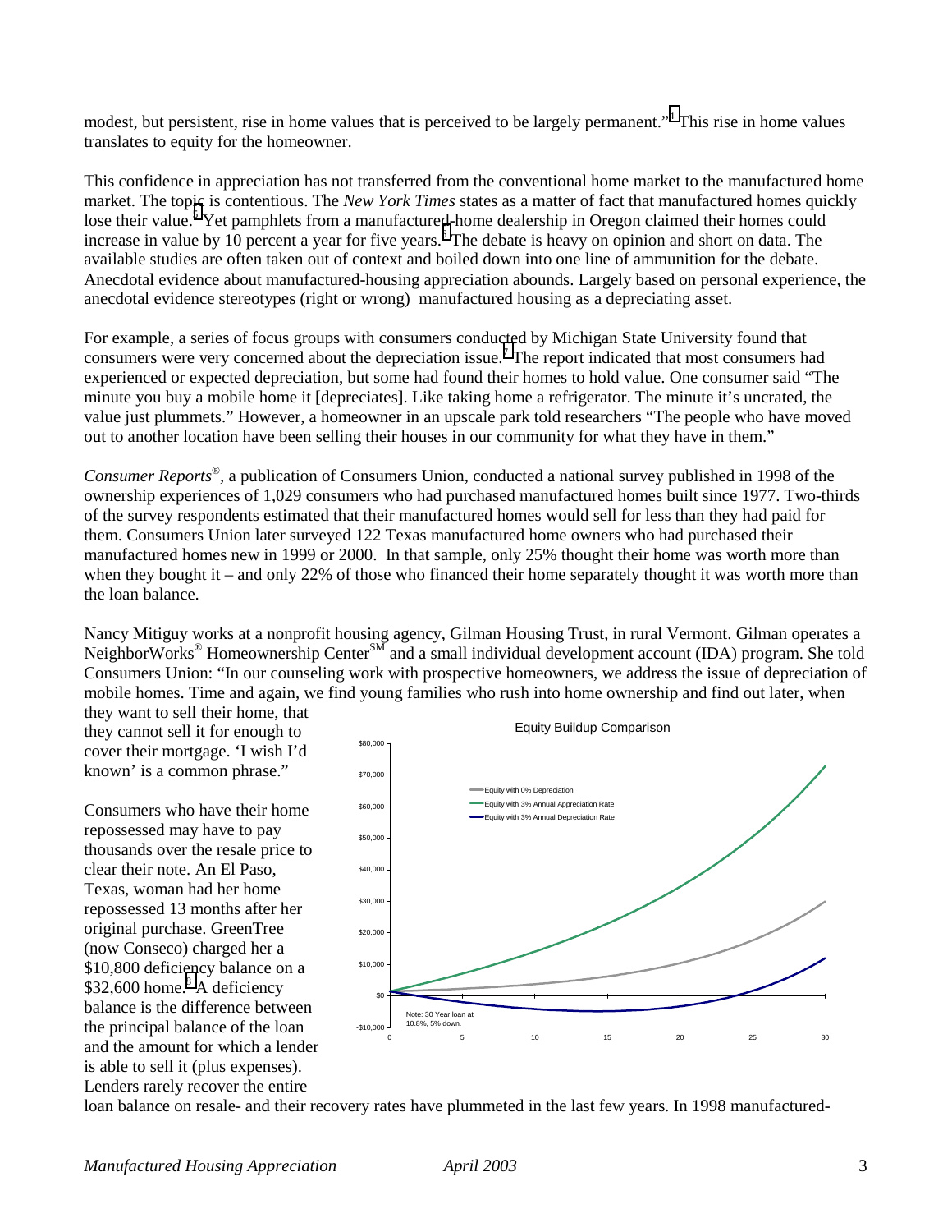modest, but persistent, rise in home values that is perceived to be largely permanent."[4] This rise in home values translates to equity for the homeowner.

This confidence in appreciation has not transferred from the conventional home market to the manufactured home market. The topic is contentious. The *New York Times* states as a matter of fact that manufactured homes quickly lose their value.[5] Yet pamphlets from a manufactured-home dealership in Oregon claimed their homes could increase in value by 10 percent a year for five years.[6] The debate is heavy on opinion and short on data. The available studies are often taken out of context and boiled down into one line of ammunition for the debate. Anecdotal evidence about manufactured-housing appreciation abounds. Largely based on personal experience, the anecdotal evidence stereotypes (right or wrong) manufactured housing as a depreciating asset.

For example, a series of focus groups with consumers conducted by Michigan State University found that consumers were very concerned about the depreciation issue.[7] The report indicated that most consumers had experienced or expected depreciation, but some had found their homes to hold value. One consumer said "The minute you buy a mobile home it [depreciates]. Like taking home a refrigerator. The minute it's uncrated, the value just plummets." However, a homeowner in an upscale park told researchers "The people who have moved out to another location have been selling their houses in our community for what they have in them."

*Consumer Reports*®, a publication of Consumers Union, conducted a national survey published in 1998 of the ownership experiences of 1,029 consumers who had purchased manufactured homes built since 1977. Two-thirds of the survey respondents estimated that their manufactured homes would sell for less than they had paid for them. Consumers Union later surveyed 122 Texas manufactured home owners who had purchased their manufactured homes new in 1999 or 2000. In that sample, only 25% thought their home was worth more than when they bought it – and only 22% of those who financed their home separately thought it was worth more than the loan balance.

Nancy Mitiguy works at a nonprofit housing agency, Gilman Housing Trust, in rural Vermont. Gilman operates a NeighborWorks® Homeownership Center℠ and a small individual development account (IDA) program. She told Consumers Union: "In our counseling work with prospective homeowners, we address the issue of depreciation of mobile homes. Time and again, we find young families who rush into home ownership and find out later, when they want to sell their home, that they cannot sell it for enough to cover their mortgage. 'I wish I'd known' is a common phrase."

Equity Buildup Comparison

- Equity with 0% Depreciation
- Equity with 3% Annual Appreciation Rate
- Equity with 3% Annual Depreciation Rate

Note: 30 Year loan at 10.8%, 5% down.

Consumers who have their home repossessed may have to pay thousands over the resale price to clear their note. An El Paso, Texas, woman had her home repossessed 13 months after her original purchase. GreenTree (now Conseco) charged her a $10,800 deficiency balance on a $32,600 home.[8] A deficiency balance is the difference between the principal balance of the loan and the amount for which a lender is able to sell it (plus expenses). Lenders rarely recover the entire loan balance on resale- and their recovery rates have plummeted in the last few years. In 1998 manufactured-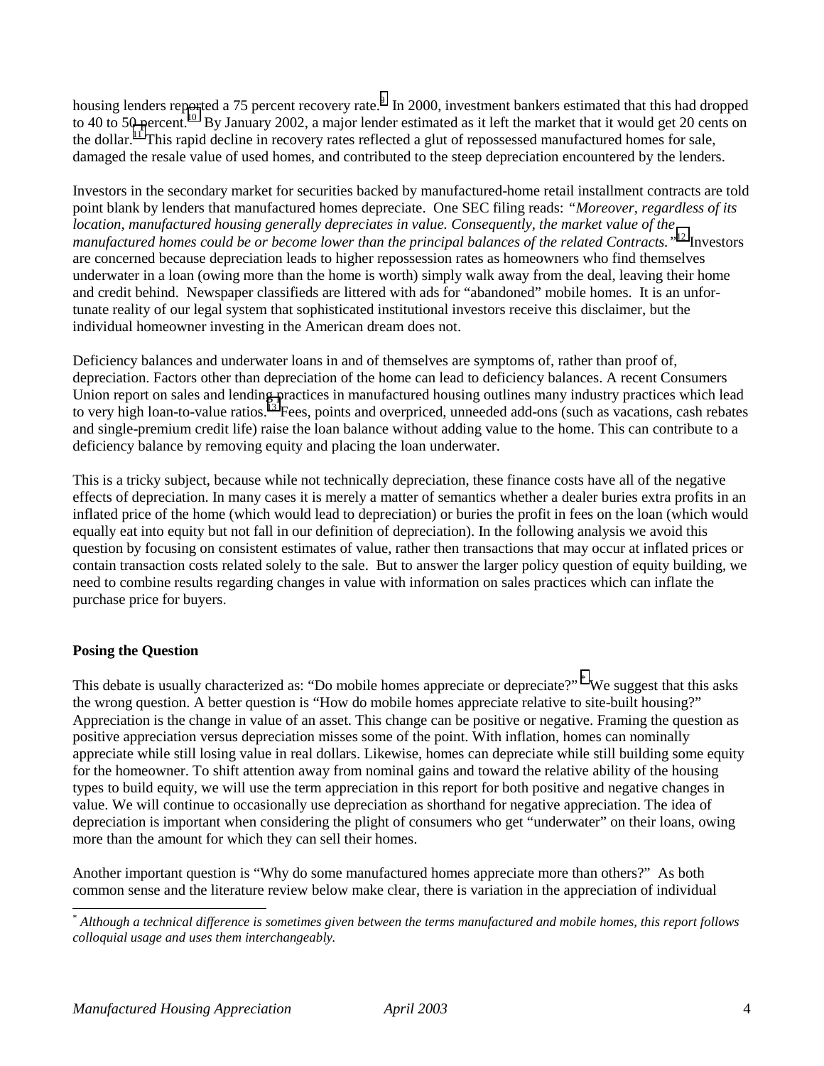housing lenders reported a 75 percent recovery rate.[9] In 2000, investment bankers estimated that this had dropped to 40 to 50 percent.[10] By January 2002, a major lender estimated as it left the market that it would get 20 cents on the dollar.[11] This rapid decline in recovery rates reflected a glut of repossessed manufactured homes for sale, damaged the resale value of used homes, and contributed to the steep depreciation encountered by the lenders.

Investors in the secondary market for securities backed by manufactured-home retail installment contracts are told point blank by lenders that manufactured homes depreciate. One SEC filing reads: *"Moreover, regardless of its location, manufactured housing generally depreciates in value. Consequently, the market value of the manufactured homes could be or become lower than the principal balances of the related Contracts."*[12] Investors are concerned because depreciation leads to higher repossession rates as homeowners who find themselves underwater in a loan (owing more than the home is worth) simply walk away from the deal, leaving their home and credit behind. Newspaper classifieds are littered with ads for "abandoned" mobile homes. It is an unfortunate reality of our legal system that sophisticated institutional investors receive this disclaimer, but the individual homeowner investing in the American dream does not.

Deficiency balances and underwater loans in and of themselves are symptoms of, rather than proof of, depreciation. Factors other than depreciation of the home can lead to deficiency balances. A recent Consumers Union report on sales and lending practices in manufactured housing outlines many industry practices which lead to very high loan-to-value ratios.[13] Fees, points and overpriced, unneeded add-ons (such as vacations, cash rebates and single-premium credit life) raise the loan balance without adding value to the home. This can contribute to a deficiency balance by removing equity and placing the loan underwater.

This is a tricky subject, because while not technically depreciation, these finance costs have all of the negative effects of depreciation. In many cases it is merely a matter of semantics whether a dealer buries extra profits in an inflated price of the home (which would lead to depreciation) or buries the profit in fees on the loan (which would equally eat into equity but not fall in our definition of depreciation). In the following analysis we avoid this question by focusing on consistent estimates of value, rather then transactions that may occur at inflated prices or contain transaction costs related solely to the sale. But to answer the larger policy question of equity building, we need to combine results regarding changes in value with information on sales practices which can inflate the purchase price for buyers.

**Posing the Question**

This debate is usually characterized as: "Do mobile homes appreciate or depreciate?"[*] We suggest that this asks the wrong question. A better question is "How do mobile homes appreciate relative to site-built housing?" Appreciation is the change in value of an asset. This change can be positive or negative. Framing the question as positive appreciation versus depreciation misses some of the point. With inflation, homes can nominally appreciate while still losing value in real dollars. Likewise, homes can depreciate while still building some equity for the homeowner. To shift attention away from nominal gains and toward the relative ability of the housing types to build equity, we will use the term appreciation in this report for both positive and negative changes in value. We will continue to occasionally use depreciation as shorthand for negative appreciation. The idea of depreciation is important when considering the plight of consumers who get "underwater" on their loans, owing more than the amount for which they can sell their homes.

Another important question is "Why do some manufactured homes appreciate more than others?" As both common sense and the literature review below make clear, there is variation in the appreciation of individual

---

[*] *Although a technical difference is sometimes given between the terms manufactured and mobile homes, this report follows colloquial usage and uses them interchangeably.*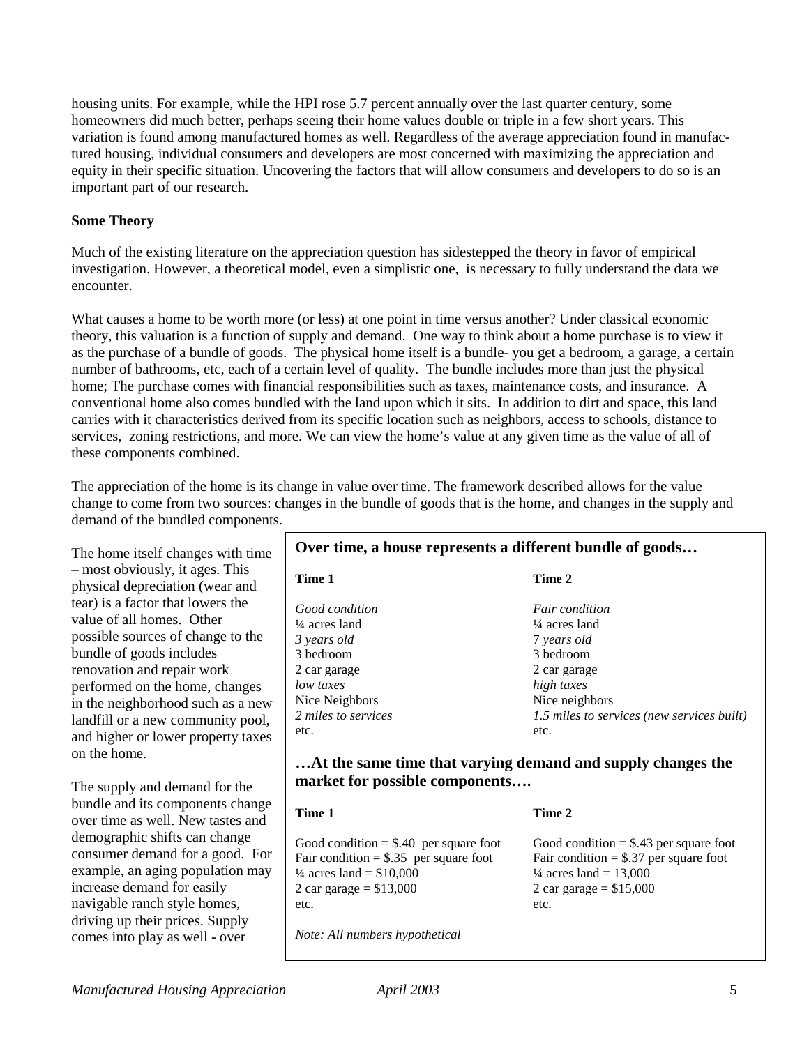housing units. For example, while the HPI rose 5.7 percent annually over the last quarter century, some homeowners did much better, perhaps seeing their home values double or triple in a few short years. This variation is found among manufactured homes as well. Regardless of the average appreciation found in manufactured housing, individual consumers and developers are most concerned with maximizing the appreciation and equity in their specific situation. Uncovering the factors that will allow consumers and developers to do so is an important part of our research.

**Some Theory**

Much of the existing literature on the appreciation question has sidestepped the theory in favor of empirical investigation. However, a theoretical model, even a simplistic one, is necessary to fully understand the data we encounter.

What causes a home to be worth more (or less) at one point in time versus another? Under classical economic theory, this valuation is a function of supply and demand. One way to think about a home purchase is to view it as the purchase of a bundle of goods. The physical home itself is a bundle- you get a bedroom, a garage, a certain number of bathrooms, etc, each of a certain level of quality. The bundle includes more than just the physical home; The purchase comes with financial responsibilities such as taxes, maintenance costs, and insurance. A conventional home also comes bundled with the land upon which it sits. In addition to dirt and space, this land carries with it characteristics derived from its specific location such as neighbors, access to schools, distance to services, zoning restrictions, and more. We can view the home's value at any given time as the value of all of these components combined.

The appreciation of the home is its change in value over time. The framework described allows for the value change to come from two sources: changes in the bundle of goods that is the home, and changes in the supply and demand of the bundled components.

The home itself changes with time – most obviously, it ages. This physical depreciation (wear and tear) is a factor that lowers the value of all homes. Other possible sources of change to the bundle of goods includes renovation and repair work performed on the home, changes in the neighborhood such as a new landfill or a new community pool, and higher or lower property taxes on the home.

The supply and demand for the bundle and its components change over time as well. New tastes and demographic shifts can change consumer demand for a good. For example, an aging population may increase demand for easily navigable ranch style homes, driving up their prices. Supply comes into play as well - over

**Over time, a house represents a different bundle of goods…**

| Time 1 | Time 2 |
|---|---|
| *Good condition* | *Fair condition* |
| ¼ acres land | ¼ acres land |
| *3 years old* | *7 years old* |
| 3 bedroom | 3 bedroom |
| 2 car garage | 2 car garage |
| *low taxes* | *high taxes* |
| Nice Neighbors | Nice neighbors |
| *2 miles to services* | *1.5 miles to services (new services built)* |
| etc. | etc. |

**…At the same time that varying demand and supply changes the market for possible components….**

| Time 1 | Time 2 |
|---|---|
| Good condition = $.40 per square foot | Good condition = $.43 per square foot |
| Fair condition = $.35 per square foot | Fair condition = $.37 per square foot |
| ¼ acres land = $10,000 | ¼ acres land = 13,000 |
| 2 car garage = $13,000 | 2 car garage = $15,000 |
| etc. | etc. |

*Note: All numbers hypothetical*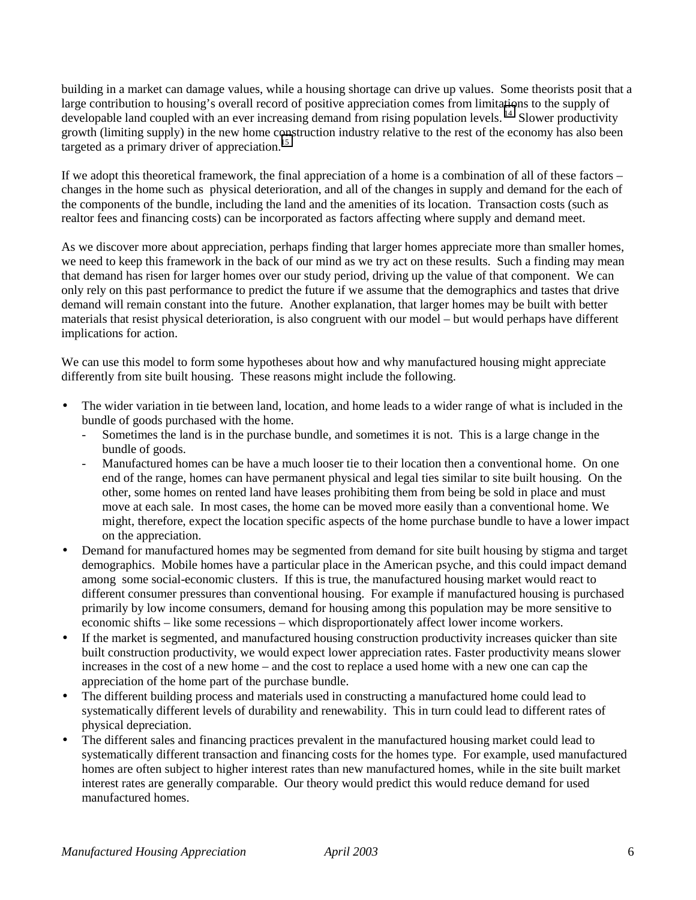building in a market can damage values, while a housing shortage can drive up values. Some theorists posit that a large contribution to housing's overall record of positive appreciation comes from limitations to the supply of developable land coupled with an ever increasing demand from rising population levels.[14] Slower productivity growth (limiting supply) in the new home construction industry relative to the rest of the economy has also been targeted as a primary driver of appreciation.[15]

If we adopt this theoretical framework, the final appreciation of a home is a combination of all of these factors – changes in the home such as physical deterioration, and all of the changes in supply and demand for the each of the components of the bundle, including the land and the amenities of its location. Transaction costs (such as realtor fees and financing costs) can be incorporated as factors affecting where supply and demand meet.

As we discover more about appreciation, perhaps finding that larger homes appreciate more than smaller homes, we need to keep this framework in the back of our mind as we try act on these results. Such a finding may mean that demand has risen for larger homes over our study period, driving up the value of that component. We can only rely on this past performance to predict the future if we assume that the demographics and tastes that drive demand will remain constant into the future. Another explanation, that larger homes may be built with better materials that resist physical deterioration, is also congruent with our model – but would perhaps have different implications for action.

We can use this model to form some hypotheses about how and why manufactured housing might appreciate differently from site built housing. These reasons might include the following.

- The wider variation in tie between land, location, and home leads to a wider range of what is included in the bundle of goods purchased with the home.
  - Sometimes the land is in the purchase bundle, and sometimes it is not. This is a large change in the bundle of goods.
  - Manufactured homes can be have a much looser tie to their location then a conventional home. On one end of the range, homes can have permanent physical and legal ties similar to site built housing. On the other, some homes on rented land have leases prohibiting them from being be sold in place and must move at each sale. In most cases, the home can be moved more easily than a conventional home. We might, therefore, expect the location specific aspects of the home purchase bundle to have a lower impact on the appreciation.
- Demand for manufactured homes may be segmented from demand for site built housing by stigma and target demographics. Mobile homes have a particular place in the American psyche, and this could impact demand among some social-economic clusters. If this is true, the manufactured housing market would react to different consumer pressures than conventional housing. For example if manufactured housing is purchased primarily by low income consumers, demand for housing among this population may be more sensitive to economic shifts – like some recessions – which disproportionately affect lower income workers.
- If the market is segmented, and manufactured housing construction productivity increases quicker than site built construction productivity, we would expect lower appreciation rates. Faster productivity means slower increases in the cost of a new home – and the cost to replace a used home with a new one can cap the appreciation of the home part of the purchase bundle.
- The different building process and materials used in constructing a manufactured home could lead to systematically different levels of durability and renewability. This in turn could lead to different rates of physical depreciation.
- The different sales and financing practices prevalent in the manufactured housing market could lead to systematically different transaction and financing costs for the homes type. For example, used manufactured homes are often subject to higher interest rates than new manufactured homes, while in the site built market interest rates are generally comparable. Our theory would predict this would reduce demand for used manufactured homes.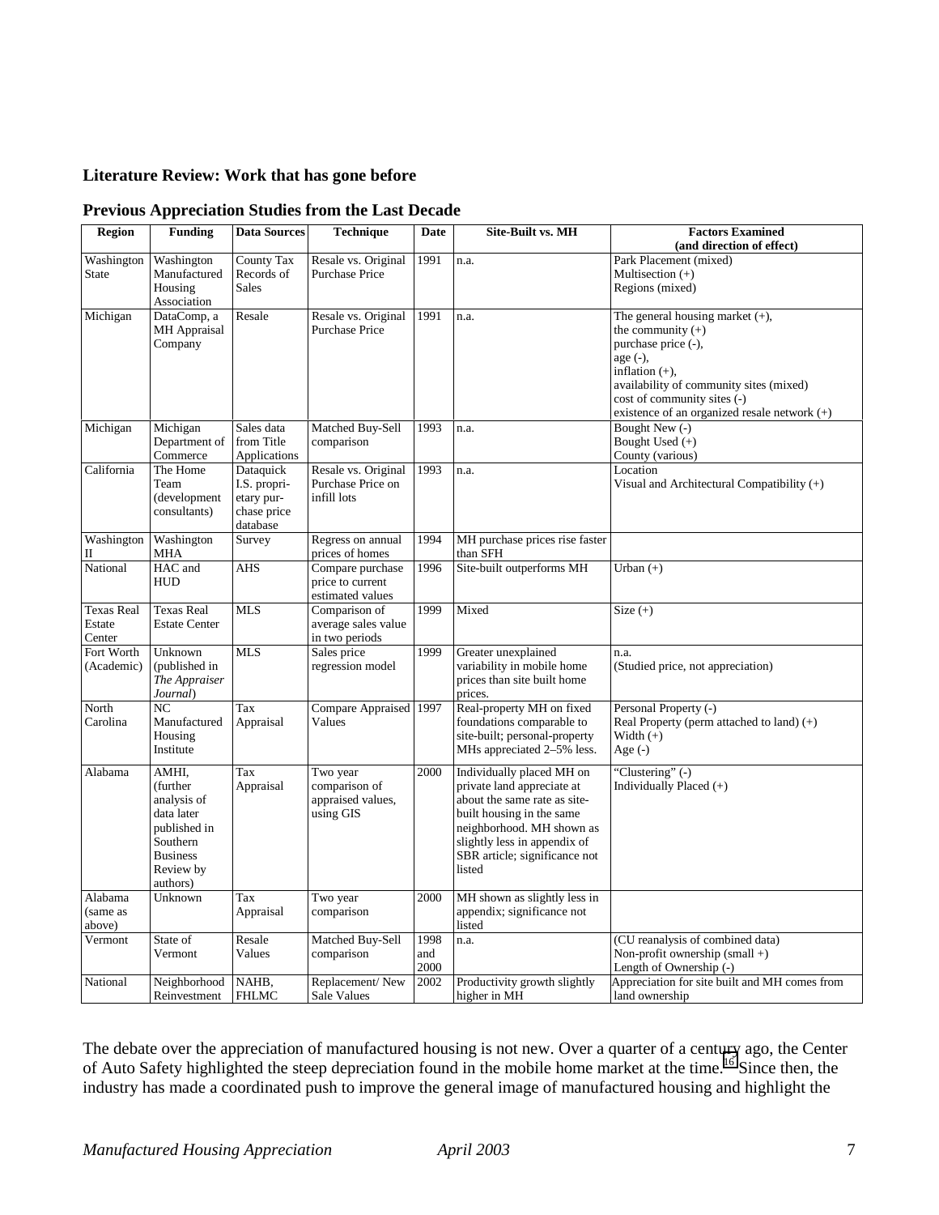**Literature Review: Work that has gone before**

**Previous Appreciation Studies from the Last Decade**

| Region | Funding | Data Sources | Technique | Date | Site-Built vs. MH | Factors Examined (and direction of effect) |
|---|---|---|---|---|---|---|
| Washington State | Washington Manufactured Housing Association | County Tax Records of Sales | Resale vs. Original Purchase Price | 1991 | n.a. | Park Placement (mixed)<br>Multisection (+)<br>Regions (mixed) |
| Michigan | DataComp, a MH Appraisal Company | Resale | Resale vs. Original Purchase Price | 1991 | n.a. | The general housing market (+),<br>the community (+)<br>purchase price (-),<br>age (-),<br>inflation (+),<br>availability of community sites (mixed)<br>cost of community sites (-)<br>existence of an organized resale network (+) |
| Michigan | Michigan Department of Commerce | Sales data from Title Applications | Matched Buy-Sell comparison | 1993 | n.a. | Bought New (-)<br>Bought Used (+)<br>County (various) |
| California | The Home Team (development consultants) | Dataquick I.S. proprietary purchase price database | Resale vs. Original Purchase Price on infill lots | 1993 | n.a. | Location<br>Visual and Architectural Compatibility (+) |
| Washington II | Washington MHA | Survey | Regress on annual prices of homes | 1994 | MH purchase prices rise faster than SFH | |
| National | HAC and HUD | AHS | Compare purchase price to current estimated values | 1996 | Site-built outperforms MH | Urban (+) |
| Texas Real Estate Center | Texas Real Estate Center | MLS | Comparison of average sales value in two periods | 1999 | Mixed | Size (+) |
| Fort Worth (Academic) | Unknown (published in *The Appraiser Journal*) | MLS | Sales price regression model | 1999 | Greater unexplained variability in mobile home prices than site built home prices. | n.a.<br>(Studied price, not appreciation) |
| North Carolina | NC Manufactured Housing Institute | Tax Appraisal | Compare Appraised Values | 1997 | Real-property MH on fixed foundations comparable to site-built; personal-property MHs appreciated 2–5% less. | Personal Property (-)<br>Real Property (perm attached to land) (+)<br>Width (+)<br>Age (-) |
| Alabama | AMHI, (further analysis of data later published in Southern Business Review by authors) | Tax Appraisal | Two year comparison of appraised values, using GIS | 2000 | Individually placed MH on private land appreciate at about the same rate as site-built housing in the same neighborhood. MH shown as slightly less in appendix of SBR article; significance not listed | "Clustering" (-)<br>Individually Placed (+) |
| Alabama (same as above) | Unknown | Tax Appraisal | Two year comparison | 2000 | MH shown as slightly less in appendix; significance not listed | |
| Vermont | State of Vermont | Resale Values | Matched Buy-Sell comparison | 1998 and 2000 | n.a. | (CU reanalysis of combined data)<br>Non-profit ownership (small +)<br>Length of Ownership (-) |
| National | Neighborhood Reinvestment | NAHB, FHLMC | Replacement/ New Sale Values | 2002 | Productivity growth slightly higher in MH | Appreciation for site built and MH comes from land ownership |

The debate over the appreciation of manufactured housing is not new. Over a quarter of a century ago, the Center of Auto Safety highlighted the steep depreciation found in the mobile home market at the time.[16] Since then, the industry has made a coordinated push to improve the general image of manufactured housing and highlight the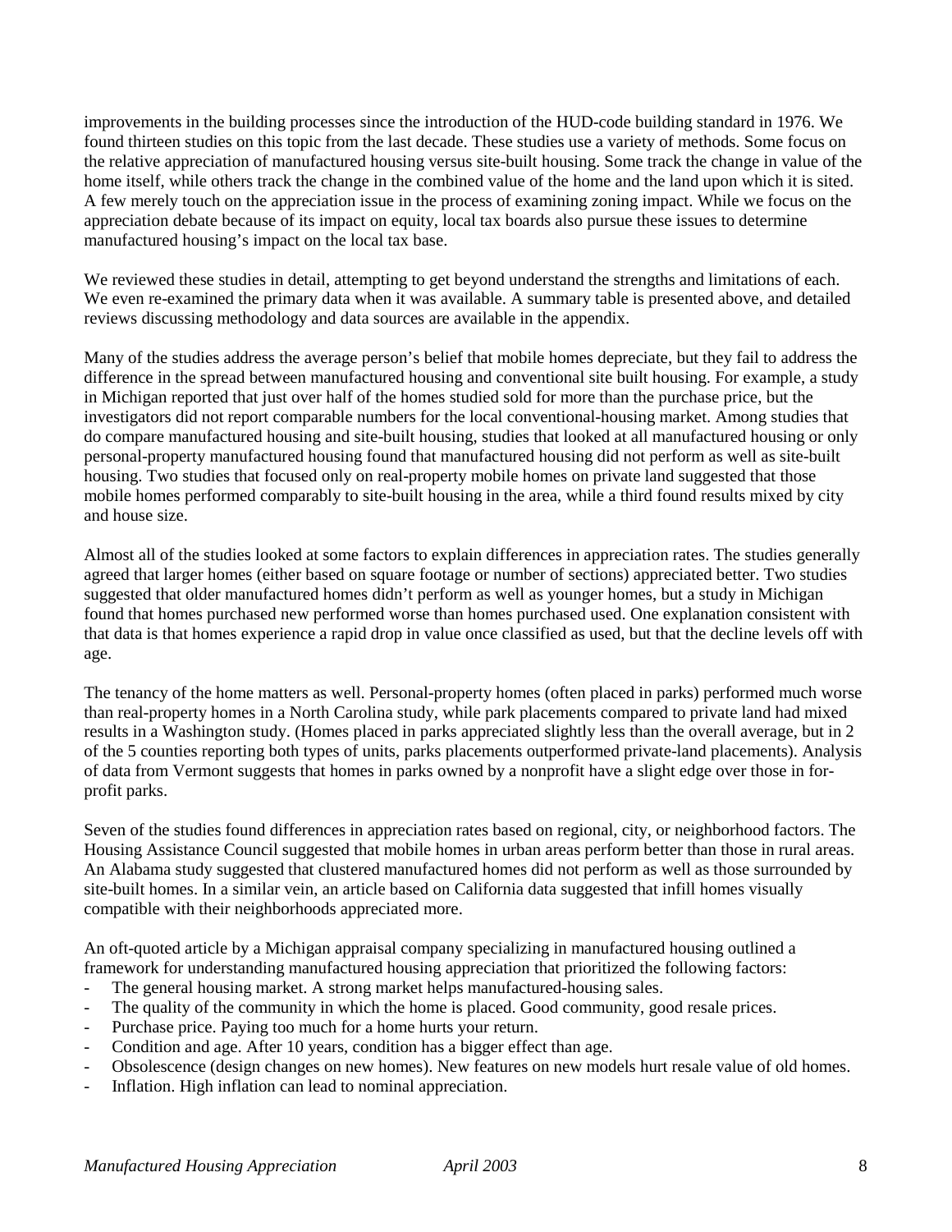improvements in the building processes since the introduction of the HUD-code building standard in 1976. We found thirteen studies on this topic from the last decade. These studies use a variety of methods. Some focus on the relative appreciation of manufactured housing versus site-built housing. Some track the change in value of the home itself, while others track the change in the combined value of the home and the land upon which it is sited. A few merely touch on the appreciation issue in the process of examining zoning impact. While we focus on the appreciation debate because of its impact on equity, local tax boards also pursue these issues to determine manufactured housing's impact on the local tax base.

We reviewed these studies in detail, attempting to get beyond understand the strengths and limitations of each. We even re-examined the primary data when it was available. A summary table is presented above, and detailed reviews discussing methodology and data sources are available in the appendix.

Many of the studies address the average person's belief that mobile homes depreciate, but they fail to address the difference in the spread between manufactured housing and conventional site built housing. For example, a study in Michigan reported that just over half of the homes studied sold for more than the purchase price, but the investigators did not report comparable numbers for the local conventional-housing market. Among studies that do compare manufactured housing and site-built housing, studies that looked at all manufactured housing or only personal-property manufactured housing found that manufactured housing did not perform as well as site-built housing. Two studies that focused only on real-property mobile homes on private land suggested that those mobile homes performed comparably to site-built housing in the area, while a third found results mixed by city and house size.

Almost all of the studies looked at some factors to explain differences in appreciation rates. The studies generally agreed that larger homes (either based on square footage or number of sections) appreciated better. Two studies suggested that older manufactured homes didn't perform as well as younger homes, but a study in Michigan found that homes purchased new performed worse than homes purchased used. One explanation consistent with that data is that homes experience a rapid drop in value once classified as used, but that the decline levels off with age.

The tenancy of the home matters as well. Personal-property homes (often placed in parks) performed much worse than real-property homes in a North Carolina study, while park placements compared to private land had mixed results in a Washington study. (Homes placed in parks appreciated slightly less than the overall average, but in 2 of the 5 counties reporting both types of units, parks placements outperformed private-land placements). Analysis of data from Vermont suggests that homes in parks owned by a nonprofit have a slight edge over those in for-profit parks.

Seven of the studies found differences in appreciation rates based on regional, city, or neighborhood factors. The Housing Assistance Council suggested that mobile homes in urban areas perform better than those in rural areas. An Alabama study suggested that clustered manufactured homes did not perform as well as those surrounded by site-built homes. In a similar vein, an article based on California data suggested that infill homes visually compatible with their neighborhoods appreciated more.

An oft-quoted article by a Michigan appraisal company specializing in manufactured housing outlined a framework for understanding manufactured housing appreciation that prioritized the following factors:

- The general housing market. A strong market helps manufactured-housing sales.
- The quality of the community in which the home is placed. Good community, good resale prices.
- Purchase price. Paying too much for a home hurts your return.
- Condition and age. After 10 years, condition has a bigger effect than age.
- Obsolescence (design changes on new homes). New features on new models hurt resale value of old homes.
- Inflation. High inflation can lead to nominal appreciation.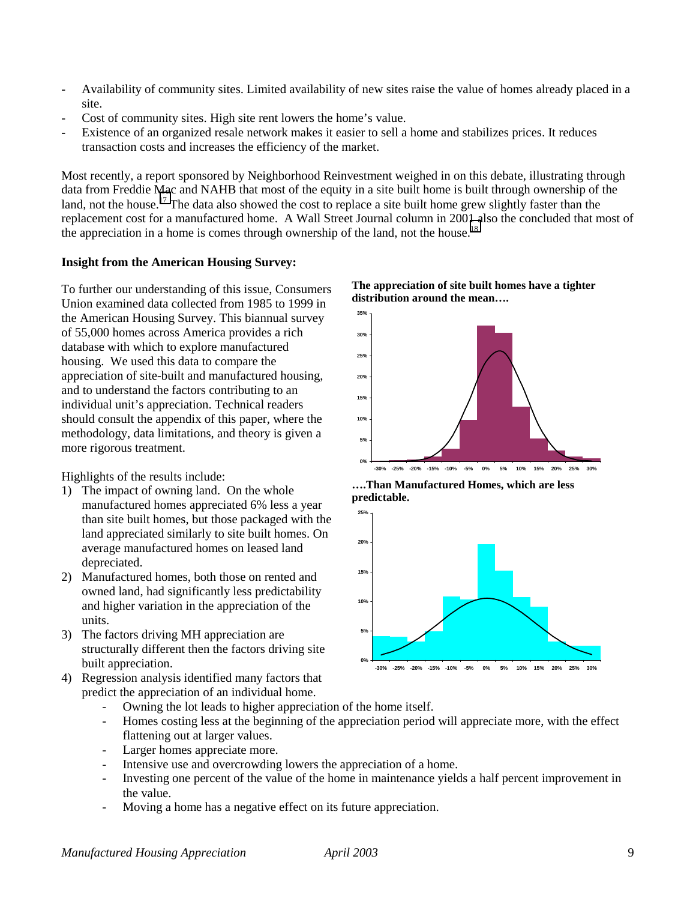- Availability of community sites. Limited availability of new sites raise the value of homes already placed in a site.
- Cost of community sites. High site rent lowers the home's value.
- Existence of an organized resale network makes it easier to sell a home and stabilizes prices. It reduces transaction costs and increases the efficiency of the market.

Most recently, a report sponsored by Neighborhood Reinvestment weighed in on this debate, illustrating through data from Freddie Mac and NAHB that most of the equity in a site built home is built through ownership of the land, not the house.[17] The data also showed the cost to replace a site built home grew slightly faster than the replacement cost for a manufactured home. A Wall Street Journal column in 2001 also the concluded that most of the appreciation in a home is comes through ownership of the land, not the house.[18]

**Insight from the American Housing Survey:**

To further our understanding of this issue, Consumers Union examined data collected from 1985 to 1999 in the American Housing Survey. This biannual survey of 55,000 homes across America provides a rich database with which to explore manufactured housing. We used this data to compare the appreciation of site-built and manufactured housing, and to understand the factors contributing to an individual unit's appreciation. Technical readers should consult the appendix of this paper, where the methodology, data limitations, and theory is given a more rigorous treatment.

**The appreciation of site built homes have a tighter distribution around the mean….**

**….Than Manufactured Homes, which are less predictable.**

Highlights of the results include:

1) The impact of owning land. On the whole manufactured homes appreciated 6% less a year than site built homes, but those packaged with the land appreciated similarly to site built homes. On average manufactured homes on leased land depreciated.
2) Manufactured homes, both those on rented and owned land, had significantly less predictability and higher variation in the appreciation of the units.
3) The factors driving MH appreciation are structurally different then the factors driving site built appreciation.
4) Regression analysis identified many factors that predict the appreciation of an individual home.
    - Owning the lot leads to higher appreciation of the home itself.
    - Homes costing less at the beginning of the appreciation period will appreciate more, with the effect flattening out at larger values.
    - Larger homes appreciate more.
    - Intensive use and overcrowding lowers the appreciation of a home.
    - Investing one percent of the value of the home in maintenance yields a half percent improvement in the value.
    - Moving a home has a negative effect on its future appreciation.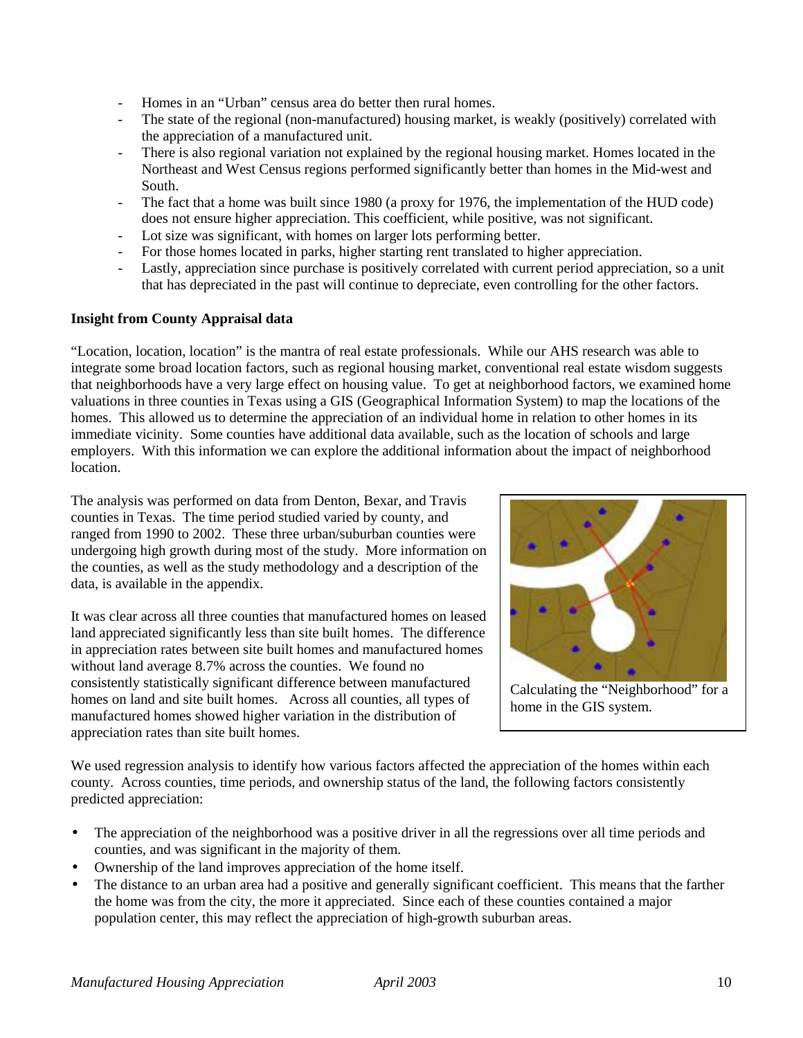- Homes in an "Urban" census area do better then rural homes.
- The state of the regional (non-manufactured) housing market, is weakly (positively) correlated with the appreciation of a manufactured unit.
- There is also regional variation not explained by the regional housing market. Homes located in the Northeast and West Census regions performed significantly better than homes in the Mid-west and South.
- The fact that a home was built since 1980 (a proxy for 1976, the implementation of the HUD code) does not ensure higher appreciation. This coefficient, while positive, was not significant.
- Lot size was significant, with homes on larger lots performing better.
- For those homes located in parks, higher starting rent translated to higher appreciation.
- Lastly, appreciation since purchase is positively correlated with current period appreciation, so a unit that has depreciated in the past will continue to depreciate, even controlling for the other factors.

**Insight from County Appraisal data**

"Location, location, location" is the mantra of real estate professionals. While our AHS research was able to integrate some broad location factors, such as regional housing market, conventional real estate wisdom suggests that neighborhoods have a very large effect on housing value. To get at neighborhood factors, we examined home valuations in three counties in Texas using a GIS (Geographical Information System) to map the locations of the homes. This allowed us to determine the appreciation of an individual home in relation to other homes in its immediate vicinity. Some counties have additional data available, such as the location of schools and large employers. With this information we can explore the additional information about the impact of neighborhood location.

The analysis was performed on data from Denton, Bexar, and Travis counties in Texas. The time period studied varied by county, and ranged from 1990 to 2002. These three urban/suburban counties were undergoing high growth during most of the study. More information on the counties, as well as the study methodology and a description of the data, is available in the appendix.

It was clear across all three counties that manufactured homes on leased land appreciated significantly less than site built homes. The difference in appreciation rates between site built homes and manufactured homes without land average 8.7% across the counties. We found no consistently statistically significant difference between manufactured homes on land and site built homes. Across all counties, all types of manufactured homes showed higher variation in the distribution of appreciation rates than site built homes.

Calculating the "Neighborhood" for a home in the GIS system.

We used regression analysis to identify how various factors affected the appreciation of the homes within each county. Across counties, time periods, and ownership status of the land, the following factors consistently predicted appreciation:

- The appreciation of the neighborhood was a positive driver in all the regressions over all time periods and counties, and was significant in the majority of them.
- Ownership of the land improves appreciation of the home itself.
- The distance to an urban area had a positive and generally significant coefficient. This means that the farther the home was from the city, the more it appreciated. Since each of these counties contained a major population center, this may reflect the appreciation of high-growth suburban areas.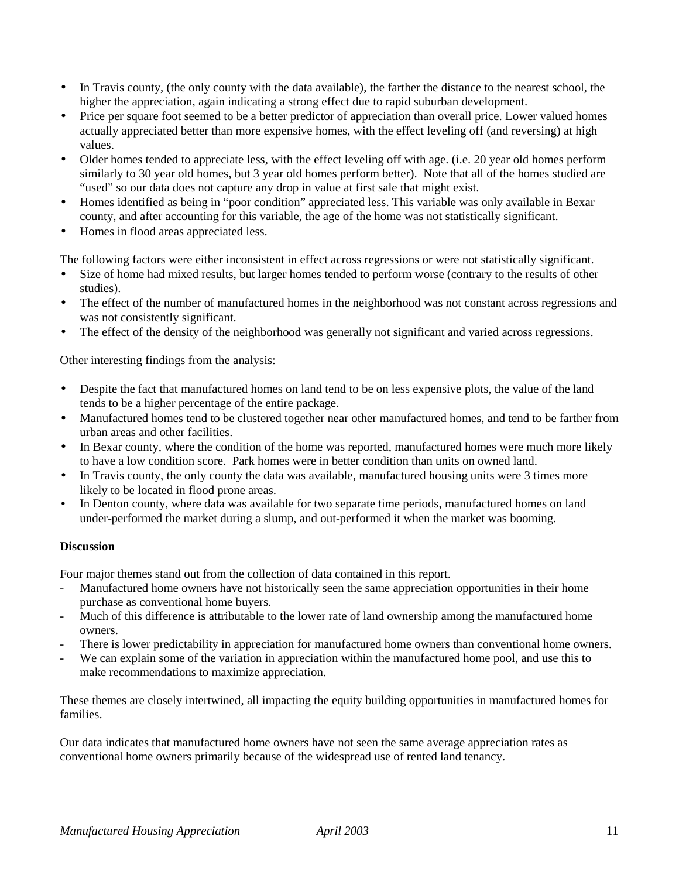- In Travis county, (the only county with the data available), the farther the distance to the nearest school, the higher the appreciation, again indicating a strong effect due to rapid suburban development.
- Price per square foot seemed to be a better predictor of appreciation than overall price. Lower valued homes actually appreciated better than more expensive homes, with the effect leveling off (and reversing) at high values.
- Older homes tended to appreciate less, with the effect leveling off with age. (i.e. 20 year old homes perform similarly to 30 year old homes, but 3 year old homes perform better). Note that all of the homes studied are "used" so our data does not capture any drop in value at first sale that might exist.
- Homes identified as being in "poor condition" appreciated less. This variable was only available in Bexar county, and after accounting for this variable, the age of the home was not statistically significant.
- Homes in flood areas appreciated less.

The following factors were either inconsistent in effect across regressions or were not statistically significant.

- Size of home had mixed results, but larger homes tended to perform worse (contrary to the results of other studies).
- The effect of the number of manufactured homes in the neighborhood was not constant across regressions and was not consistently significant.
- The effect of the density of the neighborhood was generally not significant and varied across regressions.

Other interesting findings from the analysis:

- Despite the fact that manufactured homes on land tend to be on less expensive plots, the value of the land tends to be a higher percentage of the entire package.
- Manufactured homes tend to be clustered together near other manufactured homes, and tend to be farther from urban areas and other facilities.
- In Bexar county, where the condition of the home was reported, manufactured homes were much more likely to have a low condition score. Park homes were in better condition than units on owned land.
- In Travis county, the only county the data was available, manufactured housing units were 3 times more likely to be located in flood prone areas.
- In Denton county, where data was available for two separate time periods, manufactured homes on land under-performed the market during a slump, and out-performed it when the market was booming.

**Discussion**

Four major themes stand out from the collection of data contained in this report.

- Manufactured home owners have not historically seen the same appreciation opportunities in their home purchase as conventional home buyers.
- Much of this difference is attributable to the lower rate of land ownership among the manufactured home owners.
- There is lower predictability in appreciation for manufactured home owners than conventional home owners.
- We can explain some of the variation in appreciation within the manufactured home pool, and use this to make recommendations to maximize appreciation.

These themes are closely intertwined, all impacting the equity building opportunities in manufactured homes for families.

Our data indicates that manufactured home owners have not seen the same average appreciation rates as conventional home owners primarily because of the widespread use of rented land tenancy.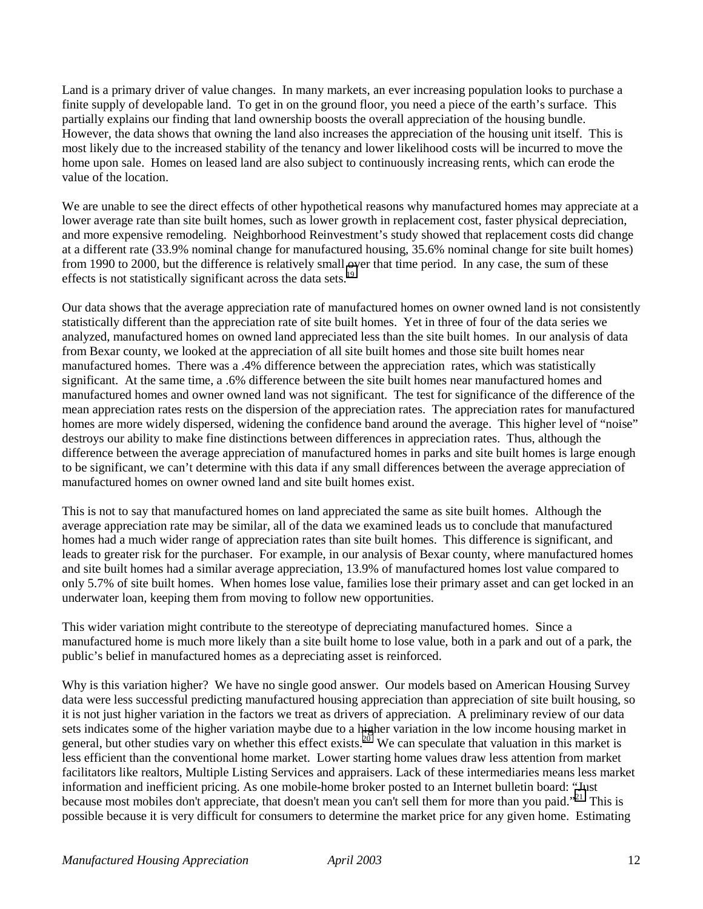Land is a primary driver of value changes. In many markets, an ever increasing population looks to purchase a finite supply of developable land. To get in on the ground floor, you need a piece of the earth's surface. This partially explains our finding that land ownership boosts the overall appreciation of the housing bundle. However, the data shows that owning the land also increases the appreciation of the housing unit itself. This is most likely due to the increased stability of the tenancy and lower likelihood costs will be incurred to move the home upon sale. Homes on leased land are also subject to continuously increasing rents, which can erode the value of the location.

We are unable to see the direct effects of other hypothetical reasons why manufactured homes may appreciate at a lower average rate than site built homes, such as lower growth in replacement cost, faster physical depreciation, and more expensive remodeling. Neighborhood Reinvestment's study showed that replacement costs did change at a different rate (33.9% nominal change for manufactured housing, 35.6% nominal change for site built homes) from 1990 to 2000, but the difference is relatively small over that time period. In any case, the sum of these effects is not statistically significant across the data sets.[19]

Our data shows that the average appreciation rate of manufactured homes on owner owned land is not consistently statistically different than the appreciation rate of site built homes. Yet in three of four of the data series we analyzed, manufactured homes on owned land appreciated less than the site built homes. In our analysis of data from Bexar county, we looked at the appreciation of all site built homes and those site built homes near manufactured homes. There was a .4% difference between the appreciation rates, which was statistically significant. At the same time, a .6% difference between the site built homes near manufactured homes and manufactured homes and owner owned land was not significant. The test for significance of the difference of the mean appreciation rates rests on the dispersion of the appreciation rates. The appreciation rates for manufactured homes are more widely dispersed, widening the confidence band around the average. This higher level of "noise" destroys our ability to make fine distinctions between differences in appreciation rates. Thus, although the difference between the average appreciation of manufactured homes in parks and site built homes is large enough to be significant, we can't determine with this data if any small differences between the average appreciation of manufactured homes on owner owned land and site built homes exist.

This is not to say that manufactured homes on land appreciated the same as site built homes. Although the average appreciation rate may be similar, all of the data we examined leads us to conclude that manufactured homes had a much wider range of appreciation rates than site built homes. This difference is significant, and leads to greater risk for the purchaser. For example, in our analysis of Bexar county, where manufactured homes and site built homes had a similar average appreciation, 13.9% of manufactured homes lost value compared to only 5.7% of site built homes. When homes lose value, families lose their primary asset and can get locked in an underwater loan, keeping them from moving to follow new opportunities.

This wider variation might contribute to the stereotype of depreciating manufactured homes. Since a manufactured home is much more likely than a site built home to lose value, both in a park and out of a park, the public's belief in manufactured homes as a depreciating asset is reinforced.

Why is this variation higher? We have no single good answer. Our models based on American Housing Survey data were less successful predicting manufactured housing appreciation than appreciation of site built housing, so it is not just higher variation in the factors we treat as drivers of appreciation. A preliminary review of our data sets indicates some of the higher variation maybe due to a higher variation in the low income housing market in general, but other studies vary on whether this effect exists.[20] We can speculate that valuation in this market is less efficient than the conventional home market. Lower starting home values draw less attention from market facilitators like realtors, Multiple Listing Services and appraisers. Lack of these intermediaries means less market information and inefficient pricing. As one mobile-home broker posted to an Internet bulletin board: "Just because most mobiles don't appreciate, that doesn't mean you can't sell them for more than you paid."[21] This is possible because it is very difficult for consumers to determine the market price for any given home. Estimating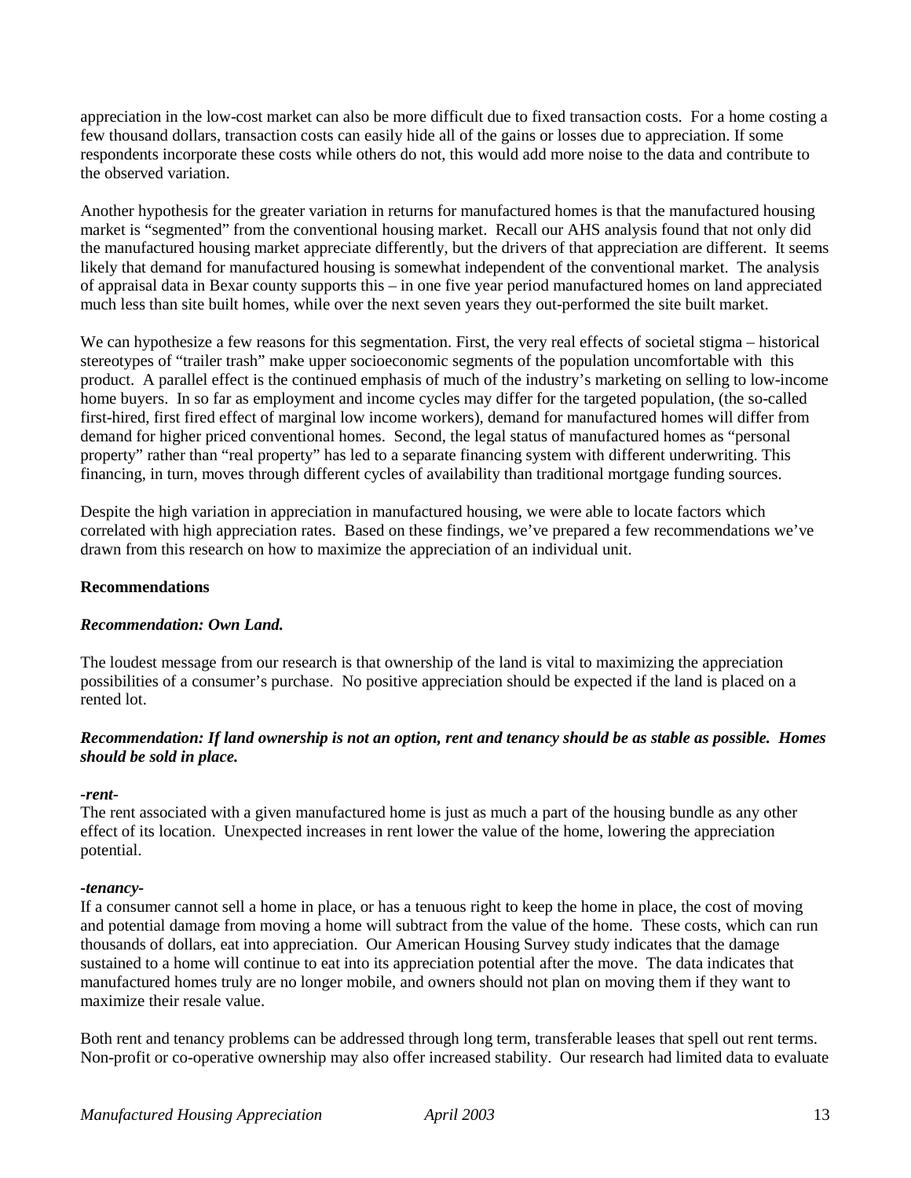appreciation in the low-cost market can also be more difficult due to fixed transaction costs. For a home costing a few thousand dollars, transaction costs can easily hide all of the gains or losses due to appreciation. If some respondents incorporate these costs while others do not, this would add more noise to the data and contribute to the observed variation.

Another hypothesis for the greater variation in returns for manufactured homes is that the manufactured housing market is "segmented" from the conventional housing market. Recall our AHS analysis found that not only did the manufactured housing market appreciate differently, but the drivers of that appreciation are different. It seems likely that demand for manufactured housing is somewhat independent of the conventional market. The analysis of appraisal data in Bexar county supports this – in one five year period manufactured homes on land appreciated much less than site built homes, while over the next seven years they out-performed the site built market.

We can hypothesize a few reasons for this segmentation. First, the very real effects of societal stigma – historical stereotypes of "trailer trash" make upper socioeconomic segments of the population uncomfortable with this product. A parallel effect is the continued emphasis of much of the industry's marketing on selling to low-income home buyers. In so far as employment and income cycles may differ for the targeted population, (the so-called first-hired, first fired effect of marginal low income workers), demand for manufactured homes will differ from demand for higher priced conventional homes. Second, the legal status of manufactured homes as "personal property" rather than "real property" has led to a separate financing system with different underwriting. This financing, in turn, moves through different cycles of availability than traditional mortgage funding sources.

Despite the high variation in appreciation in manufactured housing, we were able to locate factors which correlated with high appreciation rates. Based on these findings, we've prepared a few recommendations we've drawn from this research on how to maximize the appreciation of an individual unit.

## Recommendations

### *Recommendation: Own Land.*

The loudest message from our research is that ownership of the land is vital to maximizing the appreciation possibilities of a consumer's purchase. No positive appreciation should be expected if the land is placed on a rented lot.

### *Recommendation: If land ownership is not an option, rent and tenancy should be as stable as possible. Homes should be sold in place.*

***-rent-***

The rent associated with a given manufactured home is just as much a part of the housing bundle as any other effect of its location. Unexpected increases in rent lower the value of the home, lowering the appreciation potential.

***-tenancy-***

If a consumer cannot sell a home in place, or has a tenuous right to keep the home in place, the cost of moving and potential damage from moving a home will subtract from the value of the home. These costs, which can run thousands of dollars, eat into appreciation. Our American Housing Survey study indicates that the damage sustained to a home will continue to eat into its appreciation potential after the move. The data indicates that manufactured homes truly are no longer mobile, and owners should not plan on moving them if they want to maximize their resale value.

Both rent and tenancy problems can be addressed through long term, transferable leases that spell out rent terms. Non-profit or co-operative ownership may also offer increased stability. Our research had limited data to evaluate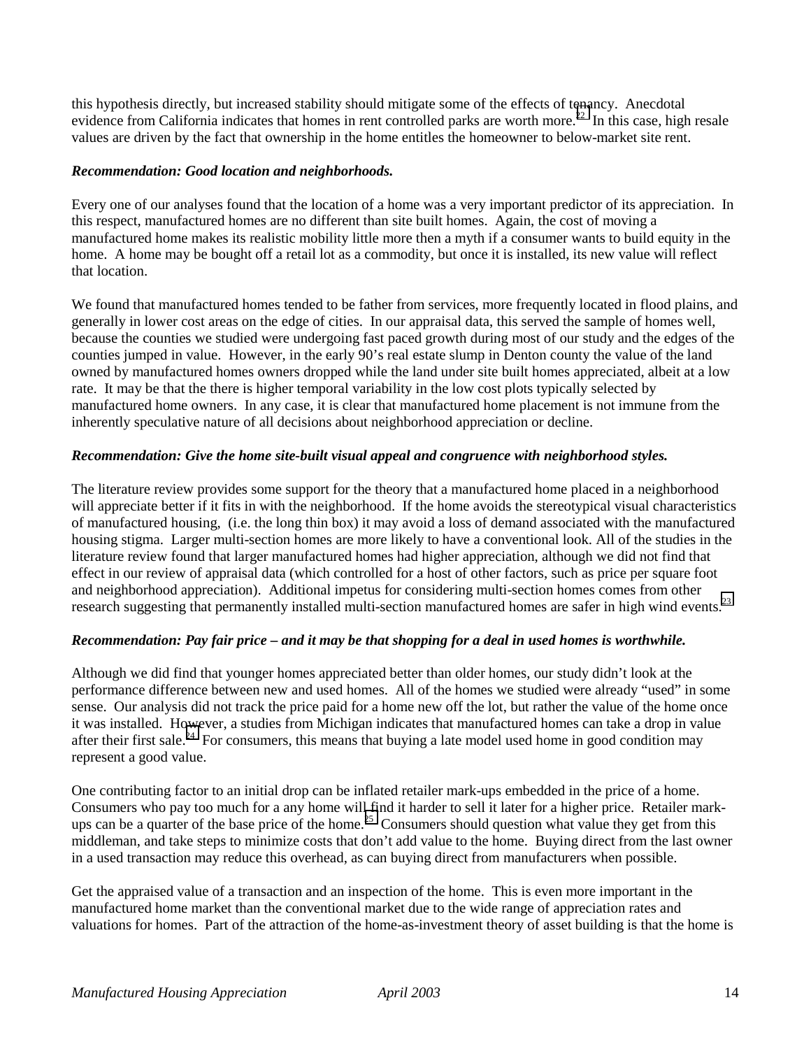this hypothesis directly, but increased stability should mitigate some of the effects of tenancy. Anecdotal evidence from California indicates that homes in rent controlled parks are worth more.[22] In this case, high resale values are driven by the fact that ownership in the home entitles the homeowner to below-market site rent.

***Recommendation: Good location and neighborhoods.***

Every one of our analyses found that the location of a home was a very important predictor of its appreciation. In this respect, manufactured homes are no different than site built homes. Again, the cost of moving a manufactured home makes its realistic mobility little more then a myth if a consumer wants to build equity in the home. A home may be bought off a retail lot as a commodity, but once it is installed, its new value will reflect that location.

We found that manufactured homes tended to be father from services, more frequently located in flood plains, and generally in lower cost areas on the edge of cities. In our appraisal data, this served the sample of homes well, because the counties we studied were undergoing fast paced growth during most of our study and the edges of the counties jumped in value. However, in the early 90's real estate slump in Denton county the value of the land owned by manufactured homes owners dropped while the land under site built homes appreciated, albeit at a low rate. It may be that the there is higher temporal variability in the low cost plots typically selected by manufactured home owners. In any case, it is clear that manufactured home placement is not immune from the inherently speculative nature of all decisions about neighborhood appreciation or decline.

***Recommendation: Give the home site-built visual appeal and congruence with neighborhood styles.***

The literature review provides some support for the theory that a manufactured home placed in a neighborhood will appreciate better if it fits in with the neighborhood. If the home avoids the stereotypical visual characteristics of manufactured housing, (i.e. the long thin box) it may avoid a loss of demand associated with the manufactured housing stigma. Larger multi-section homes are more likely to have a conventional look. All of the studies in the literature review found that larger manufactured homes had higher appreciation, although we did not find that effect in our review of appraisal data (which controlled for a host of other factors, such as price per square foot and neighborhood appreciation). Additional impetus for considering multi-section homes comes from other research suggesting that permanently installed multi-section manufactured homes are safer in high wind events.[23]

***Recommendation: Pay fair price – and it may be that shopping for a deal in used homes is worthwhile.***

Although we did find that younger homes appreciated better than older homes, our study didn't look at the performance difference between new and used homes. All of the homes we studied were already "used" in some sense. Our analysis did not track the price paid for a home new off the lot, but rather the value of the home once it was installed. However, a studies from Michigan indicates that manufactured homes can take a drop in value after their first sale.[24] For consumers, this means that buying a late model used home in good condition may represent a good value.

One contributing factor to an initial drop can be inflated retailer mark-ups embedded in the price of a home. Consumers who pay too much for a any home will find it harder to sell it later for a higher price. Retailer mark-ups can be a quarter of the base price of the home.[25] Consumers should question what value they get from this middleman, and take steps to minimize costs that don't add value to the home. Buying direct from the last owner in a used transaction may reduce this overhead, as can buying direct from manufacturers when possible.

Get the appraised value of a transaction and an inspection of the home. This is even more important in the manufactured home market than the conventional market due to the wide range of appreciation rates and valuations for homes. Part of the attraction of the home-as-investment theory of asset building is that the home is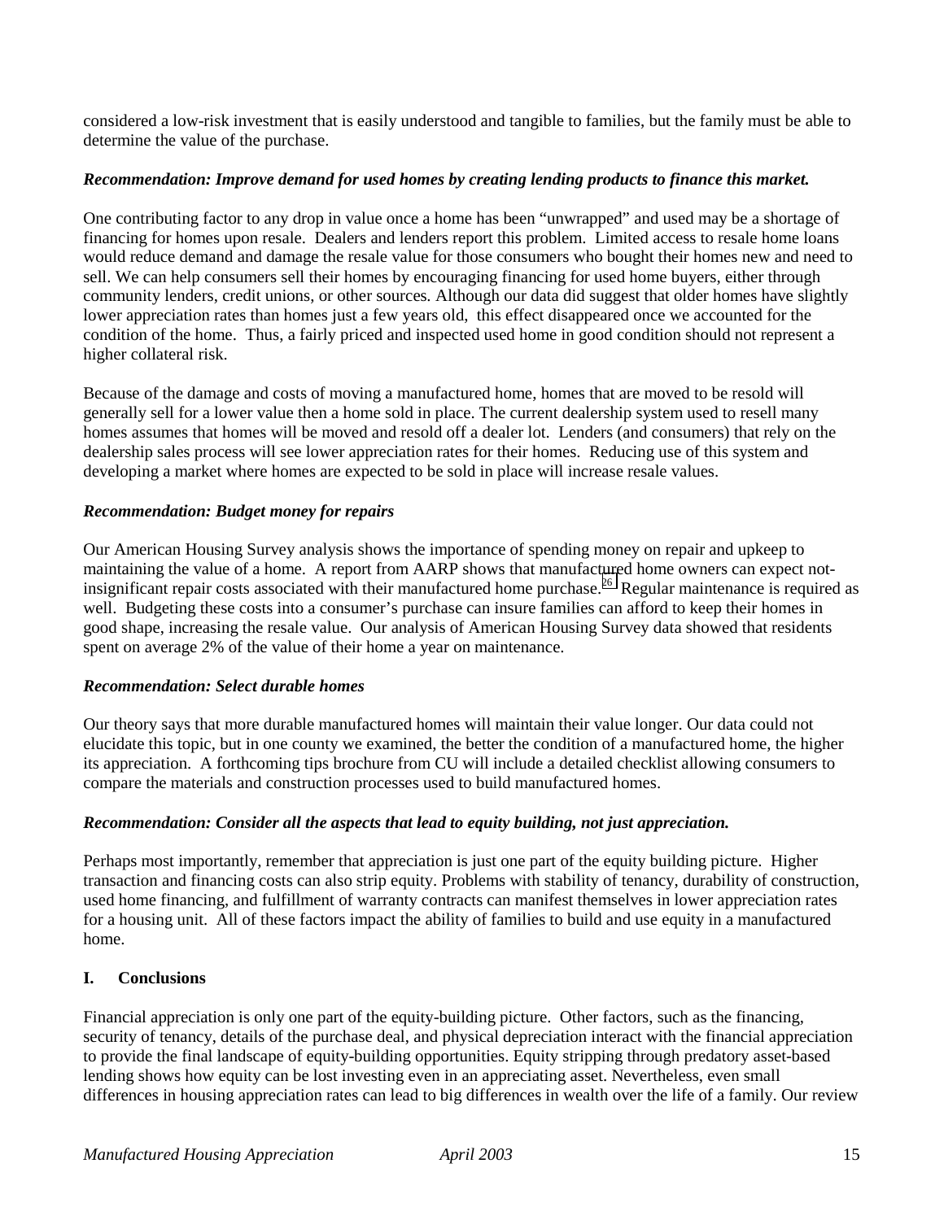considered a low-risk investment that is easily understood and tangible to families, but the family must be able to determine the value of the purchase.

***Recommendation: Improve demand for used homes by creating lending products to finance this market.***

One contributing factor to any drop in value once a home has been "unwrapped" and used may be a shortage of financing for homes upon resale. Dealers and lenders report this problem. Limited access to resale home loans would reduce demand and damage the resale value for those consumers who bought their homes new and need to sell. We can help consumers sell their homes by encouraging financing for used home buyers, either through community lenders, credit unions, or other sources. Although our data did suggest that older homes have slightly lower appreciation rates than homes just a few years old, this effect disappeared once we accounted for the condition of the home. Thus, a fairly priced and inspected used home in good condition should not represent a higher collateral risk.

Because of the damage and costs of moving a manufactured home, homes that are moved to be resold will generally sell for a lower value then a home sold in place. The current dealership system used to resell many homes assumes that homes will be moved and resold off a dealer lot. Lenders (and consumers) that rely on the dealership sales process will see lower appreciation rates for their homes. Reducing use of this system and developing a market where homes are expected to be sold in place will increase resale values.

***Recommendation: Budget money for repairs***

Our American Housing Survey analysis shows the importance of spending money on repair and upkeep to maintaining the value of a home. A report from AARP shows that manufactured home owners can expect not-insignificant repair costs associated with their manufactured home purchase.[26] Regular maintenance is required as well. Budgeting these costs into a consumer's purchase can insure families can afford to keep their homes in good shape, increasing the resale value. Our analysis of American Housing Survey data showed that residents spent on average 2% of the value of their home a year on maintenance.

***Recommendation: Select durable homes***

Our theory says that more durable manufactured homes will maintain their value longer. Our data could not elucidate this topic, but in one county we examined, the better the condition of a manufactured home, the higher its appreciation. A forthcoming tips brochure from CU will include a detailed checklist allowing consumers to compare the materials and construction processes used to build manufactured homes.

***Recommendation: Consider all the aspects that lead to equity building, not just appreciation.***

Perhaps most importantly, remember that appreciation is just one part of the equity building picture. Higher transaction and financing costs can also strip equity. Problems with stability of tenancy, durability of construction, used home financing, and fulfillment of warranty contracts can manifest themselves in lower appreciation rates for a housing unit. All of these factors impact the ability of families to build and use equity in a manufactured home.

## I. Conclusions

Financial appreciation is only one part of the equity-building picture. Other factors, such as the financing, security of tenancy, details of the purchase deal, and physical depreciation interact with the financial appreciation to provide the final landscape of equity-building opportunities. Equity stripping through predatory asset-based lending shows how equity can be lost investing even in an appreciating asset. Nevertheless, even small differences in housing appreciation rates can lead to big differences in wealth over the life of a family. Our review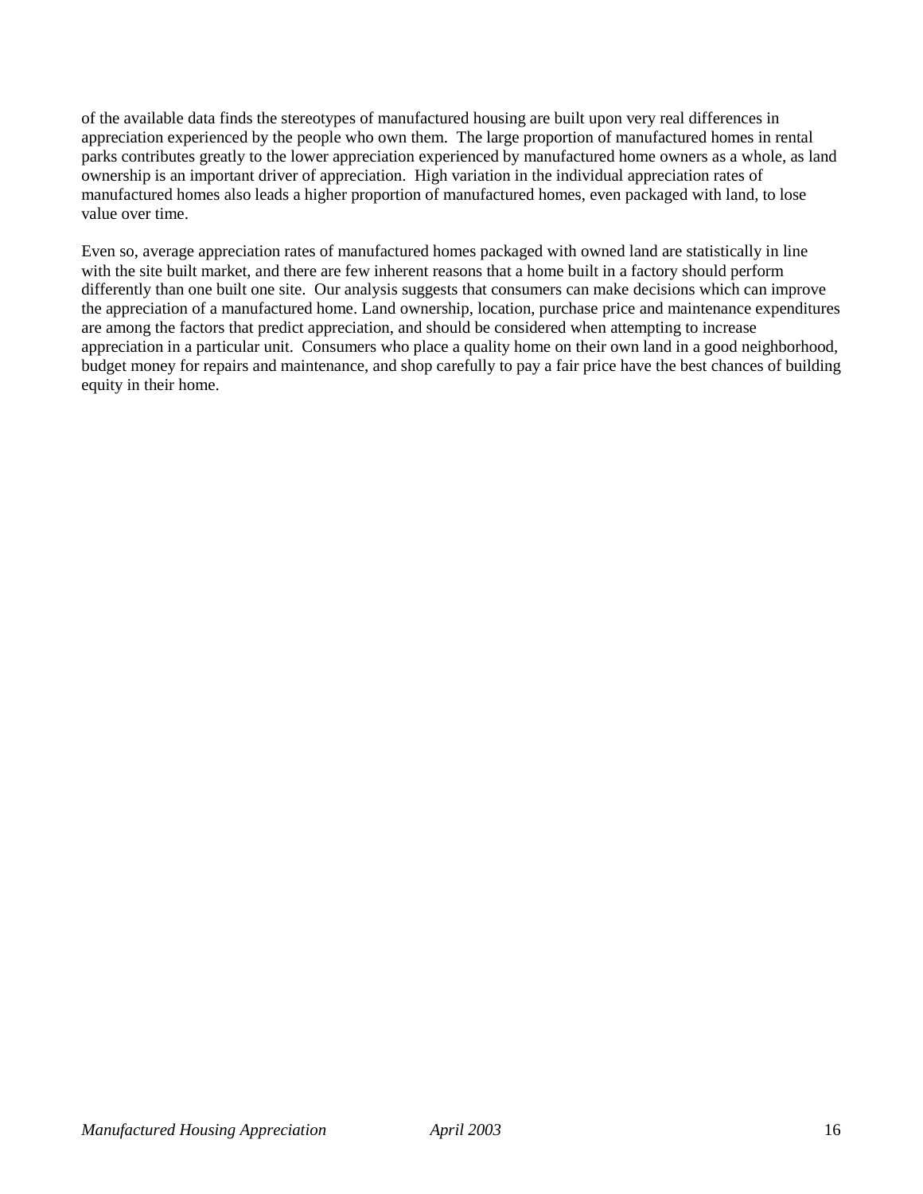of the available data finds the stereotypes of manufactured housing are built upon very real differences in appreciation experienced by the people who own them. The large proportion of manufactured homes in rental parks contributes greatly to the lower appreciation experienced by manufactured home owners as a whole, as land ownership is an important driver of appreciation. High variation in the individual appreciation rates of manufactured homes also leads a higher proportion of manufactured homes, even packaged with land, to lose value over time.

Even so, average appreciation rates of manufactured homes packaged with owned land are statistically in line with the site built market, and there are few inherent reasons that a home built in a factory should perform differently than one built one site. Our analysis suggests that consumers can make decisions which can improve the appreciation of a manufactured home. Land ownership, location, purchase price and maintenance expenditures are among the factors that predict appreciation, and should be considered when attempting to increase appreciation in a particular unit. Consumers who place a quality home on their own land in a good neighborhood, budget money for repairs and maintenance, and shop carefully to pay a fair price have the best chances of building equity in their home.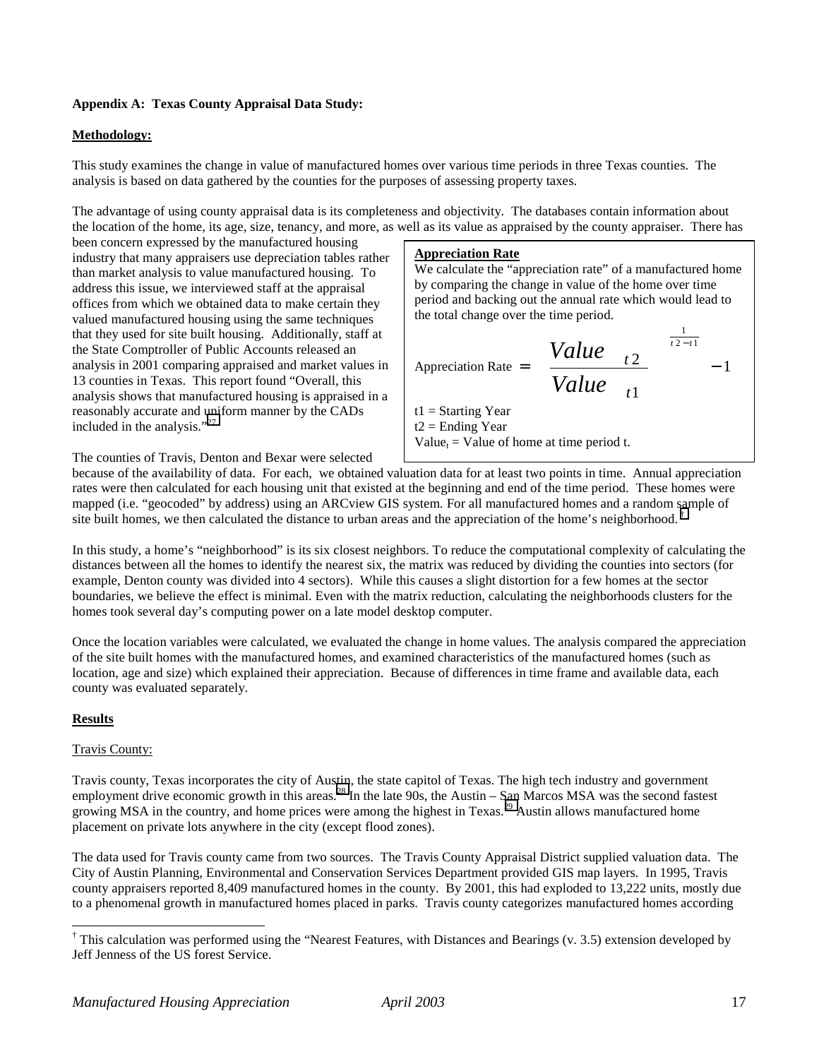**Appendix A: Texas County Appraisal Data Study:**

**Methodology:**

This study examines the change in value of manufactured homes over various time periods in three Texas counties. The analysis is based on data gathered by the counties for the purposes of assessing property taxes.

The advantage of using county appraisal data is its completeness and objectivity. The databases contain information about the location of the home, its age, size, tenancy, and more, as well as its value as appraised by the county appraiser. There has been concern expressed by the manufactured housing industry that many appraisers use depreciation tables rather than market analysis to value manufactured housing. To address this issue, we interviewed staff at the appraisal offices from which we obtained data to make certain they valued manufactured housing using the same techniques that they used for site built housing. Additionally, staff at the State Comptroller of Public Accounts released an analysis in 2001 comparing appraised and market values in 13 counties in Texas. This report found "Overall, this analysis shows that manufactured housing is appraised in a reasonably accurate and uniform manner by the CADs included in the analysis."[27]

> **Appreciation Rate**
>
> We calculate the "appreciation rate" of a manufactured home by comparing the change in value of the home over time period and backing out the annual rate which would lead to the total change over the time period.
>
> $$\text{Appreciation Rate} = \left(\frac{Value_{t2}}{Value_{t1}}\right)^{\frac{1}{t2-t1}} - 1$$
>
> t1 = Starting Year
> t2 = Ending Year
> $Value_t$ = Value of home at time period t.

The counties of Travis, Denton and Bexar were selected because of the availability of data. For each, we obtained valuation data for at least two points in time. Annual appreciation rates were then calculated for each housing unit that existed at the beginning and end of the time period. These homes were mapped (i.e. "geocoded" by address) using an ARCview GIS system. For all manufactured homes and a random sample of site built homes, we then calculated the distance to urban areas and the appreciation of the home's neighborhood.[†]

In this study, a home's "neighborhood" is its six closest neighbors. To reduce the computational complexity of calculating the distances between all the homes to identify the nearest six, the matrix was reduced by dividing the counties into sectors (for example, Denton county was divided into 4 sectors). While this causes a slight distortion for a few homes at the sector boundaries, we believe the effect is minimal. Even with the matrix reduction, calculating the neighborhoods clusters for the homes took several day's computing power on a late model desktop computer.

Once the location variables were calculated, we evaluated the change in home values. The analysis compared the appreciation of the site built homes with the manufactured homes, and examined characteristics of the manufactured homes (such as location, age and size) which explained their appreciation. Because of differences in time frame and available data, each county was evaluated separately.

**Results**

Travis County:

Travis county, Texas incorporates the city of Austin, the state capitol of Texas. The high tech industry and government employment drive economic growth in this areas.[28] In the late 90s, the Austin – San Marcos MSA was the second fastest growing MSA in the country, and home prices were among the highest in Texas.[29] Austin allows manufactured home placement on private lots anywhere in the city (except flood zones).

The data used for Travis county came from two sources. The Travis County Appraisal District supplied valuation data. The City of Austin Planning, Environmental and Conservation Services Department provided GIS map layers. In 1995, Travis county appraisers reported 8,409 manufactured homes in the county. By 2001, this had exploded to 13,222 units, mostly due to a phenomenal growth in manufactured homes placed in parks. Travis county categorizes manufactured homes according

[†] This calculation was performed using the "Nearest Features, with Distances and Bearings (v. 3.5) extension developed by Jeff Jenness of the US forest Service.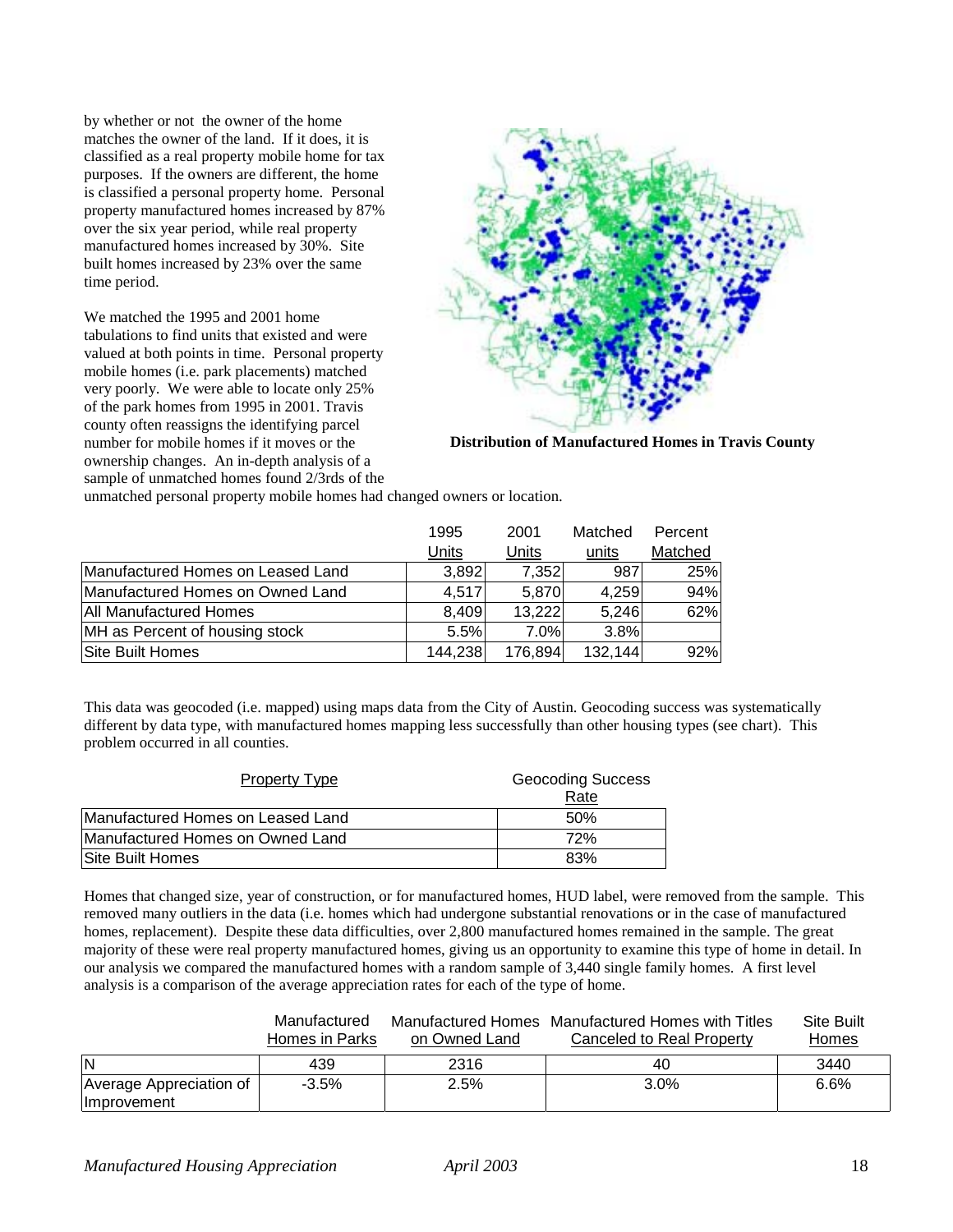by whether or not the owner of the home matches the owner of the land. If it does, it is classified as a real property mobile home for tax purposes. If the owners are different, the home is classified a personal property home. Personal property manufactured homes increased by 87% over the six year period, while real property manufactured homes increased by 30%. Site built homes increased by 23% over the same time period.

We matched the 1995 and 2001 home tabulations to find units that existed and were valued at both points in time. Personal property mobile homes (i.e. park placements) matched very poorly. We were able to locate only 25% of the park homes from 1995 in 2001. Travis county often reassigns the identifying parcel number for mobile homes if it moves or the ownership changes. An in-depth analysis of a sample of unmatched homes found 2/3rds of the unmatched personal property mobile homes had changed owners or location.

**Distribution of Manufactured Homes in Travis County**

| | 1995 Units | 2001 Units | Matched units | Percent Matched |
|---|---|---|---|---|
| Manufactured Homes on Leased Land | 3,892 | 7,352 | 987 | 25% |
| Manufactured Homes on Owned Land | 4,517 | 5,870 | 4,259 | 94% |
| All Manufactured Homes | 8,409 | 13,222 | 5,246 | 62% |
| MH as Percent of housing stock | 5.5% | 7.0% | 3.8% | |
| Site Built Homes | 144,238 | 176,894 | 132,144 | 92% |

This data was geocoded (i.e. mapped) using maps data from the City of Austin. Geocoding success was systematically different by data type, with manufactured homes mapping less successfully than other housing types (see chart). This problem occurred in all counties.

| Property Type | Geocoding Success Rate |
|---|---|
| Manufactured Homes on Leased Land | 50% |
| Manufactured Homes on Owned Land | 72% |
| Site Built Homes | 83% |

Homes that changed size, year of construction, or for manufactured homes, HUD label, were removed from the sample. This removed many outliers in the data (i.e. homes which had undergone substantial renovations or in the case of manufactured homes, replacement). Despite these data difficulties, over 2,800 manufactured homes remained in the sample. The great majority of these were real property manufactured homes, giving us an opportunity to examine this type of home in detail. In our analysis we compared the manufactured homes with a random sample of 3,440 single family homes. A first level analysis is a comparison of the average appreciation rates for each of the type of home.

| | Manufactured Homes in Parks | Manufactured Homes on Owned Land | Manufactured Homes with Titles Canceled to Real Property | Site Built Homes |
|---|---|---|---|---|
| N | 439 | 2316 | 40 | 3440 |
| Average Appreciation of Improvement | -3.5% | 2.5% | 3.0% | 6.6% |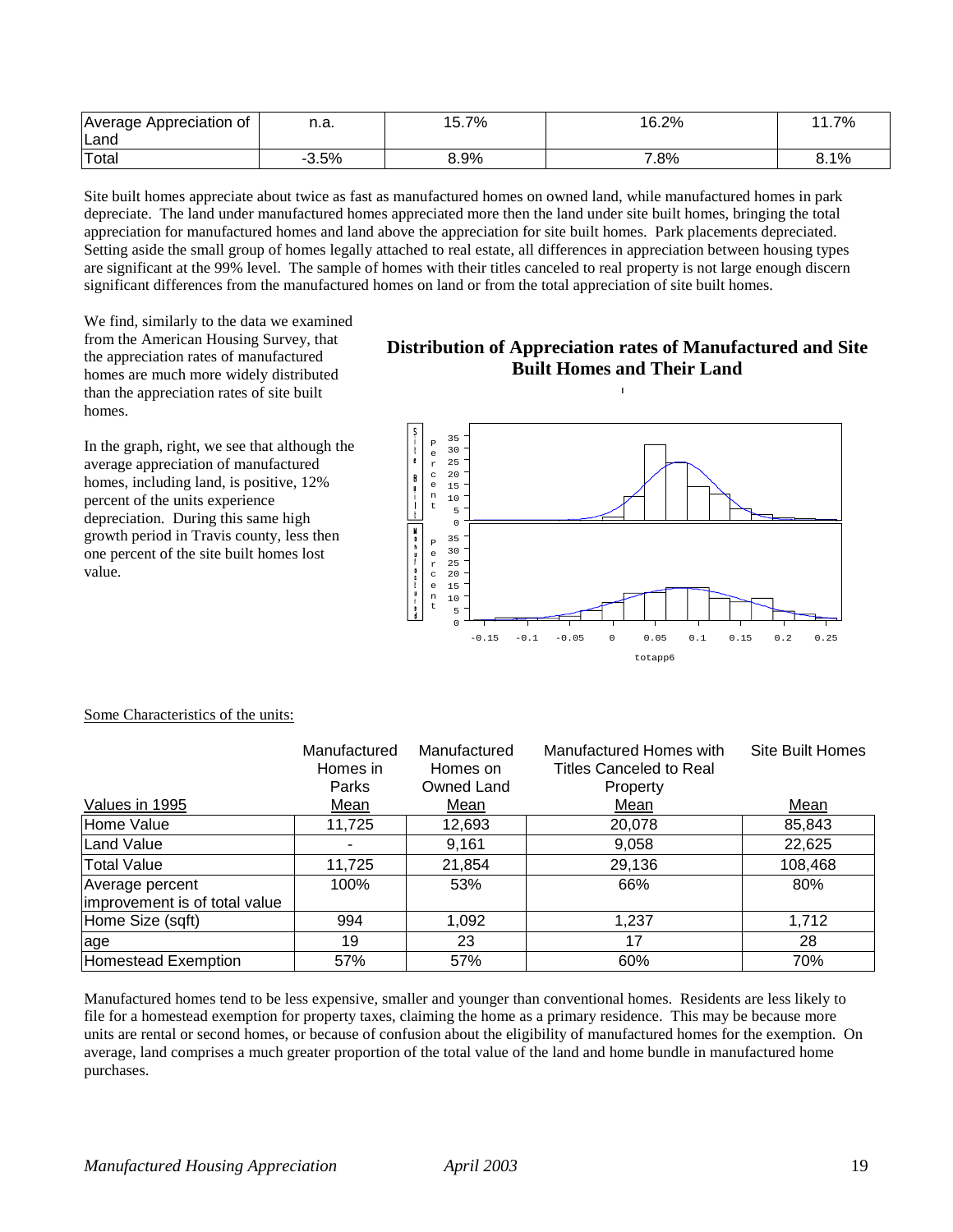| Average Appreciation of Land | n.a. | 15.7% | 16.2% | 11.7% |
|---|---|---|---|---|
| Total | -3.5% | 8.9% | 7.8% | 8.1% |

Site built homes appreciate about twice as fast as manufactured homes on owned land, while manufactured homes in park depreciate. The land under manufactured homes appreciated more then the land under site built homes, bringing the total appreciation for manufactured homes and land above the appreciation for site built homes. Park placements depreciated. Setting aside the small group of homes legally attached to real estate, all differences in appreciation between housing types are significant at the 99% level. The sample of homes with their titles canceled to real property is not large enough discern significant differences from the manufactured homes on land or from the total appreciation of site built homes.

We find, similarly to the data we examined from the American Housing Survey, that the appreciation rates of manufactured homes are much more widely distributed than the appreciation rates of site built homes.

In the graph, right, we see that although the average appreciation of manufactured homes, including land, is positive, 12% percent of the units experience depreciation. During this same high growth period in Travis county, less then one percent of the site built homes lost value.

**Distribution of Appreciation rates of Manufactured and Site Built Homes and Their Land**

Some Characteristics of the units:

| Values in 1995 | Manufactured Homes in Parks Mean | Manufactured Homes on Owned Land Mean | Manufactured Homes with Titles Canceled to Real Property Mean | Site Built Homes Mean |
|---|---|---|---|---|
| Home Value | 11,725 | 12,693 | 20,078 | 85,843 |
| Land Value | - | 9,161 | 9,058 | 22,625 |
| Total Value | 11,725 | 21,854 | 29,136 | 108,468 |
| Average percent improvement is of total value | 100% | 53% | 66% | 80% |
| Home Size (sqft) | 994 | 1,092 | 1,237 | 1,712 |
| age | 19 | 23 | 17 | 28 |
| Homestead Exemption | 57% | 57% | 60% | 70% |

Manufactured homes tend to be less expensive, smaller and younger than conventional homes. Residents are less likely to file for a homestead exemption for property taxes, claiming the home as a primary residence. This may be because more units are rental or second homes, or because of confusion about the eligibility of manufactured homes for the exemption. On average, land comprises a much greater proportion of the total value of the land and home bundle in manufactured home purchases.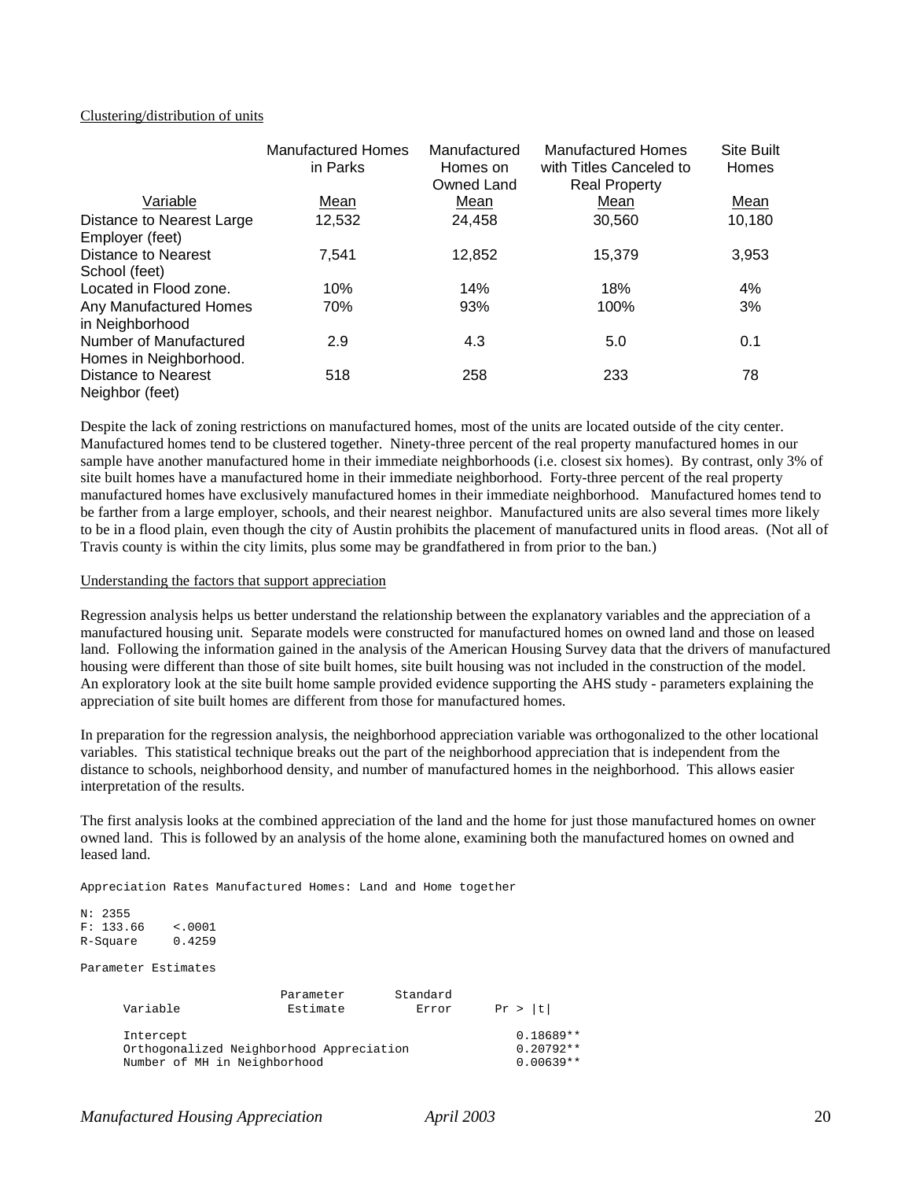Clustering/distribution of units

| Variable | Manufactured Homes in Parks Mean | Manufactured Homes on Owned Land Mean | Manufactured Homes with Titles Canceled to Real Property Mean | Site Built Homes Mean |
|---|---|---|---|---|
| Distance to Nearest Large Employer (feet) | 12,532 | 24,458 | 30,560 | 10,180 |
| Distance to Nearest School (feet) | 7,541 | 12,852 | 15,379 | 3,953 |
| Located in Flood zone. | 10% | 14% | 18% | 4% |
| Any Manufactured Homes in Neighborhood | 70% | 93% | 100% | 3% |
| Number of Manufactured Homes in Neighborhood. | 2.9 | 4.3 | 5.0 | 0.1 |
| Distance to Nearest Neighbor (feet) | 518 | 258 | 233 | 78 |

Despite the lack of zoning restrictions on manufactured homes, most of the units are located outside of the city center. Manufactured homes tend to be clustered together. Ninety-three percent of the real property manufactured homes in our sample have another manufactured home in their immediate neighborhoods (i.e. closest six homes). By contrast, only 3% of site built homes have a manufactured home in their immediate neighborhood. Forty-three percent of the real property manufactured homes have exclusively manufactured homes in their immediate neighborhood. Manufactured homes tend to be farther from a large employer, schools, and their nearest neighbor. Manufactured units are also several times more likely to be in a flood plain, even though the city of Austin prohibits the placement of manufactured units in flood areas. (Not all of Travis county is within the city limits, plus some may be grandfathered in from prior to the ban.)

Understanding the factors that support appreciation

Regression analysis helps us better understand the relationship between the explanatory variables and the appreciation of a manufactured housing unit. Separate models were constructed for manufactured homes on owned land and those on leased land. Following the information gained in the analysis of the American Housing Survey data that the drivers of manufactured housing were different than those of site built homes, site built housing was not included in the construction of the model. An exploratory look at the site built home sample provided evidence supporting the AHS study - parameters explaining the appreciation of site built homes are different from those for manufactured homes.

In preparation for the regression analysis, the neighborhood appreciation variable was orthogonalized to the other locational variables. This statistical technique breaks out the part of the neighborhood appreciation that is independent from the distance to schools, neighborhood density, and number of manufactured homes in the neighborhood. This allows easier interpretation of the results.

The first analysis looks at the combined appreciation of the land and the home for just those manufactured homes on owner owned land. This is followed by an analysis of the home alone, examining both the manufactured homes on owned and leased land.

```
Appreciation Rates Manufactured Homes: Land and Home together

N: 2355
F: 133.66    <.0001
R-Square     0.4259

Parameter Estimates

                          Parameter       Standard
     Variable              Estimate          Error      Pr > |t|

     Intercept                                          0.18689**
     Orthogonalized Neighborhood Appreciation           0.20792**
     Number of MH in Neighborhood                       0.00639**
```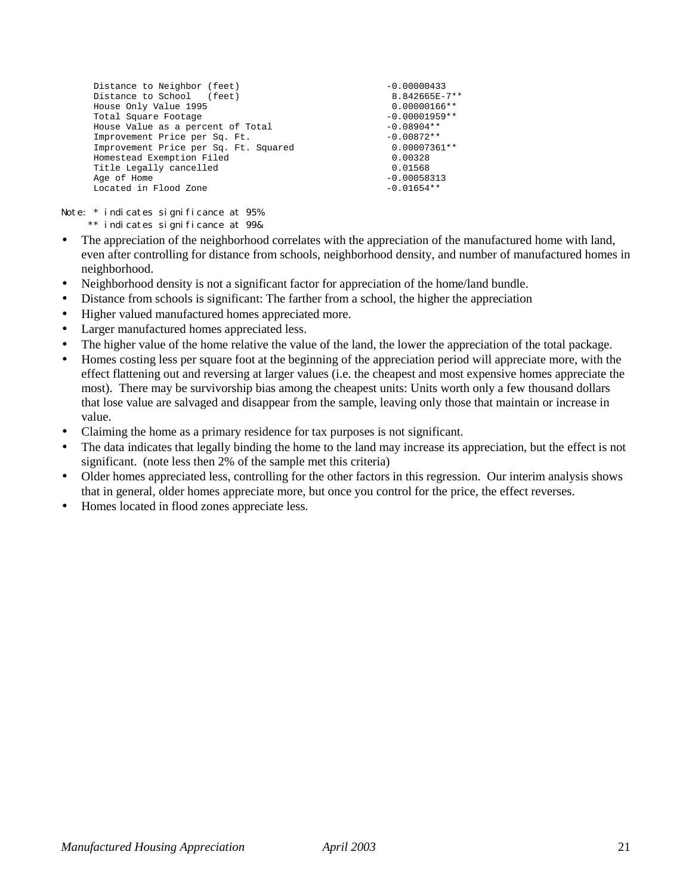| Variable | Coefficient |
|---|---|
| Distance to Neighbor (feet) | -0.00000433 |
| Distance to School (feet) | 8.842665E-7** |
| House Only Value 1995 | 0.00000166** |
| Total Square Footage | -0.00001959** |
| House Value as a percent of Total | -0.08904** |
| Improvement Price per Sq. Ft. | -0.00872** |
| Improvement Price per Sq. Ft. Squared | 0.00007361** |
| Homestead Exemption Filed | 0.00328 |
| Title Legally cancelled | 0.01568 |
| Age of Home | -0.00058313 |
| Located in Flood Zone | -0.01654** |

Note: * indicates significance at 95%
** indicates significance at 99&

- The appreciation of the neighborhood correlates with the appreciation of the manufactured home with land, even after controlling for distance from schools, neighborhood density, and number of manufactured homes in neighborhood.
- Neighborhood density is not a significant factor for appreciation of the home/land bundle.
- Distance from schools is significant: The farther from a school, the higher the appreciation
- Higher valued manufactured homes appreciated more.
- Larger manufactured homes appreciated less.
- The higher value of the home relative the value of the land, the lower the appreciation of the total package.
- Homes costing less per square foot at the beginning of the appreciation period will appreciate more, with the effect flattening out and reversing at larger values (i.e. the cheapest and most expensive homes appreciate the most). There may be survivorship bias among the cheapest units: Units worth only a few thousand dollars that lose value are salvaged and disappear from the sample, leaving only those that maintain or increase in value.
- Claiming the home as a primary residence for tax purposes is not significant.
- The data indicates that legally binding the home to the land may increase its appreciation, but the effect is not significant. (note less then 2% of the sample met this criteria)
- Older homes appreciated less, controlling for the other factors in this regression. Our interim analysis shows that in general, older homes appreciate more, but once you control for the price, the effect reverses.
- Homes located in flood zones appreciate less.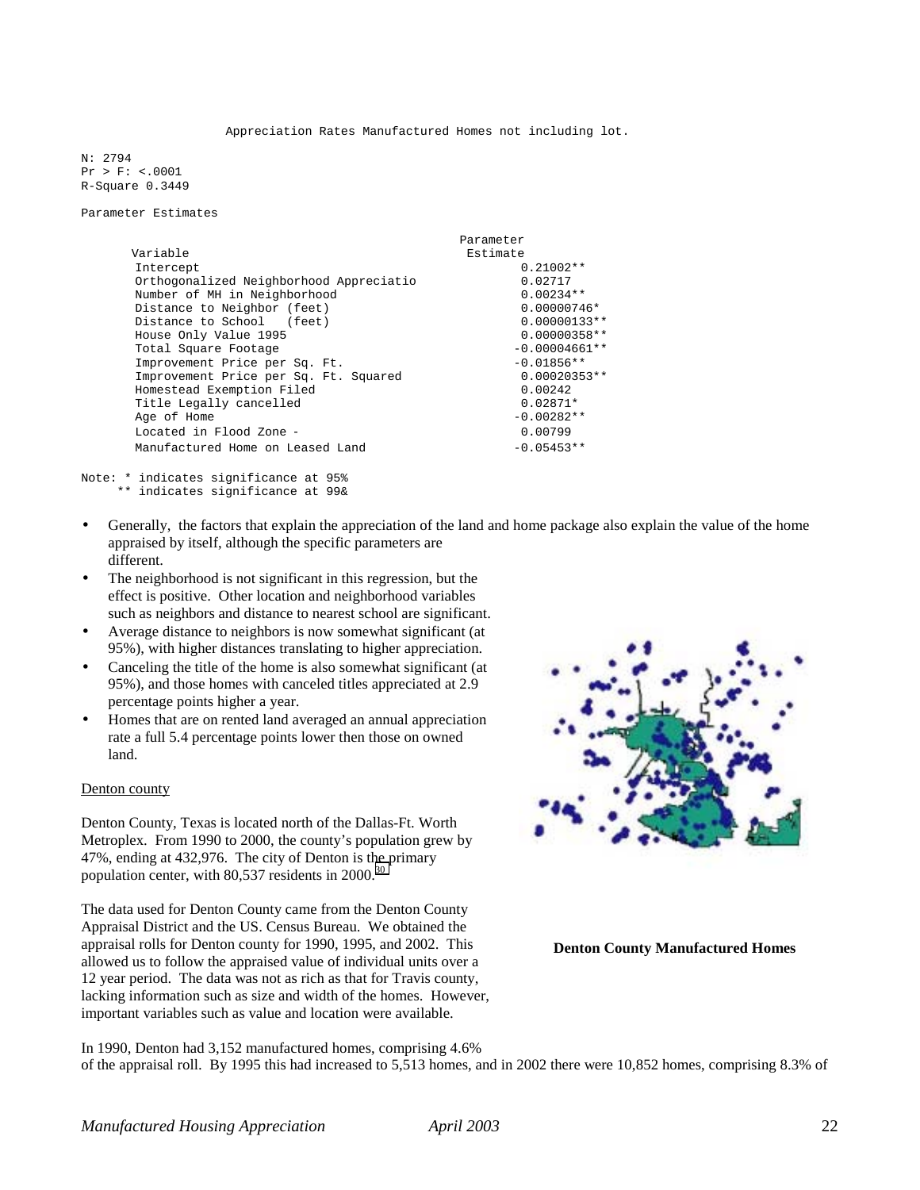Appreciation Rates Manufactured Homes not including lot.

N: 2794
Pr > F: <.0001
R-Square 0.3449

Parameter Estimates

| Variable | Parameter Estimate |
|---|---|
| Intercept | 0.21002** |
| Orthogonalized Neighborhood Appreciatio | 0.02717 |
| Number of MH in Neighborhood | 0.00234** |
| Distance to Neighbor (feet) | 0.00000746* |
| Distance to School (feet) | 0.00000133** |
| House Only Value 1995 | 0.00000358** |
| Total Square Footage | -0.00004661** |
| Improvement Price per Sq. Ft. | -0.01856** |
| Improvement Price per Sq. Ft. Squared | 0.00020353** |
| Homestead Exemption Filed | 0.00242 |
| Title Legally cancelled | 0.02871* |
| Age of Home | -0.00282** |
| Located in Flood Zone - | 0.00799 |
| Manufactured Home on Leased Land | -0.05453** |

Note: * indicates significance at 95%
** indicates significance at 99&

- Generally, the factors that explain the appreciation of the land and home package also explain the value of the home appraised by itself, although the specific parameters are different.
- The neighborhood is not significant in this regression, but the effect is positive. Other location and neighborhood variables such as neighbors and distance to nearest school are significant.
- Average distance to neighbors is now somewhat significant (at 95%), with higher distances translating to higher appreciation.
- Canceling the title of the home is also somewhat significant (at 95%), and those homes with canceled titles appreciated at 2.9 percentage points higher a year.
- Homes that are on rented land averaged an annual appreciation rate a full 5.4 percentage points lower then those on owned land.

Denton county

Denton County, Texas is located north of the Dallas-Ft. Worth Metroplex. From 1990 to 2000, the county's population grew by 47%, ending at 432,976. The city of Denton is the primary population center, with 80,537 residents in 2000.[30]

**Denton County Manufactured Homes**

The data used for Denton County came from the Denton County Appraisal District and the US. Census Bureau. We obtained the appraisal rolls for Denton county for 1990, 1995, and 2002. This allowed us to follow the appraised value of individual units over a 12 year period. The data was not as rich as that for Travis county, lacking information such as size and width of the homes. However, important variables such as value and location were available.

In 1990, Denton had 3,152 manufactured homes, comprising 4.6% of the appraisal roll. By 1995 this had increased to 5,513 homes, and in 2002 there were 10,852 homes, comprising 8.3% of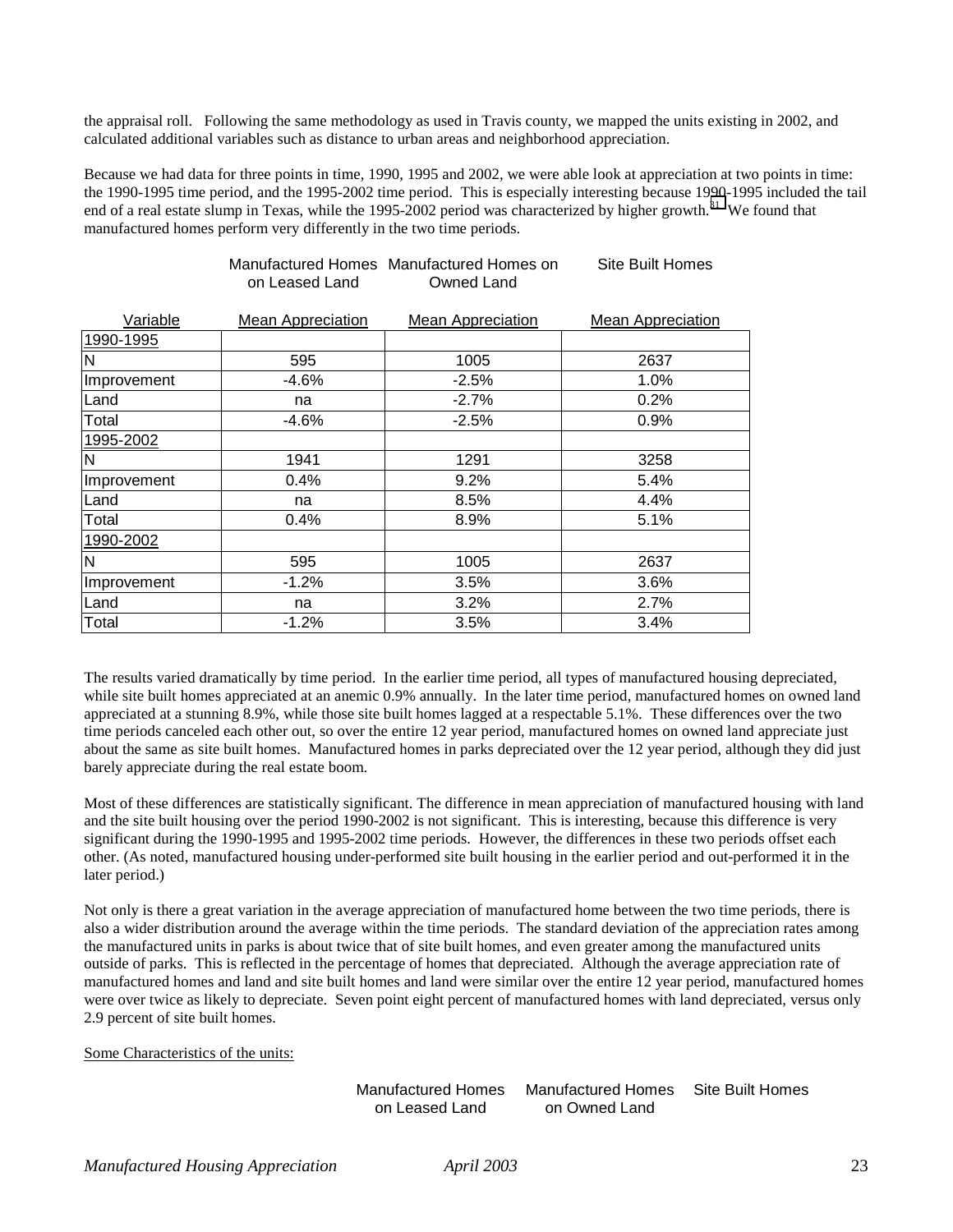the appraisal roll. Following the same methodology as used in Travis county, we mapped the units existing in 2002, and calculated additional variables such as distance to urban areas and neighborhood appreciation.

Because we had data for three points in time, 1990, 1995 and 2002, we were able look at appreciation at two points in time: the 1990-1995 time period, and the 1995-2002 time period. This is especially interesting because 1990-1995 included the tail end of a real estate slump in Texas, while the 1995-2002 period was characterized by higher growth.[31] We found that manufactured homes perform very differently in the two time periods.

| | Manufactured Homes on Leased Land | Manufactured Homes on Owned Land | Site Built Homes |
|---|---|---|---|
| Variable | Mean Appreciation | Mean Appreciation | Mean Appreciation |
| 1990-1995 | | | |
| N | 595 | 1005 | 2637 |
| Improvement | -4.6% | -2.5% | 1.0% |
| Land | na | -2.7% | 0.2% |
| Total | -4.6% | -2.5% | 0.9% |
| 1995-2002 | | | |
| N | 1941 | 1291 | 3258 |
| Improvement | 0.4% | 9.2% | 5.4% |
| Land | na | 8.5% | 4.4% |
| Total | 0.4% | 8.9% | 5.1% |
| 1990-2002 | | | |
| N | 595 | 1005 | 2637 |
| Improvement | -1.2% | 3.5% | 3.6% |
| Land | na | 3.2% | 2.7% |
| Total | -1.2% | 3.5% | 3.4% |

The results varied dramatically by time period. In the earlier time period, all types of manufactured housing depreciated, while site built homes appreciated at an anemic 0.9% annually. In the later time period, manufactured homes on owned land appreciated at a stunning 8.9%, while those site built homes lagged at a respectable 5.1%. These differences over the two time periods canceled each other out, so over the entire 12 year period, manufactured homes on owned land appreciate just about the same as site built homes. Manufactured homes in parks depreciated over the 12 year period, although they did just barely appreciate during the real estate boom.

Most of these differences are statistically significant. The difference in mean appreciation of manufactured housing with land and the site built housing over the period 1990-2002 is not significant. This is interesting, because this difference is very significant during the 1990-1995 and 1995-2002 time periods. However, the differences in these two periods offset each other. (As noted, manufactured housing under-performed site built housing in the earlier period and out-performed it in the later period.)

Not only is there a great variation in the average appreciation of manufactured home between the two time periods, there is also a wider distribution around the average within the time periods. The standard deviation of the appreciation rates among the manufactured units in parks is about twice that of site built homes, and even greater among the manufactured units outside of parks. This is reflected in the percentage of homes that depreciated. Although the average appreciation rate of manufactured homes and land and site built homes and land were similar over the entire 12 year period, manufactured homes were over twice as likely to depreciate. Seven point eight percent of manufactured homes with land depreciated, versus only 2.9 percent of site built homes.

Some Characteristics of the units:

| | Manufactured Homes on Leased Land | Manufactured Homes on Owned Land | Site Built Homes |
|---|---|---|---|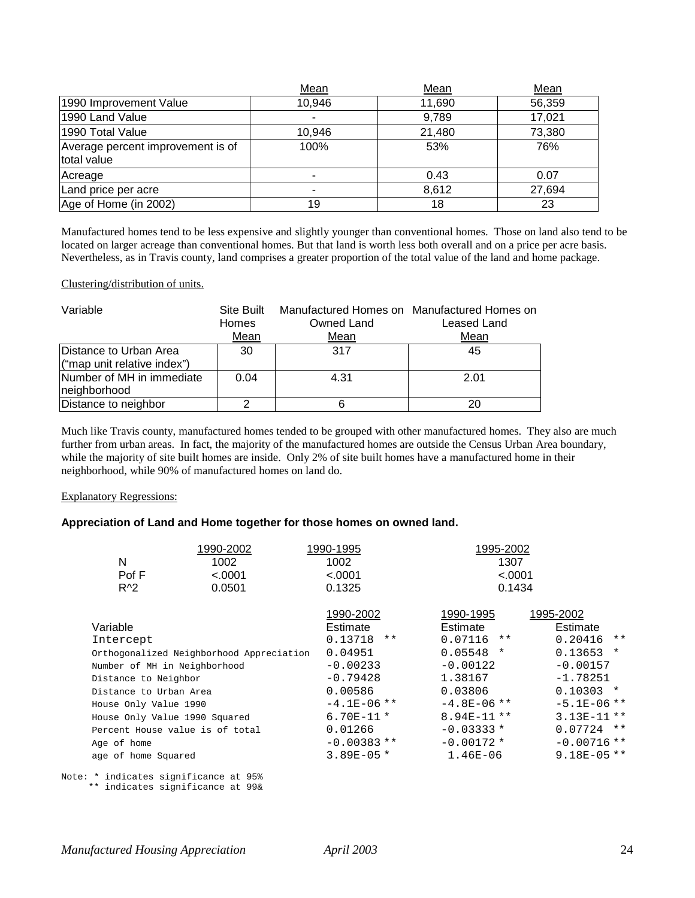| | Mean | Mean | Mean |
|---|---|---|---|
| 1990 Improvement Value | 10,946 | 11,690 | 56,359 |
| 1990 Land Value | - | 9,789 | 17,021 |
| 1990 Total Value | 10,946 | 21,480 | 73,380 |
| Average percent improvement is of total value | 100% | 53% | 76% |
| Acreage | - | 0.43 | 0.07 |
| Land price per acre | - | 8,612 | 27,694 |
| Age of Home (in 2002) | 19 | 18 | 23 |

Manufactured homes tend to be less expensive and slightly younger than conventional homes. Those on land also tend to be located on larger acreage than conventional homes. But that land is worth less both overall and on a price per acre basis. Nevertheless, as in Travis county, land comprises a greater proportion of the total value of the land and home package.

Clustering/distribution of units.

| Variable | Site Built Homes Mean | Manufactured Homes on Owned Land Mean | Manufactured Homes on Leased Land Mean |
|---|---|---|---|
| Distance to Urban Area ("map unit relative index") | 30 | 317 | 45 |
| Number of MH in immediate neighborhood | 0.04 | 4.31 | 2.01 |
| Distance to neighbor | 2 | 6 | 20 |

Much like Travis county, manufactured homes tended to be grouped with other manufactured homes. They also are much further from urban areas. In fact, the majority of the manufactured homes are outside the Census Urban Area boundary, while the majority of site built homes are inside. Only 2% of site built homes have a manufactured home in their neighborhood, while 90% of manufactured homes on land do.

Explanatory Regressions:

**Appreciation of Land and Home together for those homes on owned land.**

| | 1990-2002 | 1990-1995 | 1995-2002 |
|---|---|---|---|
| N | 1002 | 1002 | 1307 |
| Pof F | <.0001 | <.0001 | <.0001 |
| $R^2$ | 0.0501 | 0.1325 | 0.1434 |

| Variable | 1990-2002 Estimate | 1990-1995 Estimate | 1995-2002 Estimate |
|---|---|---|---|
| Intercept | 0.13718 ** | 0.07116 ** | 0.20416 ** |
| Orthogonalized Neighborhood Appreciation | 0.04951 | 0.05548 * | 0.13653 * |
| Number of MH in Neighborhood | -0.00233 | -0.00122 | -0.00157 |
| Distance to Neighbor | -0.79428 | 1.38167 | -1.78251 |
| Distance to Urban Area | 0.00586 | 0.03806 | 0.10303 * |
| House Only Value 1990 | -4.1E-06 ** | -4.8E-06 ** | -5.1E-06 ** |
| House Only Value 1990 Squared | 6.70E-11 * | 8.94E-11 ** | 3.13E-11 ** |
| Percent House value is of total | 0.01266 | -0.03333 * | 0.07724 ** |
| Age of home | -0.00383 ** | -0.00172 * | -0.00716 ** |
| age of home Squared | 3.89E-05 * | 1.46E-06 | 9.18E-05 ** |

Note: * indicates significance at 95%
** indicates significance at 99&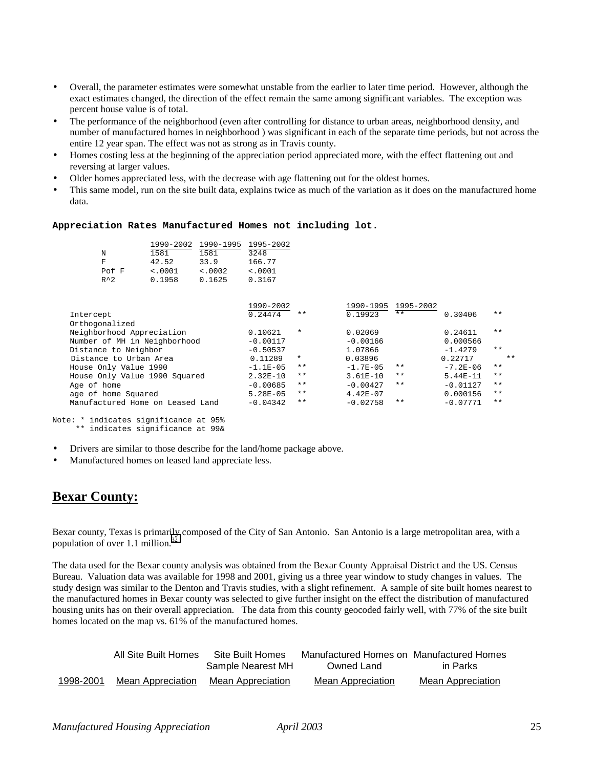- Overall, the parameter estimates were somewhat unstable from the earlier to later time period. However, although the exact estimates changed, the direction of the effect remain the same among significant variables. The exception was percent house value is of total.
- The performance of the neighborhood (even after controlling for distance to urban areas, neighborhood density, and number of manufactured homes in neighborhood ) was significant in each of the separate time periods, but not across the entire 12 year span. The effect was not as strong as in Travis county.
- Homes costing less at the beginning of the appreciation period appreciated more, with the effect flattening out and reversing at larger values.
- Older homes appreciated less, with the decrease with age flattening out for the oldest homes.
- This same model, run on the site built data, explains twice as much of the variation as it does on the manufactured home data.

**Appreciation Rates Manufactured Homes not including lot.**

| | 1990-2002 | 1990-1995 | 1995-2002 |
|---|---|---|---|
| N | 1581 | 1581 | 3248 |
| F | 42.52 | 33.9 | 166.77 |
| Pof F | <.0001 | <.0002 | <.0001 |
| R^2 | 0.1958 | 0.1625 | 0.3167 |

| | 1990-2002 | | 1990-1995 | | 1995-2002 | |
|---|---|---|---|---|---|---|
| Intercept | 0.24474 | ** | 0.19923 | ** | 0.30406 | ** |
| Orthogonalized | | | | | | |
| Neighborhood Appreciation | 0.10621 | * | 0.02069 | | 0.24611 | ** |
| Number of MH in Neighborhood | -0.00117 | | -0.00166 | | 0.000566 | |
| Distance to Neighbor | -0.50537 | | 1.07866 | | -1.4279 | ** |
| Distance to Urban Area | 0.11289 | * | 0.03896 | | 0.22717 | ** |
| House Only Value 1990 | -1.1E-05 | ** | -1.7E-05 | ** | -7.2E-06 | ** |
| House Only Value 1990 Squared | 2.32E-10 | ** | 3.61E-10 | ** | 5.44E-11 | ** |
| Age of home | -0.00685 | ** | -0.00427 | ** | -0.01127 | ** |
| age of home Squared | 5.28E-05 | ** | 4.42E-07 | | 0.000156 | ** |
| Manufactured Home on Leased Land | -0.04342 | ** | -0.02758 | ** | -0.07771 | ** |

Note: * indicates significance at 95%
** indicates significance at 99&

- Drivers are similar to those describe for the land/home package above.
- Manufactured homes on leased land appreciate less.

## Bexar County:

Bexar county, Texas is primarily composed of the City of San Antonio. San Antonio is a large metropolitan area, with a population of over 1.1 million.[32]

The data used for the Bexar county analysis was obtained from the Bexar County Appraisal District and the US. Census Bureau. Valuation data was available for 1998 and 2001, giving us a three year window to study changes in values. The study design was similar to the Denton and Travis studies, with a slight refinement. A sample of site built homes nearest to the manufactured homes in Bexar county was selected to give further insight on the effect the distribution of manufactured housing units has on their overall appreciation. The data from this county geocoded fairly well, with 77% of the site built homes located on the map vs. 61% of the manufactured homes.

| | All Site Built Homes | Site Built Homes Sample Nearest MH | Manufactured Homes on Owned Land | Manufactured Homes in Parks |
|---|---|---|---|---|
| 1998-2001 | Mean Appreciation | Mean Appreciation | Mean Appreciation | Mean Appreciation |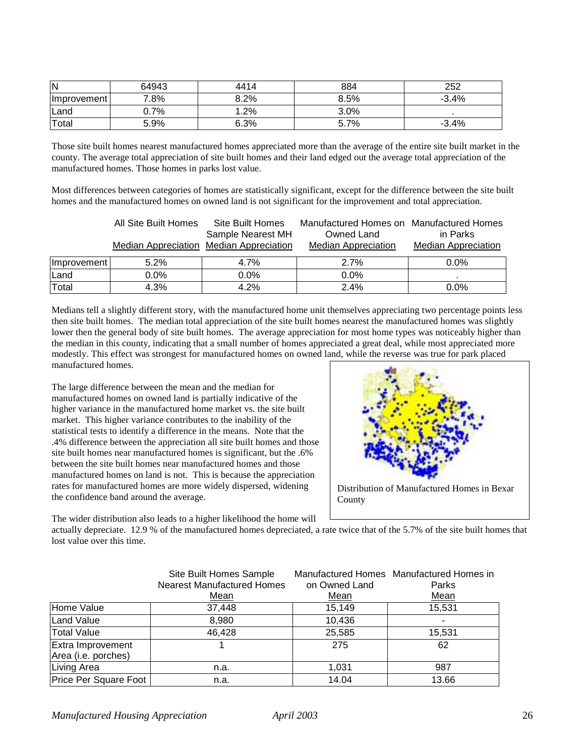| N | 64943 | 4414 | 884 | 252 |
|---|---|---|---|---|
| Improvement | 7.8% | 8.2% | 8.5% | -3.4% |
| Land | 0.7% | 1.2% | 3.0% | . |
| Total | 5.9% | 6.3% | 5.7% | -3.4% |

Those site built homes nearest manufactured homes appreciated more than the average of the entire site built market in the county. The average total appreciation of site built homes and their land edged out the average total appreciation of the manufactured homes. Those homes in parks lost value.

Most differences between categories of homes are statistically significant, except for the difference between the site built homes and the manufactured homes on owned land is not significant for the improvement and total appreciation.

| | All Site Built Homes Median Appreciation | Site Built Homes Sample Nearest MH Median Appreciation | Manufactured Homes on Owned Land Median Appreciation | Manufactured Homes in Parks Median Appreciation |
|---|---|---|---|---|
| Improvement | 5.2% | 4.7% | 2.7% | 0.0% |
| Land | 0.0% | 0.0% | 0.0% | . |
| Total | 4.3% | 4.2% | 2.4% | 0.0% |

Medians tell a slightly different story, with the manufactured home unit themselves appreciating two percentage points less then site built homes. The median total appreciation of the site built homes nearest the manufactured homes was slightly lower then the general body of site built homes. The average appreciation for most home types was noticeably higher than the median in this county, indicating that a small number of homes appreciated a great deal, while most appreciated more modestly. This effect was strongest for manufactured homes on owned land, while the reverse was true for park placed manufactured homes.

The large difference between the mean and the median for manufactured homes on owned land is partially indicative of the higher variance in the manufactured home market vs. the site built market. This higher variance contributes to the inability of the statistical tests to identify a difference in the means. Note that the .4% difference between the appreciation all site built homes and those site built homes near manufactured homes is significant, but the .6% between the site built homes near manufactured homes and those manufactured homes on land is not. This is because the appreciation rates for manufactured homes are more widely dispersed, widening the confidence band around the average.

Distribution of Manufactured Homes in Bexar County

The wider distribution also leads to a higher likelihood the home will actually depreciate. 12.9 % of the manufactured homes depreciated, a rate twice that of the 5.7% of the site built homes that lost value over this time.

| | Site Built Homes Sample Nearest Manufactured Homes Mean | Manufactured Homes on Owned Land Mean | Manufactured Homes in Parks Mean |
|---|---|---|---|
| Home Value | 37,448 | 15,149 | 15,531 |
| Land Value | 8,980 | 10,436 | - |
| Total Value | 46,428 | 25,585 | 15,531 |
| Extra Improvement Area (i.e. porches) | 1 | 275 | 62 |
| Living Area | n.a. | 1,031 | 987 |
| Price Per Square Foot | n.a. | 14.04 | 13.66 |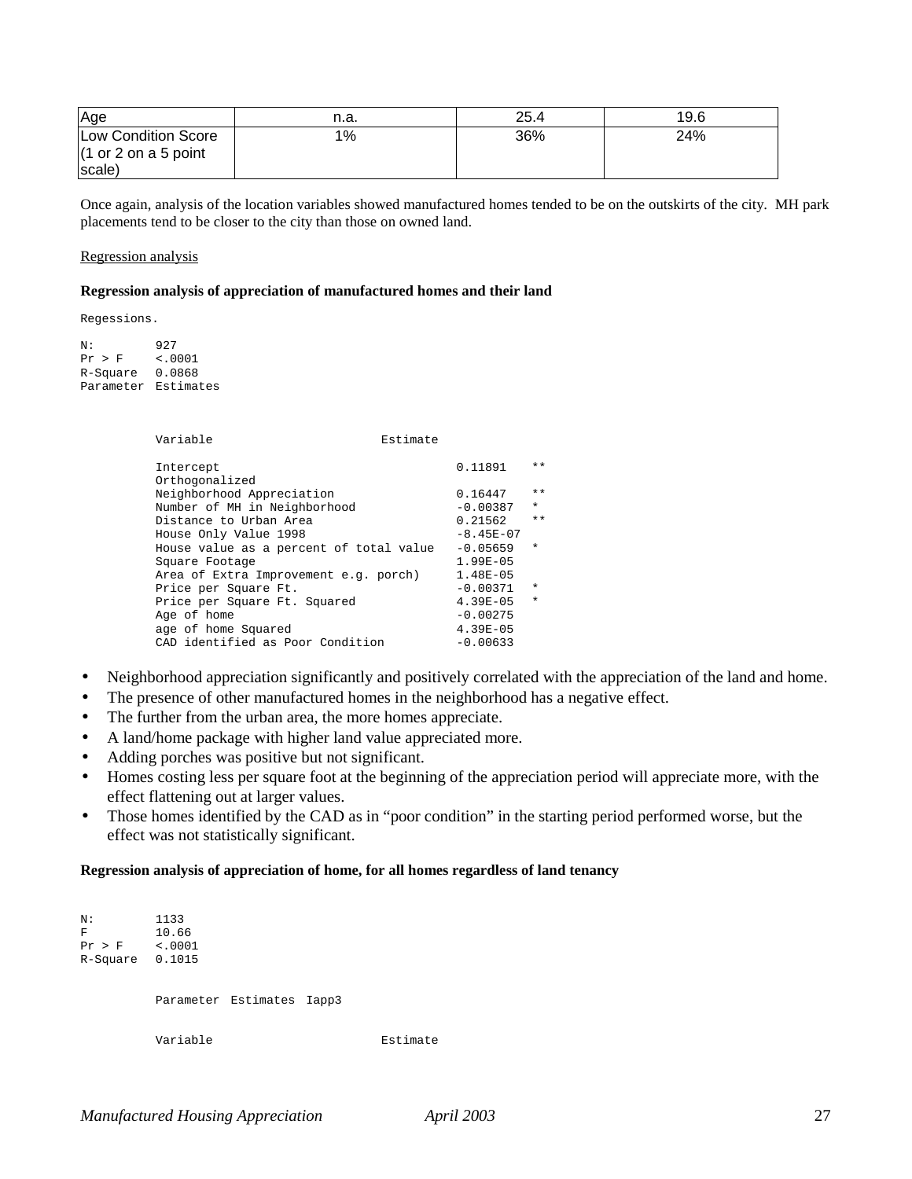| Age | n.a. | 25.4 | 19.6 |
|---|---|---|---|
| Low Condition Score (1 or 2 on a 5 point scale) | 1% | 36% | 24% |

Once again, analysis of the location variables showed manufactured homes tended to be on the outskirts of the city. MH park placements tend to be closer to the city than those on owned land.

Regression analysis

**Regression analysis of appreciation of manufactured homes and their land**

```
Regessions.

N:         927
Pr > F     <.0001
R-Square   0.0868
Parameter  Estimates



          Variable                       Estimate

          Intercept                                0.11891    **
          Orthogonalized
          Neighborhood Appreciation                0.16447    **
          Number of MH in Neighborhood            -0.00387    *
          Distance to Urban Area                   0.21562    **
          House Only Value 1998                   -8.45E-07
          House value as a percent of total value -0.05659    *
          Square Footage                           1.99E-05
          Area of Extra Improvement e.g. porch)    1.48E-05
          Price per Square Ft.                    -0.00371    *
          Price per Square Ft. Squared             4.39E-05   *
          Age of home                             -0.00275
          age of home Squared                      4.39E-05
          CAD identified as Poor Condition        -0.00633
```

- Neighborhood appreciation significantly and positively correlated with the appreciation of the land and home.
- The presence of other manufactured homes in the neighborhood has a negative effect.
- The further from the urban area, the more homes appreciate.
- A land/home package with higher land value appreciated more.
- Adding porches was positive but not significant.
- Homes costing less per square foot at the beginning of the appreciation period will appreciate more, with the effect flattening out at larger values.
- Those homes identified by the CAD as in "poor condition" in the starting period performed worse, but the effect was not statistically significant.

**Regression analysis of appreciation of home, for all homes regardless of land tenancy**

```
N:         1133
F          10.66
Pr > F     <.0001
R-Square   0.1015


          Parameter  Estimates  Iapp3


          Variable                       Estimate
```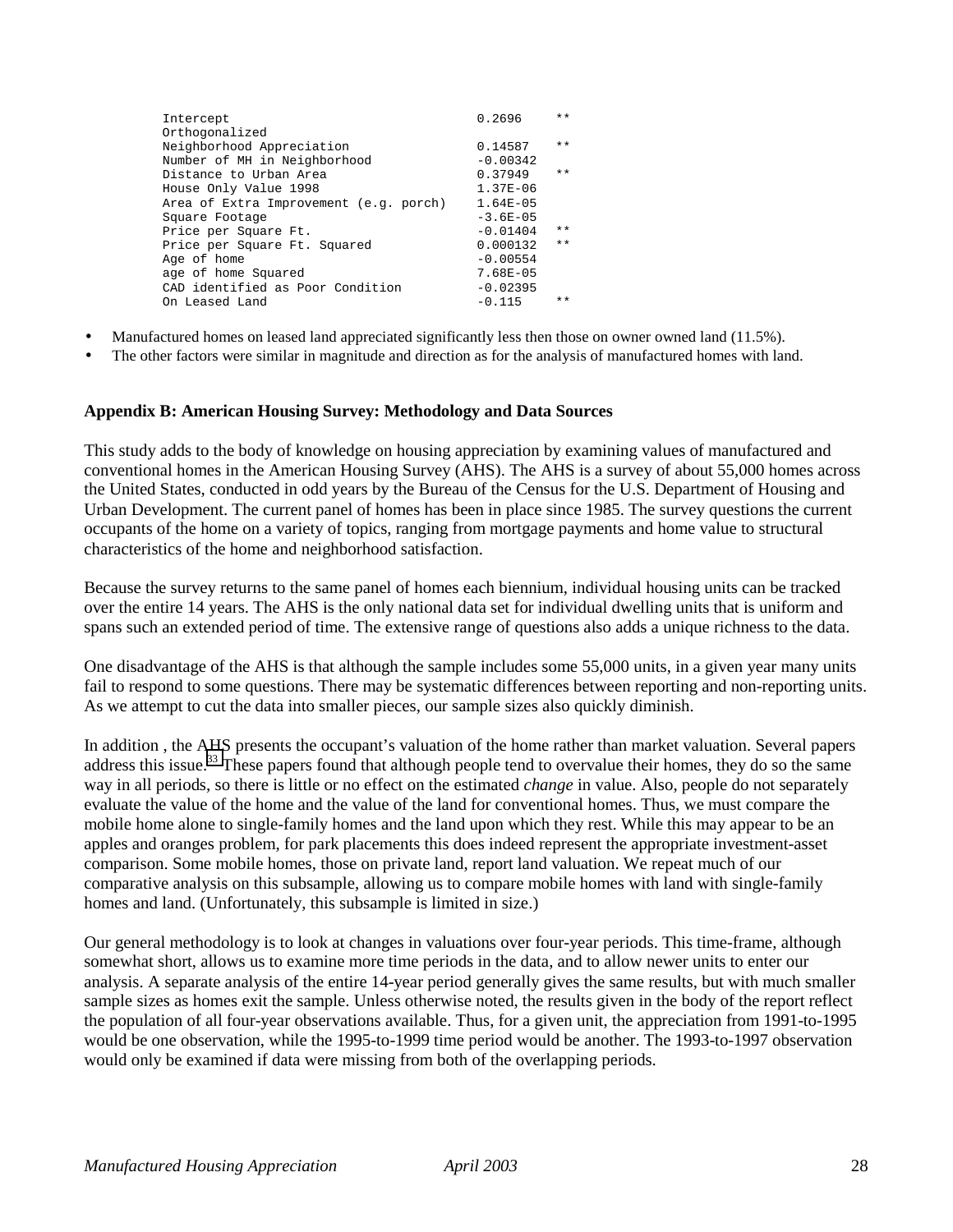| Variable | Coefficient | Significance |
| --- | --- | --- |
| Intercept | 0.2696 | ** |
| Orthogonalized | | |
| Neighborhood Appreciation | 0.14587 | ** |
| Number of MH in Neighborhood | -0.00342 | |
| Distance to Urban Area | 0.37949 | ** |
| House Only Value 1998 | 1.37E-06 | |
| Area of Extra Improvement (e.g. porch) | 1.64E-05 | |
| Square Footage | -3.6E-05 | |
| Price per Square Ft. | -0.01404 | ** |
| Price per Square Ft. Squared | 0.000132 | ** |
| Age of home | -0.00554 | |
| age of home Squared | 7.68E-05 | |
| CAD identified as Poor Condition | -0.02395 | |
| On Leased Land | -0.115 | ** |

- Manufactured homes on leased land appreciated significantly less then those on owner owned land (11.5%).
- The other factors were similar in magnitude and direction as for the analysis of manufactured homes with land.

## Appendix B: American Housing Survey: Methodology and Data Sources

This study adds to the body of knowledge on housing appreciation by examining values of manufactured and conventional homes in the American Housing Survey (AHS). The AHS is a survey of about 55,000 homes across the United States, conducted in odd years by the Bureau of the Census for the U.S. Department of Housing and Urban Development. The current panel of homes has been in place since 1985. The survey questions the current occupants of the home on a variety of topics, ranging from mortgage payments and home value to structural characteristics of the home and neighborhood satisfaction.

Because the survey returns to the same panel of homes each biennium, individual housing units can be tracked over the entire 14 years. The AHS is the only national data set for individual dwelling units that is uniform and spans such an extended period of time. The extensive range of questions also adds a unique richness to the data.

One disadvantage of the AHS is that although the sample includes some 55,000 units, in a given year many units fail to respond to some questions. There may be systematic differences between reporting and non-reporting units. As we attempt to cut the data into smaller pieces, our sample sizes also quickly diminish.

In addition , the AHS presents the occupant's valuation of the home rather than market valuation. Several papers address this issue.[33] These papers found that although people tend to overvalue their homes, they do so the same way in all periods, so there is little or no effect on the estimated *change* in value. Also, people do not separately evaluate the value of the home and the value of the land for conventional homes. Thus, we must compare the mobile home alone to single-family homes and the land upon which they rest. While this may appear to be an apples and oranges problem, for park placements this does indeed represent the appropriate investment-asset comparison. Some mobile homes, those on private land, report land valuation. We repeat much of our comparative analysis on this subsample, allowing us to compare mobile homes with land with single-family homes and land. (Unfortunately, this subsample is limited in size.)

Our general methodology is to look at changes in valuations over four-year periods. This time-frame, although somewhat short, allows us to examine more time periods in the data, and to allow newer units to enter our analysis. A separate analysis of the entire 14-year period generally gives the same results, but with much smaller sample sizes as homes exit the sample. Unless otherwise noted, the results given in the body of the report reflect the population of all four-year observations available. Thus, for a given unit, the appreciation from 1991-to-1995 would be one observation, while the 1995-to-1999 time period would be another. The 1993-to-1997 observation would only be examined if data were missing from both of the overlapping periods.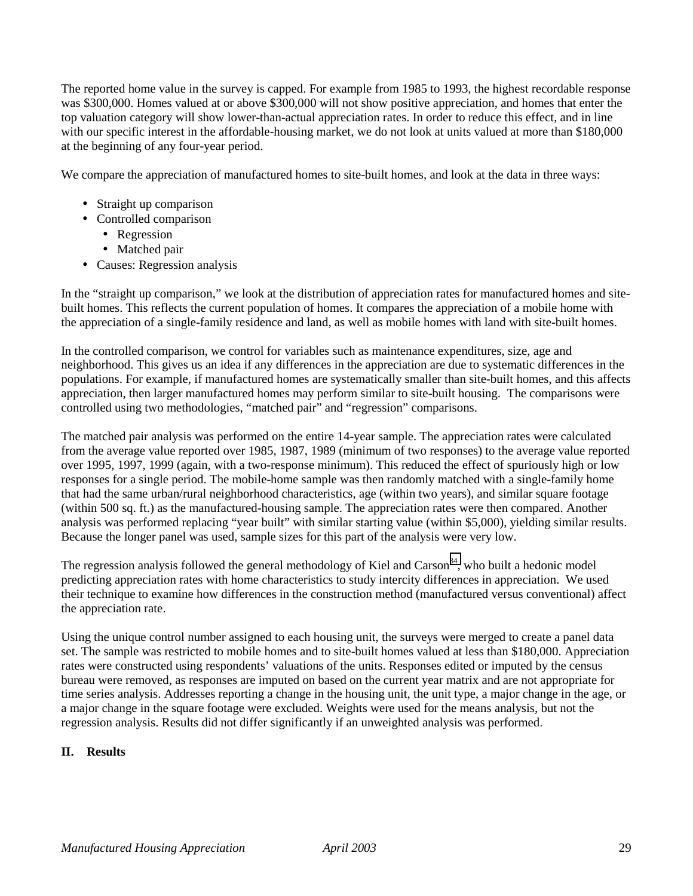The reported home value in the survey is capped. For example from 1985 to 1993, the highest recordable response was $300,000. Homes valued at or above $300,000 will not show positive appreciation, and homes that enter the top valuation category will show lower-than-actual appreciation rates. In order to reduce this effect, and in line with our specific interest in the affordable-housing market, we do not look at units valued at more than $180,000 at the beginning of any four-year period.

We compare the appreciation of manufactured homes to site-built homes, and look at the data in three ways:

- Straight up comparison
- Controlled comparison
  - Regression
  - Matched pair
- Causes: Regression analysis

In the "straight up comparison," we look at the distribution of appreciation rates for manufactured homes and site-built homes. This reflects the current population of homes. It compares the appreciation of a mobile home with the appreciation of a single-family residence and land, as well as mobile homes with land with site-built homes.

In the controlled comparison, we control for variables such as maintenance expenditures, size, age and neighborhood. This gives us an idea if any differences in the appreciation are due to systematic differences in the populations. For example, if manufactured homes are systematically smaller than site-built homes, and this affects appreciation, then larger manufactured homes may perform similar to site-built housing. The comparisons were controlled using two methodologies, "matched pair" and "regression" comparisons.

The matched pair analysis was performed on the entire 14-year sample. The appreciation rates were calculated from the average value reported over 1985, 1987, 1989 (minimum of two responses) to the average value reported over 1995, 1997, 1999 (again, with a two-response minimum). This reduced the effect of spuriously high or low responses for a single period. The mobile-home sample was then randomly matched with a single-family home that had the same urban/rural neighborhood characteristics, age (within two years), and similar square footage (within 500 sq. ft.) as the manufactured-housing sample. The appreciation rates were then compared. Another analysis was performed replacing "year built" with similar starting value (within $5,000), yielding similar results. Because the longer panel was used, sample sizes for this part of the analysis were very low.

The regression analysis followed the general methodology of Kiel and Carson[34], who built a hedonic model predicting appreciation rates with home characteristics to study intercity differences in appreciation. We used their technique to examine how differences in the construction method (manufactured versus conventional) affect the appreciation rate.

Using the unique control number assigned to each housing unit, the surveys were merged to create a panel data set. The sample was restricted to mobile homes and to site-built homes valued at less than $180,000. Appreciation rates were constructed using respondents' valuations of the units. Responses edited or imputed by the census bureau were removed, as responses are imputed on based on the current year matrix and are not appropriate for time series analysis. Addresses reporting a change in the housing unit, the unit type, a major change in the age, or a major change in the square footage were excluded. Weights were used for the means analysis, but not the regression analysis. Results did not differ significantly if an unweighted analysis was performed.

## II. Results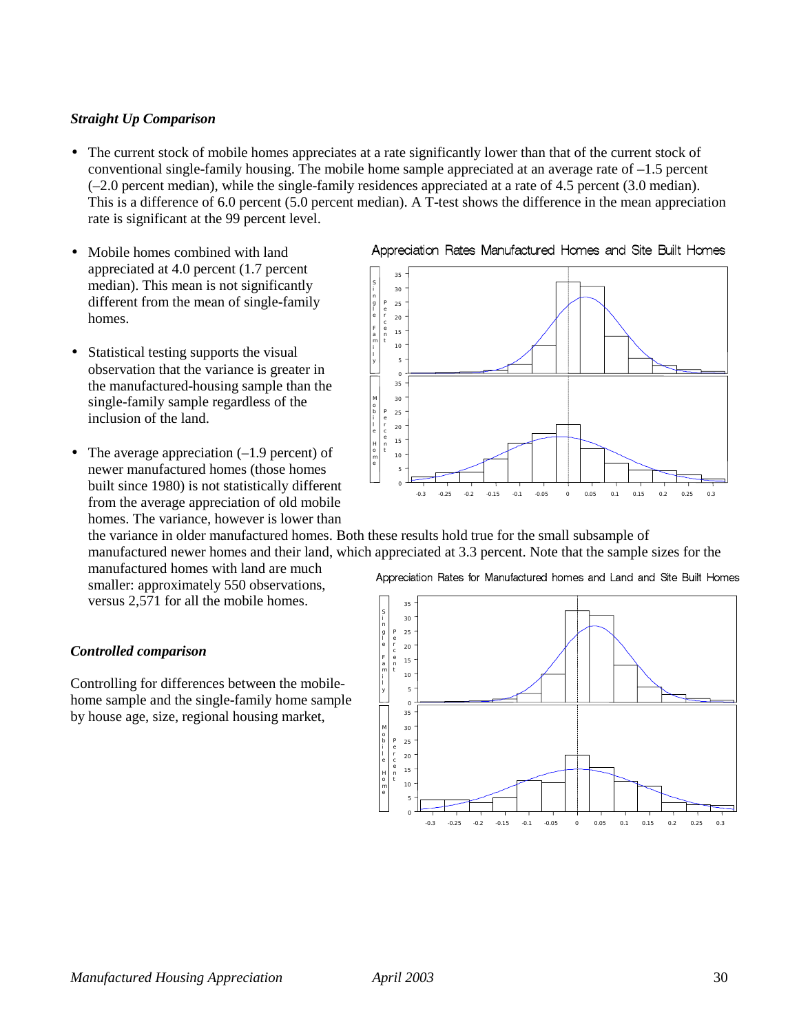### *Straight Up Comparison*

- The current stock of mobile homes appreciates at a rate significantly lower than that of the current stock of conventional single-family housing. The mobile home sample appreciated at an average rate of –1.5 percent (–2.0 percent median), while the single-family residences appreciated at a rate of 4.5 percent (3.0 median). This is a difference of 6.0 percent (5.0 percent median). A T-test shows the difference in the mean appreciation rate is significant at the 99 percent level.

- Mobile homes combined with land appreciated at 4.0 percent (1.7 percent median). This mean is not significantly different from the mean of single-family homes.

- Statistical testing supports the visual observation that the variance is greater in the manufactured-housing sample than the single-family sample regardless of the inclusion of the land.

- The average appreciation (–1.9 percent) of newer manufactured homes (those homes built since 1980) is not statistically different from the average appreciation of old mobile homes. The variance, however is lower than the variance in older manufactured homes. Both these results hold true for the small subsample of manufactured newer homes and their land, which appreciated at 3.3 percent. Note that the sample sizes for the manufactured homes with land are much smaller: approximately 550 observations, versus 2,571 for all the mobile homes.

Appreciation Rates Manufactured Homes and Site Built Homes

Appreciation Rates for Manufactured homes and Land and Site Built Homes

### *Controlled comparison*

Controlling for differences between the mobile-home sample and the single-family home sample by house age, size, regional housing market,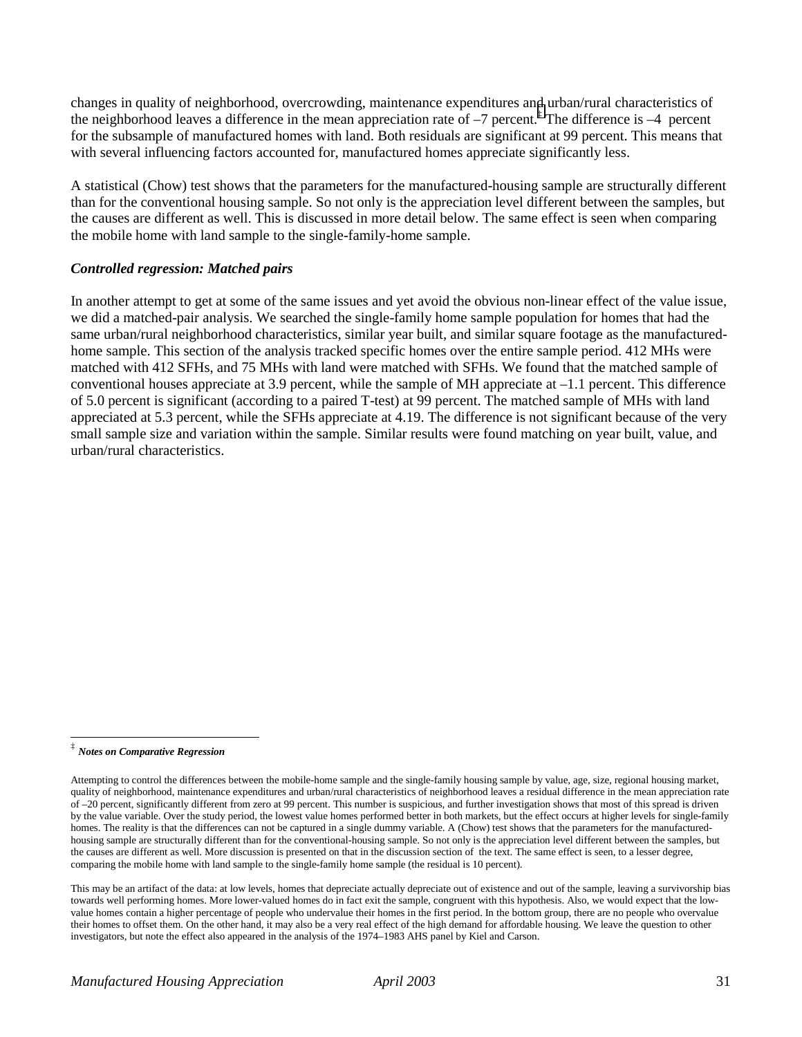changes in quality of neighborhood, overcrowding, maintenance expenditures and urban/rural characteristics of the neighborhood leaves a difference in the mean appreciation rate of –7 percent.[‡] The difference is –4 percent for the subsample of manufactured homes with land. Both residuals are significant at 99 percent. This means that with several influencing factors accounted for, manufactured homes appreciate significantly less.

A statistical (Chow) test shows that the parameters for the manufactured-housing sample are structurally different than for the conventional housing sample. So not only is the appreciation level different between the samples, but the causes are different as well. This is discussed in more detail below. The same effect is seen when comparing the mobile home with land sample to the single-family-home sample.

### *Controlled regression: Matched pairs*

In another attempt to get at some of the same issues and yet avoid the obvious non-linear effect of the value issue, we did a matched-pair analysis. We searched the single-family home sample population for homes that had the same urban/rural neighborhood characteristics, similar year built, and similar square footage as the manufactured-home sample. This section of the analysis tracked specific homes over the entire sample period. 412 MHs were matched with 412 SFHs, and 75 MHs with land were matched with SFHs. We found that the matched sample of conventional houses appreciate at 3.9 percent, while the sample of MH appreciate at –1.1 percent. This difference of 5.0 percent is significant (according to a paired T-test) at 99 percent. The matched sample of MHs with land appreciated at 5.3 percent, while the SFHs appreciate at 4.19. The difference is not significant because of the very small sample size and variation within the sample. Similar results were found matching on year built, value, and urban/rural characteristics.

---

[‡] ***Notes on Comparative Regression***

Attempting to control the differences between the mobile-home sample and the single-family housing sample by value, age, size, regional housing market, quality of neighborhood, maintenance expenditures and urban/rural characteristics of neighborhood leaves a residual difference in the mean appreciation rate of –20 percent, significantly different from zero at 99 percent. This number is suspicious, and further investigation shows that most of this spread is driven by the value variable. Over the study period, the lowest value homes performed better in both markets, but the effect occurs at higher levels for single-family homes. The reality is that the differences can not be captured in a single dummy variable. A (Chow) test shows that the parameters for the manufactured-housing sample are structurally different than for the conventional-housing sample. So not only is the appreciation level different between the samples, but the causes are different as well. More discussion is presented on that in the discussion section of the text. The same effect is seen, to a lesser degree, comparing the mobile home with land sample to the single-family home sample (the residual is 10 percent).

This may be an artifact of the data: at low levels, homes that depreciate actually depreciate out of existence and out of the sample, leaving a survivorship bias towards well performing homes. More lower-valued homes do in fact exit the sample, congruent with this hypothesis. Also, we would expect that the low-value homes contain a higher percentage of people who undervalue their homes in the first period. In the bottom group, there are no people who overvalue their homes to offset them. On the other hand, it may also be a very real effect of the high demand for affordable housing. We leave the question to other investigators, but note the effect also appeared in the analysis of the 1974–1983 AHS panel by Kiel and Carson.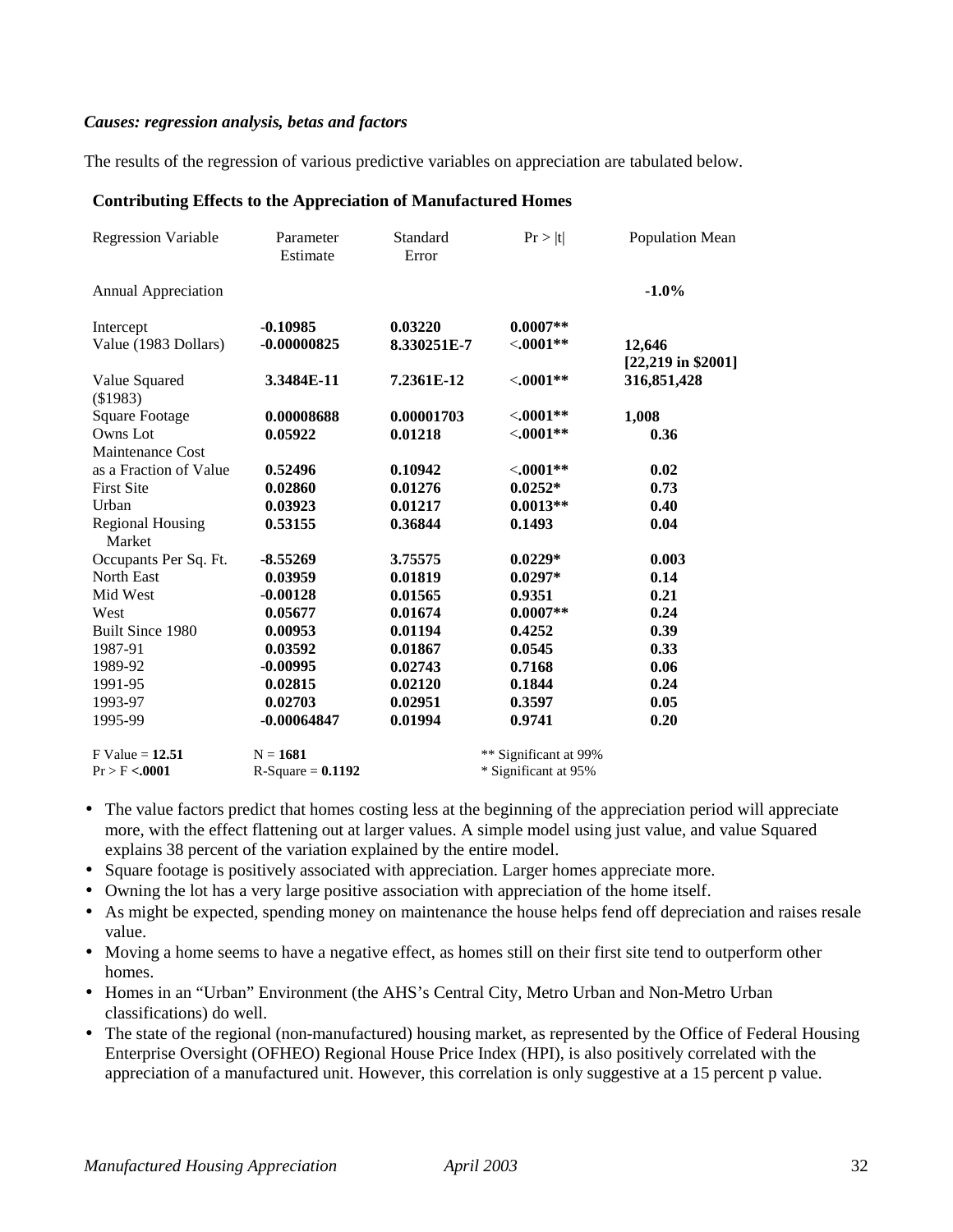***Causes: regression analysis, betas and factors***

The results of the regression of various predictive variables on appreciation are tabulated below.

**Contributing Effects to the Appreciation of Manufactured Homes**

| Regression Variable | Parameter Estimate | Standard Error | Pr > \|t\| | Population Mean |
|---|---|---|---|---|
| Annual Appreciation | | | | **-1.0%** |
| Intercept | **-0.10985** | **0.03220** | **0.0007\*\*** | |
| Value (1983 Dollars) | **-0.00000825** | **8.330251E-7** | **<.0001\*\*** | **12,646 [22,219 in $2001]** |
| Value Squared ($1983) | **3.3484E-11** | **7.2361E-12** | **<.0001\*\*** | **316,851,428** |
| Square Footage | **0.00008688** | **0.00001703** | **<.0001\*\*** | **1,008** |
| Owns Lot | **0.05922** | **0.01218** | **<.0001\*\*** | **0.36** |
| Maintenance Cost as a Fraction of Value | **0.52496** | **0.10942** | **<.0001\*\*** | **0.02** |
| First Site | **0.02860** | **0.01276** | **0.0252\*** | **0.73** |
| Urban | **0.03923** | **0.01217** | **0.0013\*\*** | **0.40** |
| Regional Housing Market | **0.53155** | **0.36844** | **0.1493** | **0.04** |
| Occupants Per Sq. Ft. | **-8.55269** | **3.75575** | **0.0229\*** | **0.003** |
| North East | **0.03959** | **0.01819** | **0.0297\*** | **0.14** |
| Mid West | **-0.00128** | **0.01565** | **0.9351** | **0.21** |
| West | **0.05677** | **0.01674** | **0.0007\*\*** | **0.24** |
| Built Since 1980 | **0.00953** | **0.01194** | **0.4252** | **0.39** |
| 1987-91 | **0.03592** | **0.01867** | **0.0545** | **0.33** |
| 1989-92 | **-0.00995** | **0.02743** | **0.7168** | **0.06** |
| 1991-95 | **0.02815** | **0.02120** | **0.1844** | **0.24** |
| 1993-97 | **0.02703** | **0.02951** | **0.3597** | **0.05** |
| 1995-99 | **-0.00064847** | **0.01994** | **0.9741** | **0.20** |

F Value = **12.51** N = **1681** ** Significant at 99%
Pr > F **<.0001** R-Square = **0.1192** * Significant at 95%

- The value factors predict that homes costing less at the beginning of the appreciation period will appreciate more, with the effect flattening out at larger values. A simple model using just value, and value Squared explains 38 percent of the variation explained by the entire model.
- Square footage is positively associated with appreciation. Larger homes appreciate more.
- Owning the lot has a very large positive association with appreciation of the home itself.
- As might be expected, spending money on maintenance the house helps fend off depreciation and raises resale value.
- Moving a home seems to have a negative effect, as homes still on their first site tend to outperform other homes.
- Homes in an "Urban" Environment (the AHS's Central City, Metro Urban and Non-Metro Urban classifications) do well.
- The state of the regional (non-manufactured) housing market, as represented by the Office of Federal Housing Enterprise Oversight (OFHEO) Regional House Price Index (HPI), is also positively correlated with the appreciation of a manufactured unit. However, this correlation is only suggestive at a 15 percent p value.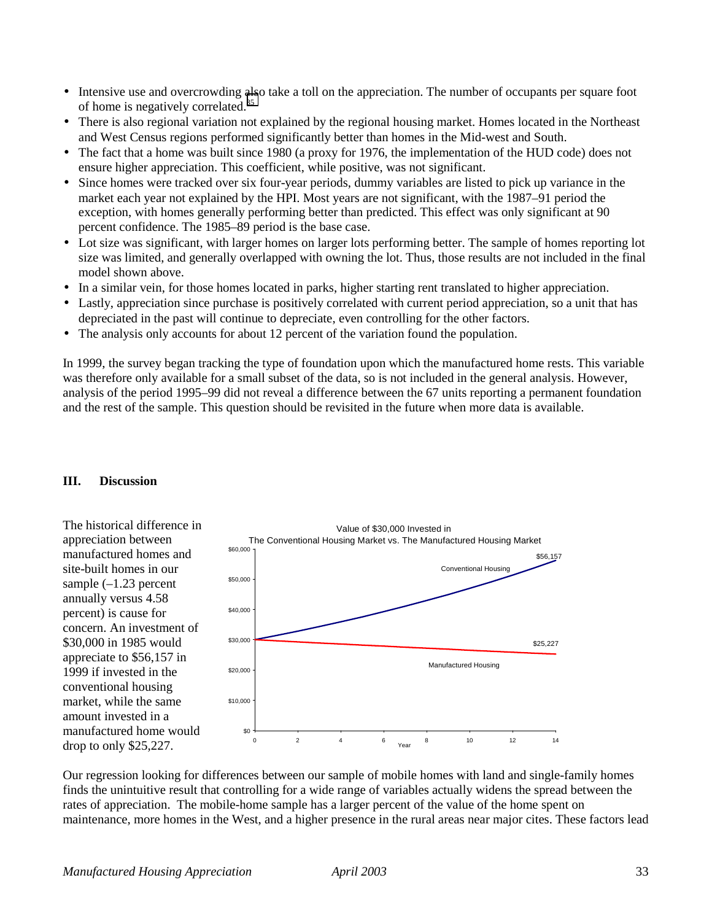- Intensive use and overcrowding also take a toll on the appreciation. The number of occupants per square foot of home is negatively correlated.[35]
- There is also regional variation not explained by the regional housing market. Homes located in the Northeast and West Census regions performed significantly better than homes in the Mid-west and South.
- The fact that a home was built since 1980 (a proxy for 1976, the implementation of the HUD code) does not ensure higher appreciation. This coefficient, while positive, was not significant.
- Since homes were tracked over six four-year periods, dummy variables are listed to pick up variance in the market each year not explained by the HPI. Most years are not significant, with the 1987–91 period the exception, with homes generally performing better than predicted. This effect was only significant at 90 percent confidence. The 1985–89 period is the base case.
- Lot size was significant, with larger homes on larger lots performing better. The sample of homes reporting lot size was limited, and generally overlapped with owning the lot. Thus, those results are not included in the final model shown above.
- In a similar vein, for those homes located in parks, higher starting rent translated to higher appreciation.
- Lastly, appreciation since purchase is positively correlated with current period appreciation, so a unit that has depreciated in the past will continue to depreciate, even controlling for the other factors.
- The analysis only accounts for about 12 percent of the variation found the population.

In 1999, the survey began tracking the type of foundation upon which the manufactured home rests. This variable was therefore only available for a small subset of the data, so is not included in the general analysis. However, analysis of the period 1995–99 did not reveal a difference between the 67 units reporting a permanent foundation and the rest of the sample. This question should be revisited in the future when more data is available.

## III. Discussion

The historical difference in appreciation between manufactured homes and site-built homes in our sample (–1.23 percent annually versus 4.58 percent) is cause for concern. An investment of $30,000 in 1985 would appreciate to $56,157 in 1999 if invested in the conventional housing market, while the same amount invested in a manufactured home would drop to only $25,227.

Value of $30,000 Invested in The Conventional Housing Market vs. The Manufactured Housing Market

Our regression looking for differences between our sample of mobile homes with land and single-family homes finds the unintuitive result that controlling for a wide range of variables actually widens the spread between the rates of appreciation. The mobile-home sample has a larger percent of the value of the home spent on maintenance, more homes in the West, and a higher presence in the rural areas near major cites. These factors lead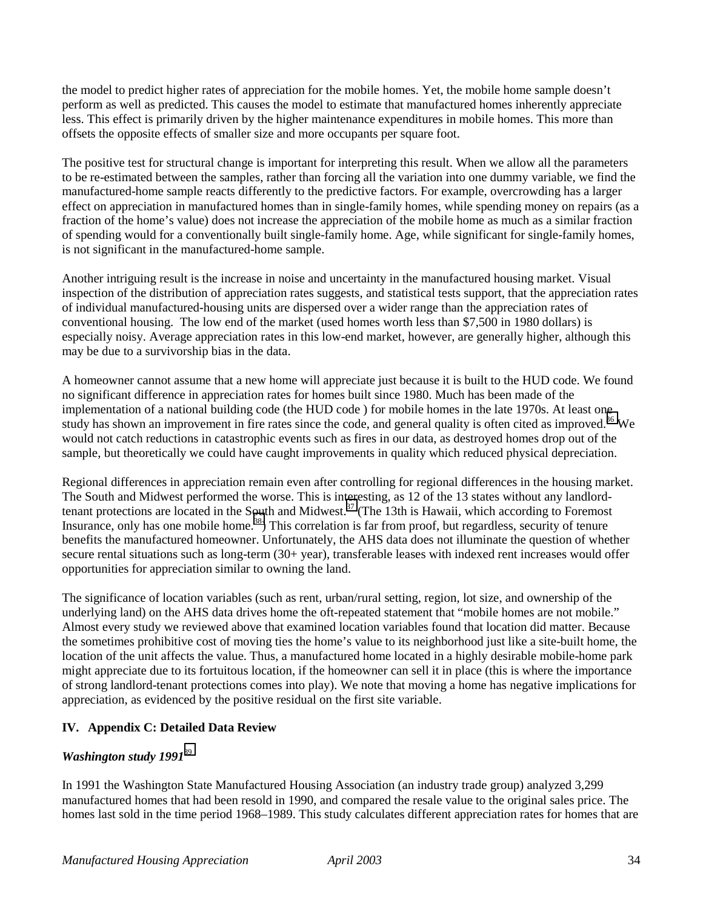the model to predict higher rates of appreciation for the mobile homes. Yet, the mobile home sample doesn't perform as well as predicted. This causes the model to estimate that manufactured homes inherently appreciate less. This effect is primarily driven by the higher maintenance expenditures in mobile homes. This more than offsets the opposite effects of smaller size and more occupants per square foot.

The positive test for structural change is important for interpreting this result. When we allow all the parameters to be re-estimated between the samples, rather than forcing all the variation into one dummy variable, we find the manufactured-home sample reacts differently to the predictive factors. For example, overcrowding has a larger effect on appreciation in manufactured homes than in single-family homes, while spending money on repairs (as a fraction of the home's value) does not increase the appreciation of the mobile home as much as a similar fraction of spending would for a conventionally built single-family home. Age, while significant for single-family homes, is not significant in the manufactured-home sample.

Another intriguing result is the increase in noise and uncertainty in the manufactured housing market. Visual inspection of the distribution of appreciation rates suggests, and statistical tests support, that the appreciation rates of individual manufactured-housing units are dispersed over a wider range than the appreciation rates of conventional housing. The low end of the market (used homes worth less than $7,500 in 1980 dollars) is especially noisy. Average appreciation rates in this low-end market, however, are generally higher, although this may be due to a survivorship bias in the data.

A homeowner cannot assume that a new home will appreciate just because it is built to the HUD code. We found no significant difference in appreciation rates for homes built since 1980. Much has been made of the implementation of a national building code (the HUD code ) for mobile homes in the late 1970s. At least one study has shown an improvement in fire rates since the code, and general quality is often cited as improved.[36] We would not catch reductions in catastrophic events such as fires in our data, as destroyed homes drop out of the sample, but theoretically we could have caught improvements in quality which reduced physical depreciation.

Regional differences in appreciation remain even after controlling for regional differences in the housing market. The South and Midwest performed the worse. This is interesting, as 12 of the 13 states without any landlord-tenant protections are located in the South and Midwest.[37] (The 13th is Hawaii, which according to Foremost Insurance, only has one mobile home.[38]) This correlation is far from proof, but regardless, security of tenure benefits the manufactured homeowner. Unfortunately, the AHS data does not illuminate the question of whether secure rental situations such as long-term (30+ year), transferable leases with indexed rent increases would offer opportunities for appreciation similar to owning the land.

The significance of location variables (such as rent, urban/rural setting, region, lot size, and ownership of the underlying land) on the AHS data drives home the oft-repeated statement that "mobile homes are not mobile." Almost every study we reviewed above that examined location variables found that location did matter. Because the sometimes prohibitive cost of moving ties the home's value to its neighborhood just like a site-built home, the location of the unit affects the value. Thus, a manufactured home located in a highly desirable mobile-home park might appreciate due to its fortuitous location, if the homeowner can sell it in place (this is where the importance of strong landlord-tenant protections comes into play). We note that moving a home has negative implications for appreciation, as evidenced by the positive residual on the first site variable.

## IV. Appendix C: Detailed Data Review

### *Washington study 1991*[39]

In 1991 the Washington State Manufactured Housing Association (an industry trade group) analyzed 3,299 manufactured homes that had been resold in 1990, and compared the resale value to the original sales price. The homes last sold in the time period 1968–1989. This study calculates different appreciation rates for homes that are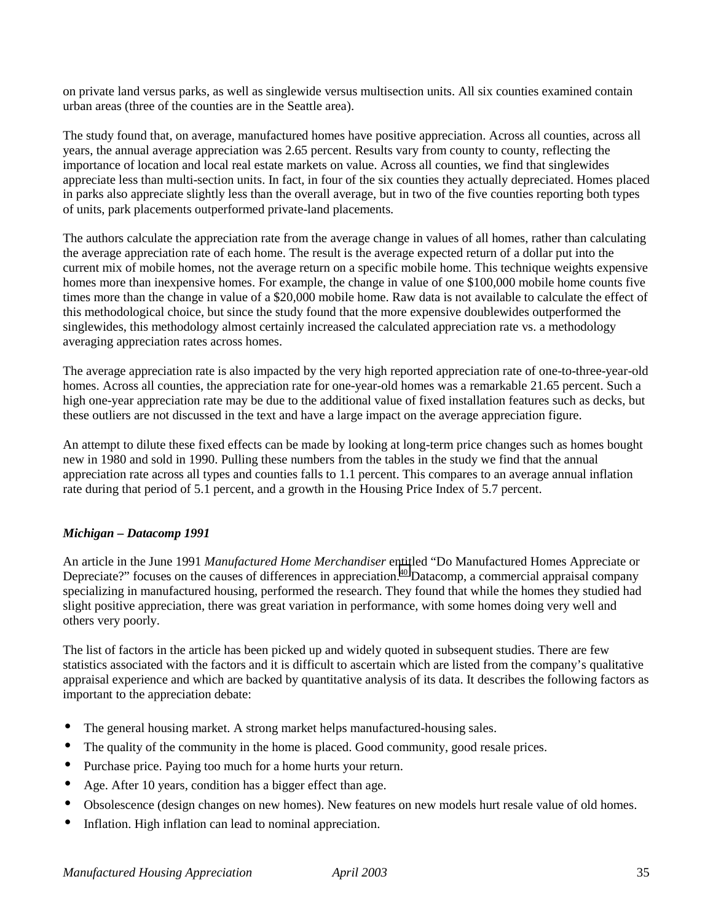on private land versus parks, as well as singlewide versus multisection units. All six counties examined contain urban areas (three of the counties are in the Seattle area).

The study found that, on average, manufactured homes have positive appreciation. Across all counties, across all years, the annual average appreciation was 2.65 percent. Results vary from county to county, reflecting the importance of location and local real estate markets on value. Across all counties, we find that singlewides appreciate less than multi-section units. In fact, in four of the six counties they actually depreciated. Homes placed in parks also appreciate slightly less than the overall average, but in two of the five counties reporting both types of units, park placements outperformed private-land placements.

The authors calculate the appreciation rate from the average change in values of all homes, rather than calculating the average appreciation rate of each home. The result is the average expected return of a dollar put into the current mix of mobile homes, not the average return on a specific mobile home. This technique weights expensive homes more than inexpensive homes. For example, the change in value of one $100,000 mobile home counts five times more than the change in value of a $20,000 mobile home. Raw data is not available to calculate the effect of this methodological choice, but since the study found that the more expensive doublewides outperformed the singlewides, this methodology almost certainly increased the calculated appreciation rate vs. a methodology averaging appreciation rates across homes.

The average appreciation rate is also impacted by the very high reported appreciation rate of one-to-three-year-old homes. Across all counties, the appreciation rate for one-year-old homes was a remarkable 21.65 percent. Such a high one-year appreciation rate may be due to the additional value of fixed installation features such as decks, but these outliers are not discussed in the text and have a large impact on the average appreciation figure.

An attempt to dilute these fixed effects can be made by looking at long-term price changes such as homes bought new in 1980 and sold in 1990. Pulling these numbers from the tables in the study we find that the annual appreciation rate across all types and counties falls to 1.1 percent. This compares to an average annual inflation rate during that period of 5.1 percent, and a growth in the Housing Price Index of 5.7 percent.

### *Michigan – Datacomp 1991*

An article in the June 1991 *Manufactured Home Merchandiser* entitled "Do Manufactured Homes Appreciate or Depreciate?" focuses on the causes of differences in appreciation.[40] Datacomp, a commercial appraisal company specializing in manufactured housing, performed the research. They found that while the homes they studied had slight positive appreciation, there was great variation in performance, with some homes doing very well and others very poorly.

The list of factors in the article has been picked up and widely quoted in subsequent studies. There are few statistics associated with the factors and it is difficult to ascertain which are listed from the company's qualitative appraisal experience and which are backed by quantitative analysis of its data. It describes the following factors as important to the appreciation debate:

- The general housing market. A strong market helps manufactured-housing sales.
- The quality of the community in the home is placed. Good community, good resale prices.
- Purchase price. Paying too much for a home hurts your return.
- Age. After 10 years, condition has a bigger effect than age.
- Obsolescence (design changes on new homes). New features on new models hurt resale value of old homes.
- Inflation. High inflation can lead to nominal appreciation.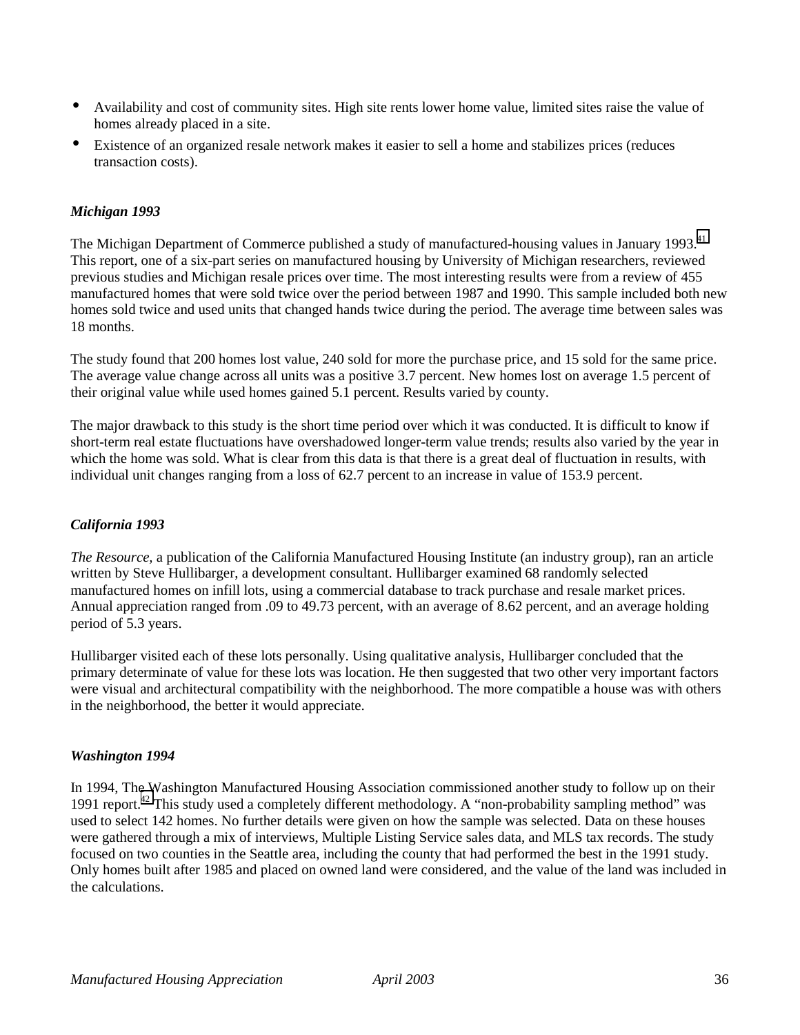- Availability and cost of community sites. High site rents lower home value, limited sites raise the value of homes already placed in a site.
- Existence of an organized resale network makes it easier to sell a home and stabilizes prices (reduces transaction costs).

### *Michigan 1993*

The Michigan Department of Commerce published a study of manufactured-housing values in January 1993.[41] This report, one of a six-part series on manufactured housing by University of Michigan researchers, reviewed previous studies and Michigan resale prices over time. The most interesting results were from a review of 455 manufactured homes that were sold twice over the period between 1987 and 1990. This sample included both new homes sold twice and used units that changed hands twice during the period. The average time between sales was 18 months.

The study found that 200 homes lost value, 240 sold for more the purchase price, and 15 sold for the same price. The average value change across all units was a positive 3.7 percent. New homes lost on average 1.5 percent of their original value while used homes gained 5.1 percent. Results varied by county.

The major drawback to this study is the short time period over which it was conducted. It is difficult to know if short-term real estate fluctuations have overshadowed longer-term value trends; results also varied by the year in which the home was sold. What is clear from this data is that there is a great deal of fluctuation in results, with individual unit changes ranging from a loss of 62.7 percent to an increase in value of 153.9 percent.

### *California 1993*

*The Resource,* a publication of the California Manufactured Housing Institute (an industry group), ran an article written by Steve Hullibarger, a development consultant. Hullibarger examined 68 randomly selected manufactured homes on infill lots, using a commercial database to track purchase and resale market prices. Annual appreciation ranged from .09 to 49.73 percent, with an average of 8.62 percent, and an average holding period of 5.3 years.

Hullibarger visited each of these lots personally. Using qualitative analysis, Hullibarger concluded that the primary determinate of value for these lots was location. He then suggested that two other very important factors were visual and architectural compatibility with the neighborhood. The more compatible a house was with others in the neighborhood, the better it would appreciate.

### *Washington 1994*

In 1994, The Washington Manufactured Housing Association commissioned another study to follow up on their 1991 report.[42] This study used a completely different methodology. A "non-probability sampling method" was used to select 142 homes. No further details were given on how the sample was selected. Data on these houses were gathered through a mix of interviews, Multiple Listing Service sales data, and MLS tax records. The study focused on two counties in the Seattle area, including the county that had performed the best in the 1991 study. Only homes built after 1985 and placed on owned land were considered, and the value of the land was included in the calculations.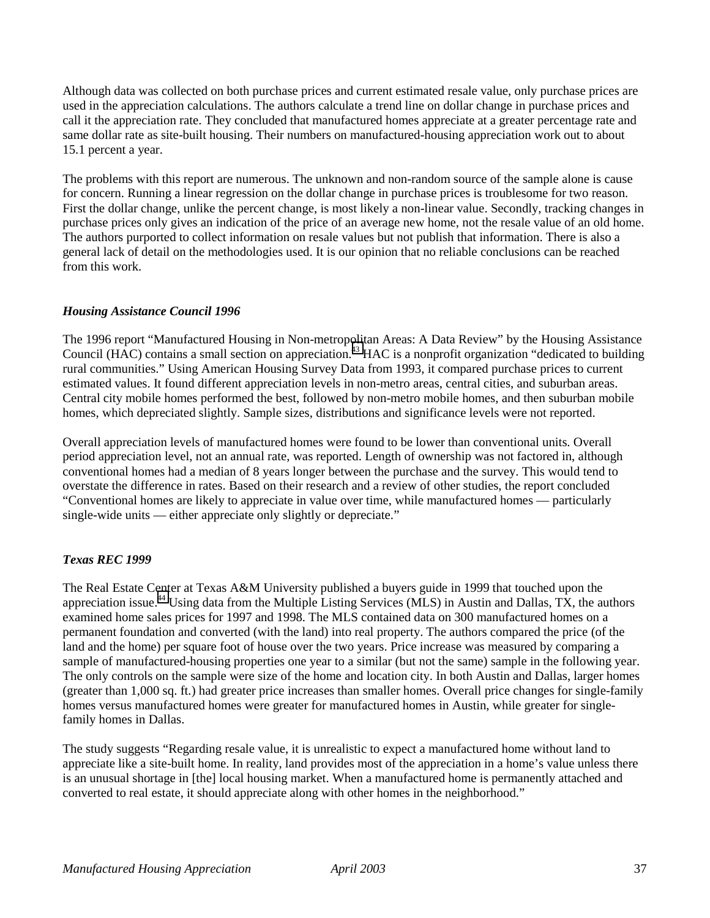Although data was collected on both purchase prices and current estimated resale value, only purchase prices are used in the appreciation calculations. The authors calculate a trend line on dollar change in purchase prices and call it the appreciation rate. They concluded that manufactured homes appreciate at a greater percentage rate and same dollar rate as site-built housing. Their numbers on manufactured-housing appreciation work out to about 15.1 percent a year.

The problems with this report are numerous. The unknown and non-random source of the sample alone is cause for concern. Running a linear regression on the dollar change in purchase prices is troublesome for two reason. First the dollar change, unlike the percent change, is most likely a non-linear value. Secondly, tracking changes in purchase prices only gives an indication of the price of an average new home, not the resale value of an old home. The authors purported to collect information on resale values but not publish that information. There is also a general lack of detail on the methodologies used. It is our opinion that no reliable conclusions can be reached from this work.

### *Housing Assistance Council 1996*

The 1996 report "Manufactured Housing in Non-metropolitan Areas: A Data Review" by the Housing Assistance Council (HAC) contains a small section on appreciation.[43] HAC is a nonprofit organization "dedicated to building rural communities." Using American Housing Survey Data from 1993, it compared purchase prices to current estimated values. It found different appreciation levels in non-metro areas, central cities, and suburban areas. Central city mobile homes performed the best, followed by non-metro mobile homes, and then suburban mobile homes, which depreciated slightly. Sample sizes, distributions and significance levels were not reported.

Overall appreciation levels of manufactured homes were found to be lower than conventional units. Overall period appreciation level, not an annual rate, was reported. Length of ownership was not factored in, although conventional homes had a median of 8 years longer between the purchase and the survey. This would tend to overstate the difference in rates. Based on their research and a review of other studies, the report concluded "Conventional homes are likely to appreciate in value over time, while manufactured homes — particularly single-wide units — either appreciate only slightly or depreciate."

### *Texas REC 1999*

The Real Estate Center at Texas A&M University published a buyers guide in 1999 that touched upon the appreciation issue.[44] Using data from the Multiple Listing Services (MLS) in Austin and Dallas, TX, the authors examined home sales prices for 1997 and 1998. The MLS contained data on 300 manufactured homes on a permanent foundation and converted (with the land) into real property. The authors compared the price (of the land and the home) per square foot of house over the two years. Price increase was measured by comparing a sample of manufactured-housing properties one year to a similar (but not the same) sample in the following year. The only controls on the sample were size of the home and location city. In both Austin and Dallas, larger homes (greater than 1,000 sq. ft.) had greater price increases than smaller homes. Overall price changes for single-family homes versus manufactured homes were greater for manufactured homes in Austin, while greater for single-family homes in Dallas.

The study suggests "Regarding resale value, it is unrealistic to expect a manufactured home without land to appreciate like a site-built home. In reality, land provides most of the appreciation in a home's value unless there is an unusual shortage in [the] local housing market. When a manufactured home is permanently attached and converted to real estate, it should appreciate along with other homes in the neighborhood."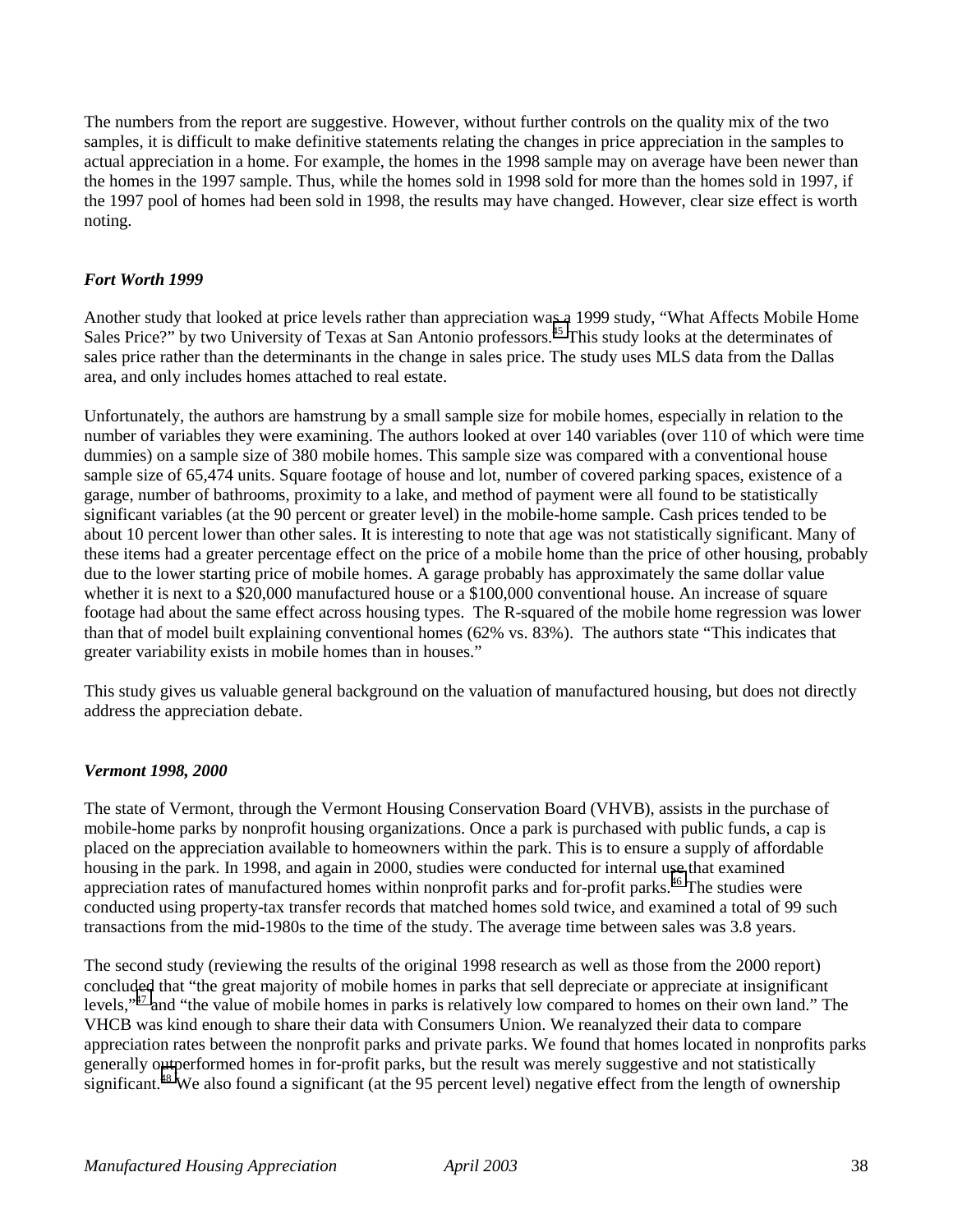The numbers from the report are suggestive. However, without further controls on the quality mix of the two samples, it is difficult to make definitive statements relating the changes in price appreciation in the samples to actual appreciation in a home. For example, the homes in the 1998 sample may on average have been newer than the homes in the 1997 sample. Thus, while the homes sold in 1998 sold for more than the homes sold in 1997, if the 1997 pool of homes had been sold in 1998, the results may have changed. However, clear size effect is worth noting.

### *Fort Worth 1999*

Another study that looked at price levels rather than appreciation was a 1999 study, "What Affects Mobile Home Sales Price?" by two University of Texas at San Antonio professors.[45] This study looks at the determinates of sales price rather than the determinants in the change in sales price. The study uses MLS data from the Dallas area, and only includes homes attached to real estate.

Unfortunately, the authors are hamstrung by a small sample size for mobile homes, especially in relation to the number of variables they were examining. The authors looked at over 140 variables (over 110 of which were time dummies) on a sample size of 380 mobile homes. This sample size was compared with a conventional house sample size of 65,474 units. Square footage of house and lot, number of covered parking spaces, existence of a garage, number of bathrooms, proximity to a lake, and method of payment were all found to be statistically significant variables (at the 90 percent or greater level) in the mobile-home sample. Cash prices tended to be about 10 percent lower than other sales. It is interesting to note that age was not statistically significant. Many of these items had a greater percentage effect on the price of a mobile home than the price of other housing, probably due to the lower starting price of mobile homes. A garage probably has approximately the same dollar value whether it is next to a $20,000 manufactured house or a $100,000 conventional house. An increase of square footage had about the same effect across housing types. The R-squared of the mobile home regression was lower than that of model built explaining conventional homes (62% vs. 83%). The authors state "This indicates that greater variability exists in mobile homes than in houses."

This study gives us valuable general background on the valuation of manufactured housing, but does not directly address the appreciation debate.

### *Vermont 1998, 2000*

The state of Vermont, through the Vermont Housing Conservation Board (VHVB), assists in the purchase of mobile-home parks by nonprofit housing organizations. Once a park is purchased with public funds, a cap is placed on the appreciation available to homeowners within the park. This is to ensure a supply of affordable housing in the park. In 1998, and again in 2000, studies were conducted for internal use that examined appreciation rates of manufactured homes within nonprofit parks and for-profit parks.[46] The studies were conducted using property-tax transfer records that matched homes sold twice, and examined a total of 99 such transactions from the mid-1980s to the time of the study. The average time between sales was 3.8 years.

The second study (reviewing the results of the original 1998 research as well as those from the 2000 report) concluded that "the great majority of mobile homes in parks that sell depreciate or appreciate at insignificant levels,"[47] and "the value of mobile homes in parks is relatively low compared to homes on their own land." The VHCB was kind enough to share their data with Consumers Union. We reanalyzed their data to compare appreciation rates between the nonprofit parks and private parks. We found that homes located in nonprofits parks generally outperformed homes in for-profit parks, but the result was merely suggestive and not statistically significant.[48] We also found a significant (at the 95 percent level) negative effect from the length of ownership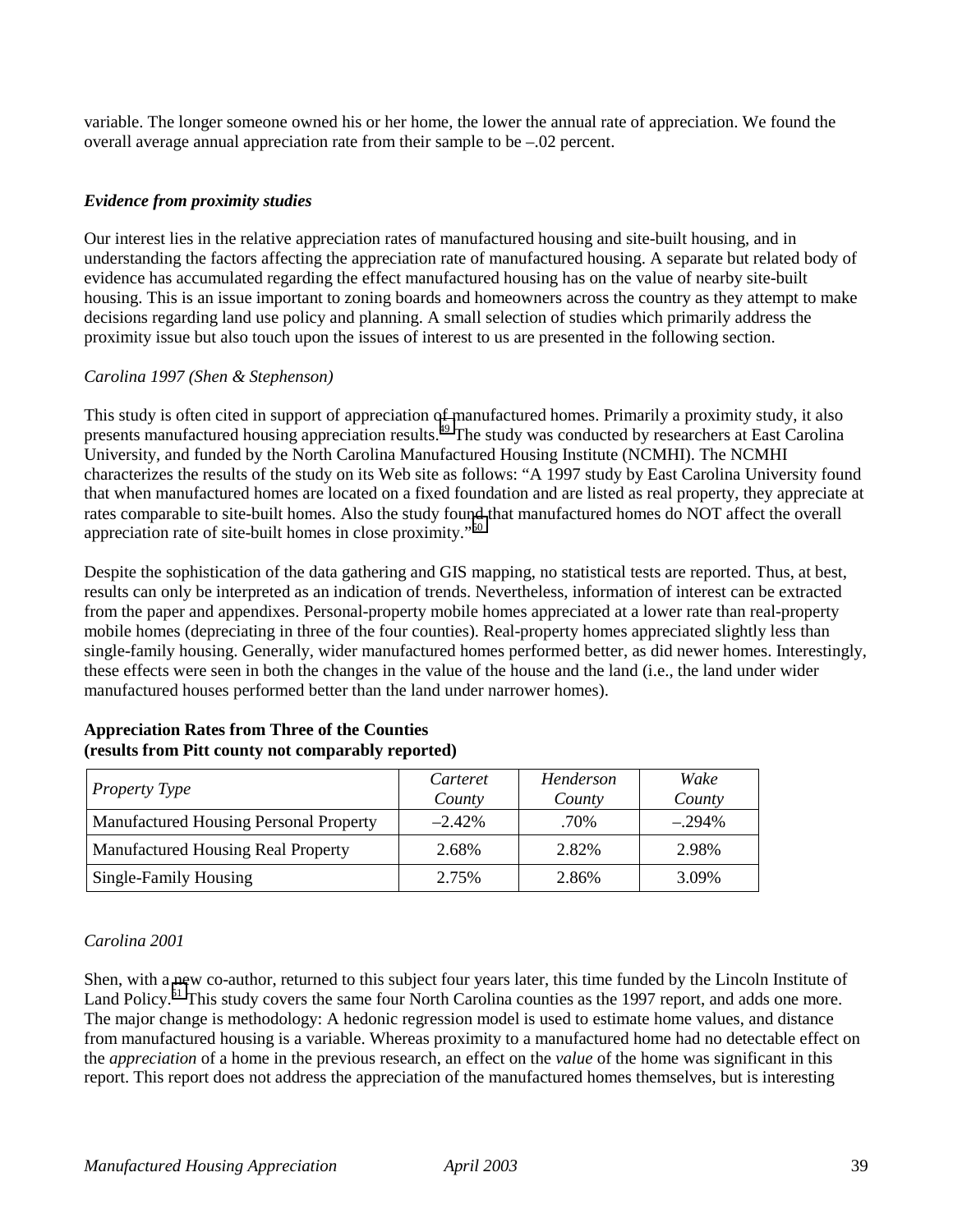variable. The longer someone owned his or her home, the lower the annual rate of appreciation. We found the overall average annual appreciation rate from their sample to be –.02 percent.

### *Evidence from proximity studies*

Our interest lies in the relative appreciation rates of manufactured housing and site-built housing, and in understanding the factors affecting the appreciation rate of manufactured housing. A separate but related body of evidence has accumulated regarding the effect manufactured housing has on the value of nearby site-built housing. This is an issue important to zoning boards and homeowners across the country as they attempt to make decisions regarding land use policy and planning. A small selection of studies which primarily address the proximity issue but also touch upon the issues of interest to us are presented in the following section.

*Carolina 1997 (Shen & Stephenson)*

This study is often cited in support of appreciation of manufactured homes. Primarily a proximity study, it also presents manufactured housing appreciation results.[49] The study was conducted by researchers at East Carolina University, and funded by the North Carolina Manufactured Housing Institute (NCMHI). The NCMHI characterizes the results of the study on its Web site as follows: "A 1997 study by East Carolina University found that when manufactured homes are located on a fixed foundation and are listed as real property, they appreciate at rates comparable to site-built homes. Also the study found that manufactured homes do NOT affect the overall appreciation rate of site-built homes in close proximity."[50]

Despite the sophistication of the data gathering and GIS mapping, no statistical tests are reported. Thus, at best, results can only be interpreted as an indication of trends. Nevertheless, information of interest can be extracted from the paper and appendixes. Personal-property mobile homes appreciated at a lower rate than real-property mobile homes (depreciating in three of the four counties). Real-property homes appreciated slightly less than single-family housing. Generally, wider manufactured homes performed better, as did newer homes. Interestingly, these effects were seen in both the changes in the value of the house and the land (i.e., the land under wider manufactured houses performed better than the land under narrower homes).

**Appreciation Rates from Three of the Counties**
**(results from Pitt county not comparably reported)**

| *Property Type* | *Carteret County* | *Henderson County* | *Wake County* |
|---|---|---|---|
| Manufactured Housing Personal Property | –2.42% | .70% | –.294% |
| Manufactured Housing Real Property | 2.68% | 2.82% | 2.98% |
| Single-Family Housing | 2.75% | 2.86% | 3.09% |

*Carolina 2001*

Shen, with a new co-author, returned to this subject four years later, this time funded by the Lincoln Institute of Land Policy.[51] This study covers the same four North Carolina counties as the 1997 report, and adds one more. The major change is methodology: A hedonic regression model is used to estimate home values, and distance from manufactured housing is a variable. Whereas proximity to a manufactured home had no detectable effect on the *appreciation* of a home in the previous research, an effect on the *value* of the home was significant in this report. This report does not address the appreciation of the manufactured homes themselves, but is interesting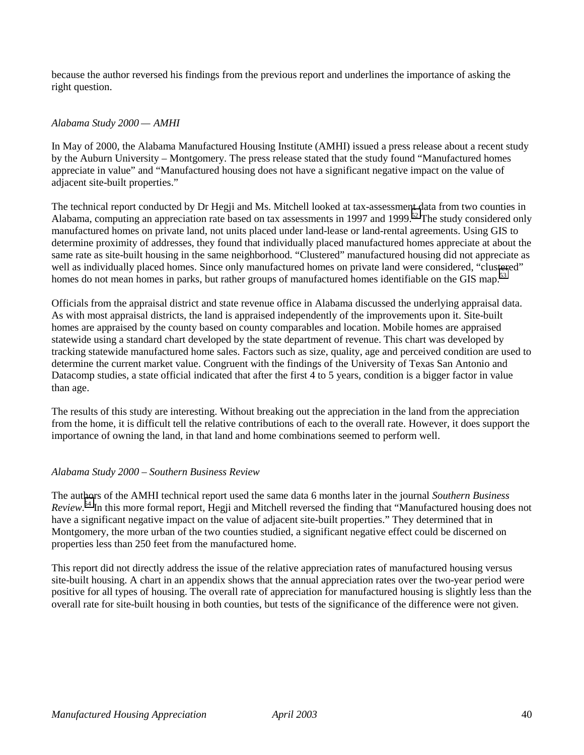because the author reversed his findings from the previous report and underlines the importance of asking the right question.

*Alabama Study 2000 — AMHI*

In May of 2000, the Alabama Manufactured Housing Institute (AMHI) issued a press release about a recent study by the Auburn University – Montgomery. The press release stated that the study found "Manufactured homes appreciate in value" and "Manufactured housing does not have a significant negative impact on the value of adjacent site-built properties."

The technical report conducted by Dr Hegji and Ms. Mitchell looked at tax-assessment data from two counties in Alabama, computing an appreciation rate based on tax assessments in 1997 and 1999.[52] The study considered only manufactured homes on private land, not units placed under land-lease or land-rental agreements. Using GIS to determine proximity of addresses, they found that individually placed manufactured homes appreciate at about the same rate as site-built housing in the same neighborhood. "Clustered" manufactured housing did not appreciate as well as individually placed homes. Since only manufactured homes on private land were considered, "clustered" homes do not mean homes in parks, but rather groups of manufactured homes identifiable on the GIS map.[53]

Officials from the appraisal district and state revenue office in Alabama discussed the underlying appraisal data. As with most appraisal districts, the land is appraised independently of the improvements upon it. Site-built homes are appraised by the county based on county comparables and location. Mobile homes are appraised statewide using a standard chart developed by the state department of revenue. This chart was developed by tracking statewide manufactured home sales. Factors such as size, quality, age and perceived condition are used to determine the current market value. Congruent with the findings of the University of Texas San Antonio and Datacomp studies, a state official indicated that after the first 4 to 5 years, condition is a bigger factor in value than age.

The results of this study are interesting. Without breaking out the appreciation in the land from the appreciation from the home, it is difficult tell the relative contributions of each to the overall rate. However, it does support the importance of owning the land, in that land and home combinations seemed to perform well.

*Alabama Study 2000 – Southern Business Review*

The authors of the AMHI technical report used the same data 6 months later in the journal *Southern Business Review*.[54] In this more formal report, Hegji and Mitchell reversed the finding that "Manufactured housing does not have a significant negative impact on the value of adjacent site-built properties." They determined that in Montgomery, the more urban of the two counties studied, a significant negative effect could be discerned on properties less than 250 feet from the manufactured home.

This report did not directly address the issue of the relative appreciation rates of manufactured housing versus site-built housing. A chart in an appendix shows that the annual appreciation rates over the two-year period were positive for all types of housing. The overall rate of appreciation for manufactured housing is slightly less than the overall rate for site-built housing in both counties, but tests of the significance of the difference were not given.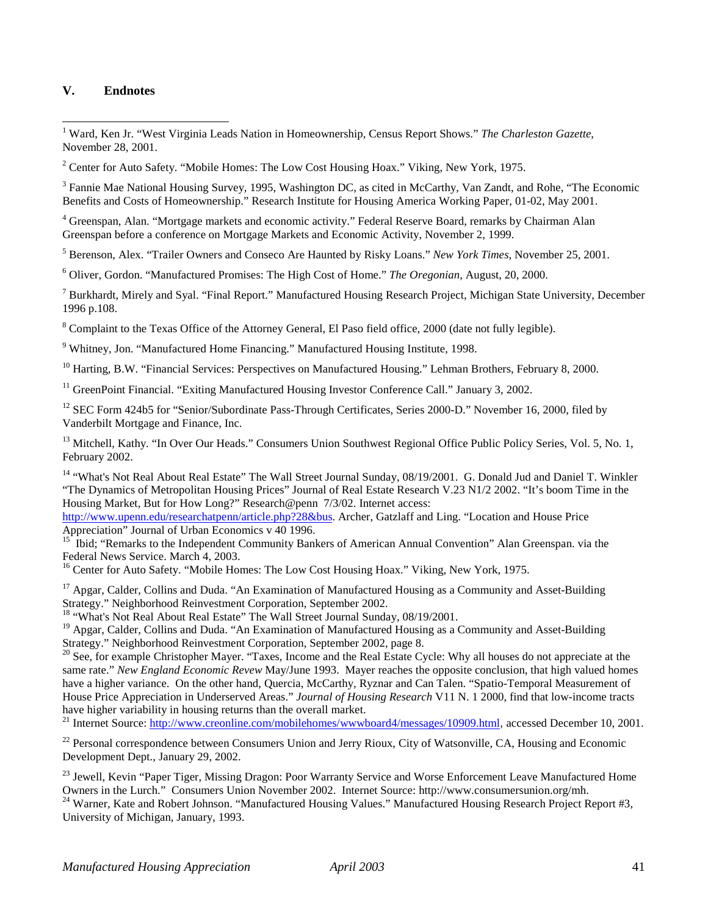## V. Endnotes

[1] Ward, Ken Jr. "West Virginia Leads Nation in Homeownership, Census Report Shows." *The Charleston Gazette*, November 28, 2001.

[2] Center for Auto Safety. "Mobile Homes: The Low Cost Housing Hoax." Viking, New York, 1975.

[3] Fannie Mae National Housing Survey, 1995, Washington DC, as cited in McCarthy, Van Zandt, and Rohe, "The Economic Benefits and Costs of Homeownership." Research Institute for Housing America Working Paper, 01-02, May 2001.

[4] Greenspan, Alan. "Mortgage markets and economic activity." Federal Reserve Board, remarks by Chairman Alan Greenspan before a conference on Mortgage Markets and Economic Activity, November 2, 1999.

[5] Berenson, Alex. "Trailer Owners and Conseco Are Haunted by Risky Loans." *New York Times*, November 25, 2001.

[6] Oliver, Gordon. "Manufactured Promises: The High Cost of Home." *The Oregonian*, August, 20, 2000.

[7] Burkhardt, Mirely and Syal. "Final Report." Manufactured Housing Research Project, Michigan State University, December 1996 p.108.

[8] Complaint to the Texas Office of the Attorney General, El Paso field office, 2000 (date not fully legible).

[9] Whitney, Jon. "Manufactured Home Financing." Manufactured Housing Institute, 1998.

[10] Harting, B.W. "Financial Services: Perspectives on Manufactured Housing." Lehman Brothers, February 8, 2000.

[11] GreenPoint Financial. "Exiting Manufactured Housing Investor Conference Call." January 3, 2002.

[12] SEC Form 424b5 for "Senior/Subordinate Pass-Through Certificates, Series 2000-D." November 16, 2000, filed by Vanderbilt Mortgage and Finance, Inc.

[13] Mitchell, Kathy. "In Over Our Heads." Consumers Union Southwest Regional Office Public Policy Series, Vol. 5, No. 1, February 2002.

[14] "What's Not Real About Real Estate" The Wall Street Journal Sunday, 08/19/2001. G. Donald Jud and Daniel T. Winkler "The Dynamics of Metropolitan Housing Prices" Journal of Real Estate Research V.23 N1/2 2002. "It's boom Time in the Housing Market, But for How Long?" Research@penn 7/3/02. Internet access: http://www.upenn.edu/researchatpenn/article.php?28&bus. Archer, Gatzlaff and Ling. "Location and House Price Appreciation" Journal of Urban Economics v 40 1996.

[15] Ibid; "Remarks to the Independent Community Bankers of American Annual Convention" Alan Greenspan. via the Federal News Service. March 4, 2003.

[16] Center for Auto Safety. "Mobile Homes: The Low Cost Housing Hoax." Viking, New York, 1975.

[17] Apgar, Calder, Collins and Duda. "An Examination of Manufactured Housing as a Community and Asset-Building Strategy." Neighborhood Reinvestment Corporation, September 2002.

[18] "What's Not Real About Real Estate" The Wall Street Journal Sunday, 08/19/2001.

[19] Apgar, Calder, Collins and Duda. "An Examination of Manufactured Housing as a Community and Asset-Building Strategy." Neighborhood Reinvestment Corporation, September 2002, page 8.

[20] See, for example Christopher Mayer. "Taxes, Income and the Real Estate Cycle: Why all houses do not appreciate at the same rate." *New England Economic Revew* May/June 1993. Mayer reaches the opposite conclusion, that high valued homes have a higher variance. On the other hand, Quercia, McCarthy, Ryznar and Can Talen. "Spatio-Temporal Measurement of House Price Appreciation in Underserved Areas." *Journal of Housing Research* V11 N. 1 2000, find that low-income tracts have higher variability in housing returns than the overall market.

[21] Internet Source: http://www.creonline.com/mobilehomes/wwwboard4/messages/10909.html, accessed December 10, 2001.

[22] Personal correspondence between Consumers Union and Jerry Rioux, City of Watsonville, CA, Housing and Economic Development Dept., January 29, 2002.

[23] Jewell, Kevin "Paper Tiger, Missing Dragon: Poor Warranty Service and Worse Enforcement Leave Manufactured Home Owners in the Lurch." Consumers Union November 2002. Internet Source: http://www.consumersunion.org/mh.

[24] Warner, Kate and Robert Johnson. "Manufactured Housing Values." Manufactured Housing Research Project Report #3, University of Michigan, January, 1993.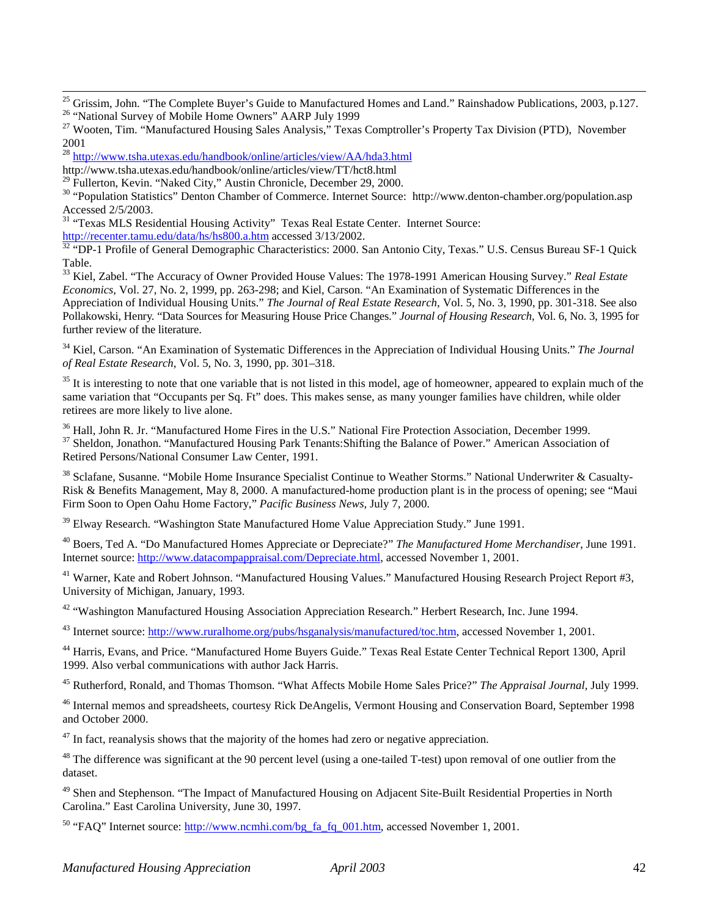[25] Grissim, John. "The Complete Buyer's Guide to Manufactured Homes and Land." Rainshadow Publications, 2003, p.127.

[26] "National Survey of Mobile Home Owners" AARP July 1999

[27] Wooten, Tim. "Manufactured Housing Sales Analysis," Texas Comptroller's Property Tax Division (PTD), November 2001

[28] http://www.tsha.utexas.edu/handbook/online/articles/view/AA/hda3.html
http://www.tsha.utexas.edu/handbook/online/articles/view/TT/hct8.html

[29] Fullerton, Kevin. "Naked City," Austin Chronicle, December 29, 2000.

[30] "Population Statistics" Denton Chamber of Commerce. Internet Source: http://www.denton-chamber.org/population.asp Accessed 2/5/2003.

[31] "Texas MLS Residential Housing Activity" Texas Real Estate Center. Internet Source: http://recenter.tamu.edu/data/hs/hs800.a.htm accessed 3/13/2002.

[32] "DP-1 Profile of General Demographic Characteristics: 2000. San Antonio City, Texas." U.S. Census Bureau SF-1 Quick Table.

[33] Kiel, Zabel. "The Accuracy of Owner Provided House Values: The 1978-1991 American Housing Survey." *Real Estate Economics*, Vol. 27, No. 2, 1999, pp. 263-298; and Kiel, Carson. "An Examination of Systematic Differences in the Appreciation of Individual Housing Units." *The Journal of Real Estate Research*, Vol. 5, No. 3, 1990, pp. 301-318. See also Pollakowski, Henry. "Data Sources for Measuring House Price Changes." *Journal of Housing Research,* Vol. 6, No. 3, 1995 for further review of the literature.

[34] Kiel, Carson. "An Examination of Systematic Differences in the Appreciation of Individual Housing Units." *The Journal of Real Estate Research*, Vol. 5, No. 3, 1990, pp. 301–318.

[35] It is interesting to note that one variable that is not listed in this model, age of homeowner, appeared to explain much of the same variation that "Occupants per Sq. Ft" does. This makes sense, as many younger families have children, while older retirees are more likely to live alone.

[36] Hall, John R. Jr. "Manufactured Home Fires in the U.S." National Fire Protection Association, December 1999.

[37] Sheldon, Jonathon. "Manufactured Housing Park Tenants:Shifting the Balance of Power." American Association of Retired Persons/National Consumer Law Center, 1991.

[38] Sclafane, Susanne. "Mobile Home Insurance Specialist Continue to Weather Storms." National Underwriter & Casualty-Risk & Benefits Management, May 8, 2000. A manufactured-home production plant is in the process of opening; see "Maui Firm Soon to Open Oahu Home Factory," *Pacific Business News,* July 7, 2000.

[39] Elway Research. "Washington State Manufactured Home Value Appreciation Study." June 1991.

[40] Boers, Ted A. "Do Manufactured Homes Appreciate or Depreciate?" *The Manufactured Home Merchandiser*, June 1991. Internet source: http://www.datacompappraisal.com/Depreciate.html, accessed November 1, 2001.

[41] Warner, Kate and Robert Johnson. "Manufactured Housing Values." Manufactured Housing Research Project Report #3, University of Michigan, January, 1993.

[42] "Washington Manufactured Housing Association Appreciation Research." Herbert Research, Inc. June 1994.

[43] Internet source: http://www.ruralhome.org/pubs/hsganalysis/manufactured/toc.htm, accessed November 1, 2001.

[44] Harris, Evans, and Price. "Manufactured Home Buyers Guide." Texas Real Estate Center Technical Report 1300, April 1999. Also verbal communications with author Jack Harris.

[45] Rutherford, Ronald, and Thomas Thomson. "What Affects Mobile Home Sales Price?" *The Appraisal Journal*, July 1999.

[46] Internal memos and spreadsheets, courtesy Rick DeAngelis, Vermont Housing and Conservation Board, September 1998 and October 2000.

[47] In fact, reanalysis shows that the majority of the homes had zero or negative appreciation.

[48] The difference was significant at the 90 percent level (using a one-tailed T-test) upon removal of one outlier from the dataset.

[49] Shen and Stephenson. "The Impact of Manufactured Housing on Adjacent Site-Built Residential Properties in North Carolina." East Carolina University, June 30, 1997.

[50] "FAQ" Internet source: http://www.ncmhi.com/bg_fa_fq_001.htm, accessed November 1, 2001.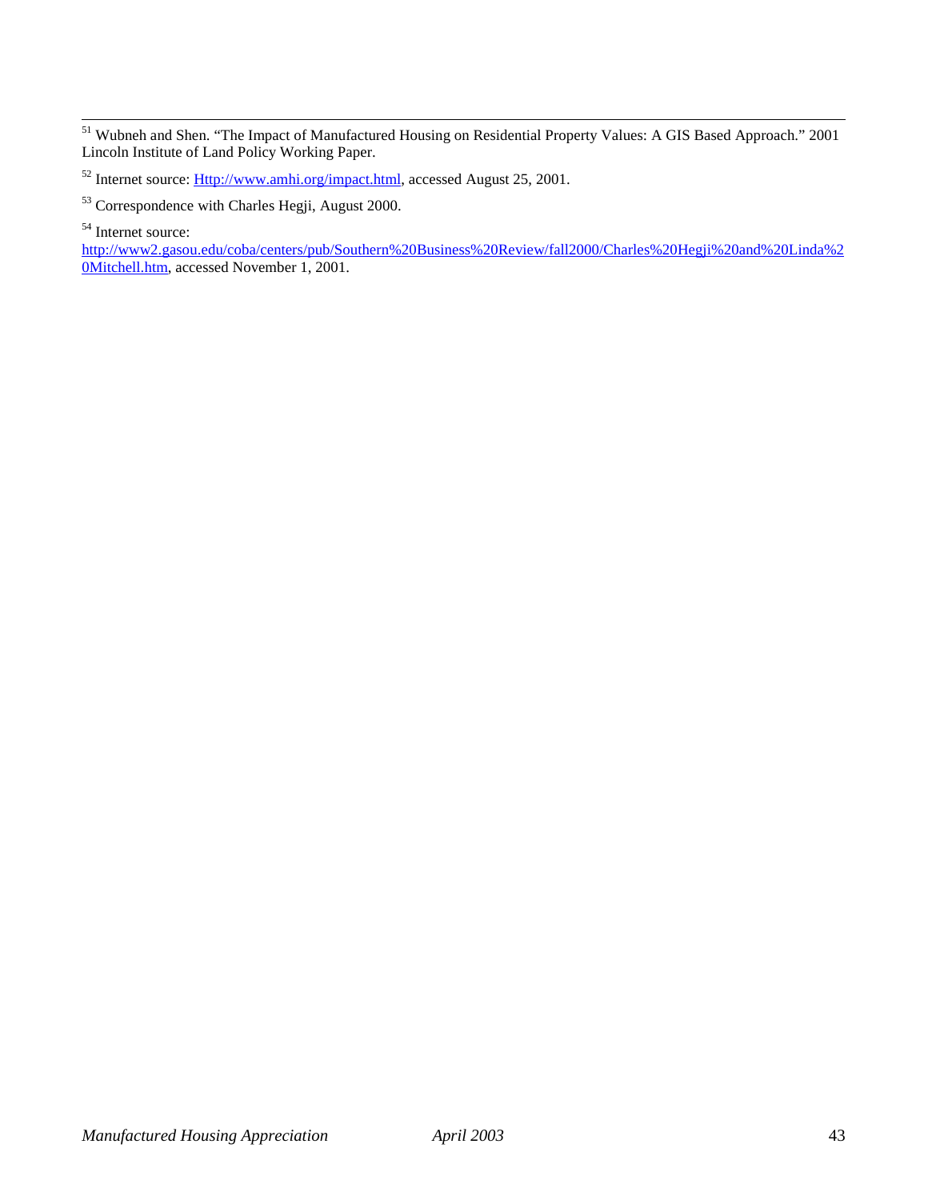[51] Wubneh and Shen. "The Impact of Manufactured Housing on Residential Property Values: A GIS Based Approach." 2001 Lincoln Institute of Land Policy Working Paper.

[52] Internet source: Http://www.amhi.org/impact.html, accessed August 25, 2001.

[53] Correspondence with Charles Hegji, August 2000.

[54] Internet source: http://www2.gasou.edu/coba/centers/pub/Southern%20Business%20Review/fall2000/Charles%20Hegji%20and%20Linda%20Mitchell.htm, accessed November 1, 2001.